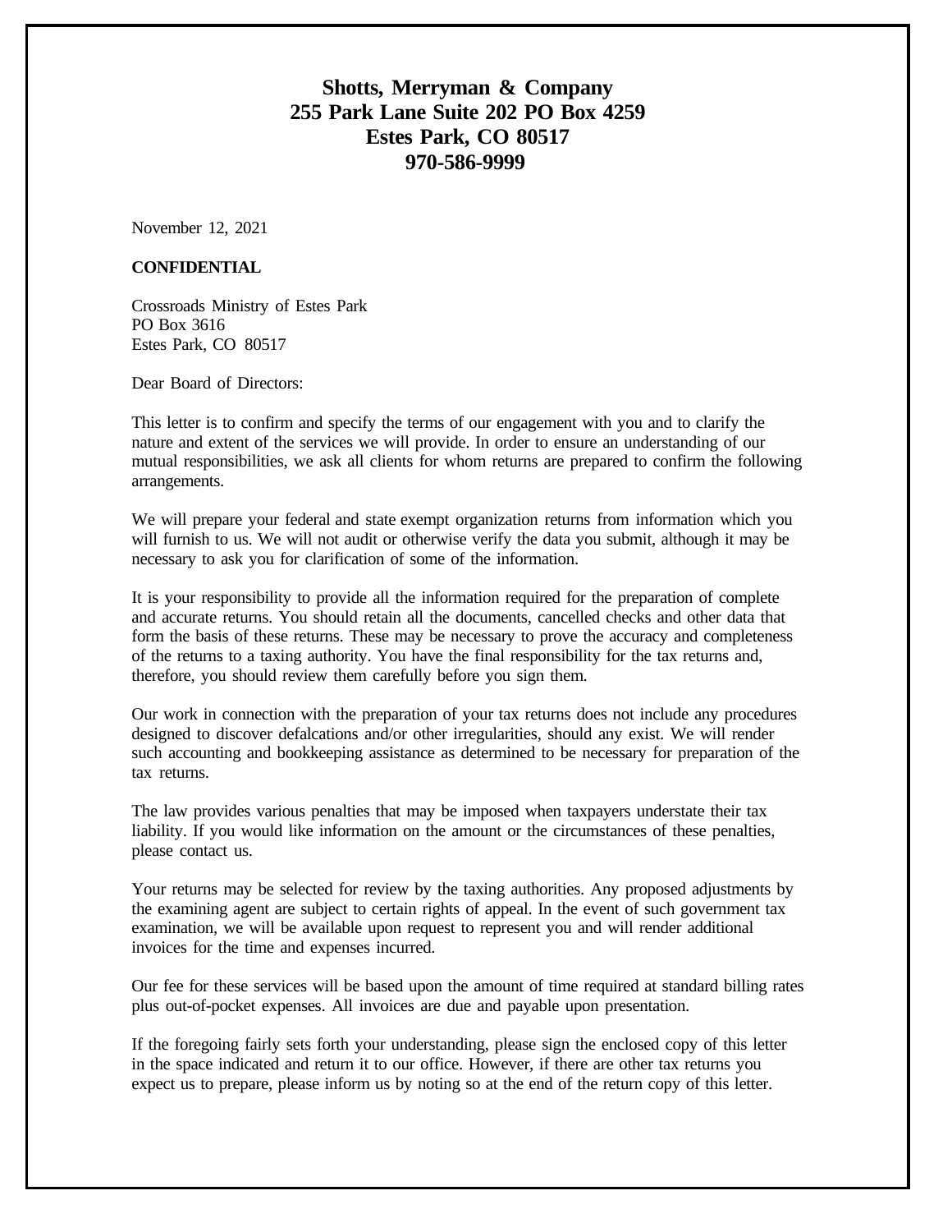**Shotts, Merryman & Company**
**255 Park Lane Suite 202 PO Box 4259**
**Estes Park, CO 80517**
**970-586-9999**

November 12, 2021

**CONFIDENTIAL**

Crossroads Ministry of Estes Park
PO Box 3616
Estes Park, CO 80517

Dear Board of Directors:

This letter is to confirm and specify the terms of our engagement with you and to clarify the nature and extent of the services we will provide. In order to ensure an understanding of our mutual responsibilities, we ask all clients for whom returns are prepared to confirm the following arrangements.

We will prepare your federal and state exempt organization returns from information which you will furnish to us. We will not audit or otherwise verify the data you submit, although it may be necessary to ask you for clarification of some of the information.

It is your responsibility to provide all the information required for the preparation of complete and accurate returns. You should retain all the documents, cancelled checks and other data that form the basis of these returns. These may be necessary to prove the accuracy and completeness of the returns to a taxing authority. You have the final responsibility for the tax returns and, therefore, you should review them carefully before you sign them.

Our work in connection with the preparation of your tax returns does not include any procedures designed to discover defalcations and/or other irregularities, should any exist. We will render such accounting and bookkeeping assistance as determined to be necessary for preparation of the tax returns.

The law provides various penalties that may be imposed when taxpayers understate their tax liability. If you would like information on the amount or the circumstances of these penalties, please contact us.

Your returns may be selected for review by the taxing authorities. Any proposed adjustments by the examining agent are subject to certain rights of appeal. In the event of such government tax examination, we will be available upon request to represent you and will render additional invoices for the time and expenses incurred.

Our fee for these services will be based upon the amount of time required at standard billing rates plus out-of-pocket expenses. All invoices are due and payable upon presentation.

If the foregoing fairly sets forth your understanding, please sign the enclosed copy of this letter in the space indicated and return it to our office. However, if there are other tax returns you expect us to prepare, please inform us by noting so at the end of the return copy of this letter.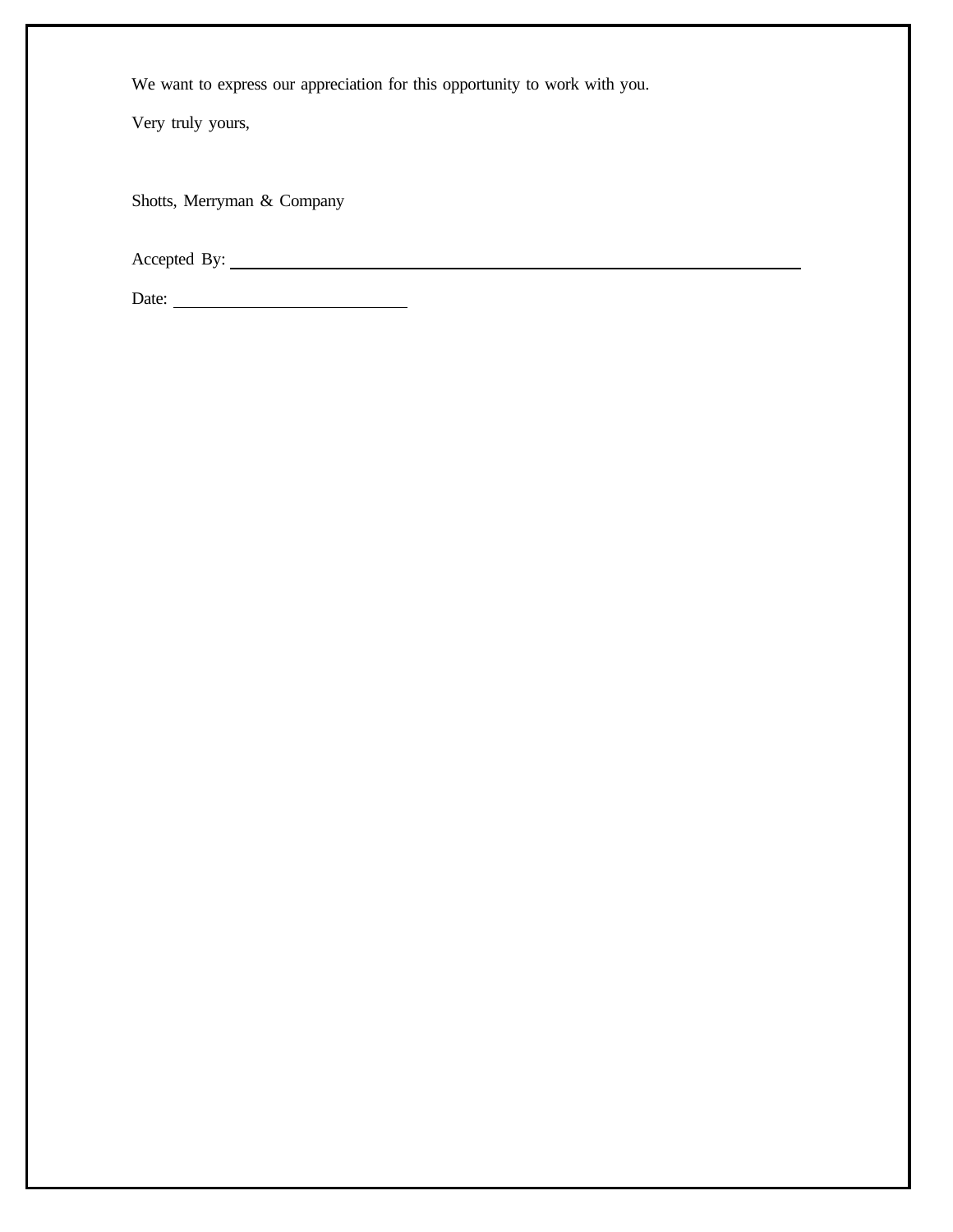We want to express our appreciation for this opportunity to work with you.

Very truly yours,

Shotts, Merryman & Company

Accepted By: ______________________________________________

Date: ____________________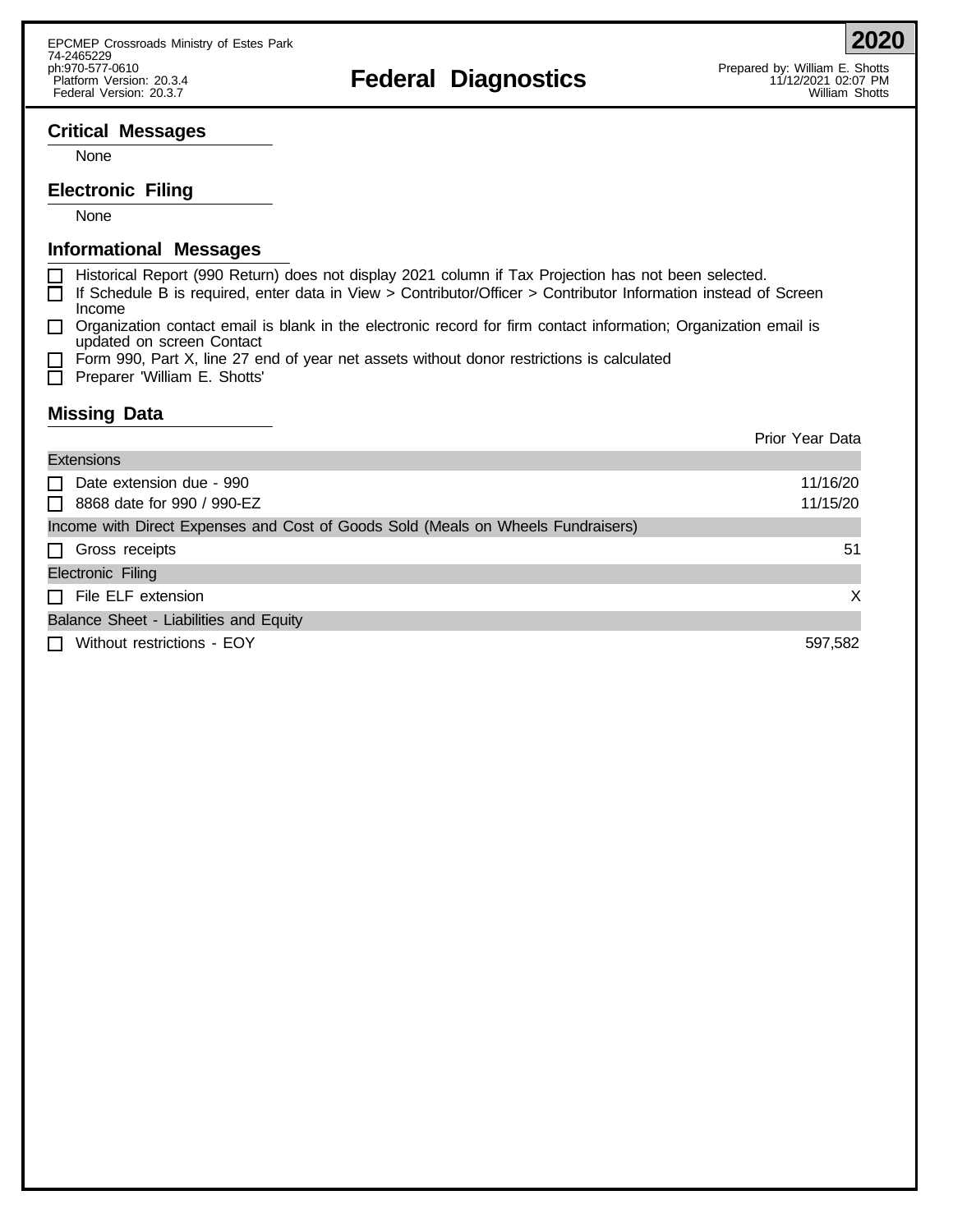EPCMEP Crossroads Ministry of Estes Park
74-2465229
ph:970-577-0610
Platform Version: 20.3.4
Federal Version: 20.3.7

# Federal Diagnostics

**2020**

Prepared by: William E. Shotts
11/12/2021 02:07 PM
William Shotts

## Critical Messages

None

## Electronic Filing

None

## Informational Messages

- ☐ Historical Report (990 Return) does not display 2021 column if Tax Projection has not been selected.
- ☐ If Schedule B is required, enter data in View > Contributor/Officer > Contributor Information instead of Screen Income
- ☐ Organization contact email is blank in the electronic record for firm contact information; Organization email is updated on screen Contact
- ☐ Form 990, Part X, line 27 end of year net assets without donor restrictions is calculated
- ☐ Preparer 'William E. Shotts'

## Missing Data

| | Prior Year Data |
|---|---|
| **Extensions** | |
| ☐ Date extension due - 990 | 11/16/20 |
| ☐ 8868 date for 990 / 990-EZ | 11/15/20 |
| **Income with Direct Expenses and Cost of Goods Sold (Meals on Wheels Fundraisers)** | |
| ☐ Gross receipts | 51 |
| **Electronic Filing** | |
| ☐ File ELF extension | X |
| **Balance Sheet - Liabilities and Equity** | |
| ☐ Without restrictions - EOY | 597,582 |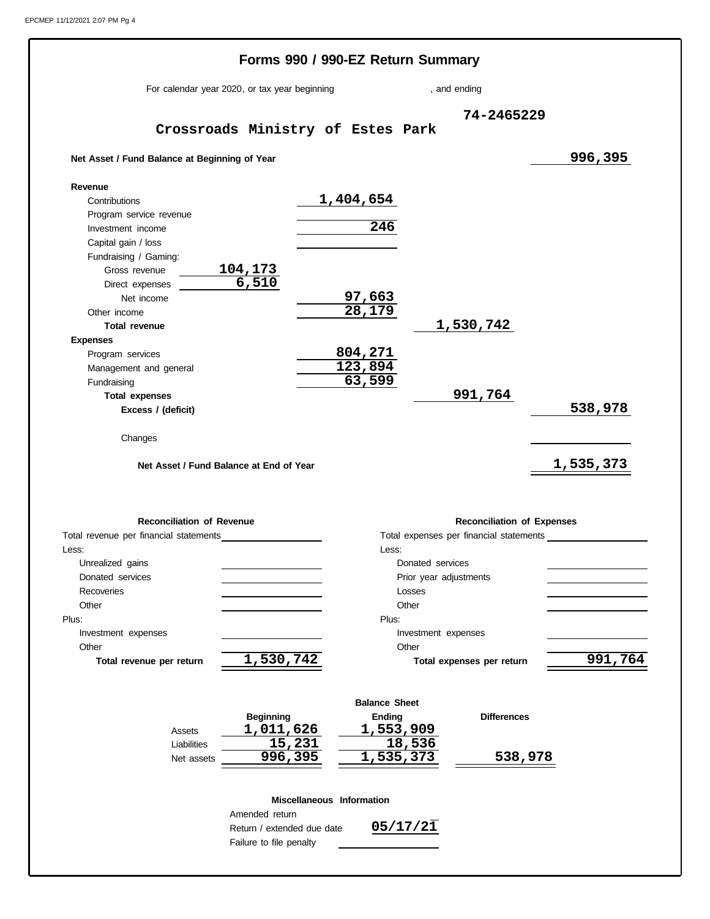# Forms 990 / 990-EZ Return Summary

For calendar year 2020, or tax year beginning , and ending

**Crossroads Ministry of Estes Park** 74-2465229

| | | | | |
|---|---|---|---|---|
| **Net Asset / Fund Balance at Beginning of Year** | | | | 996,395 |
| **Revenue** | | | | |
| Contributions | | 1,404,654 | | |
| Program service revenue | | | | |
| Investment income | | 246 | | |
| Capital gain / loss | | | | |
| Fundraising / Gaming: | | | | |
| Gross revenue | 104,173 | | | |
| Direct expenses | 6,510 | | | |
| Net income | | 97,663 | | |
| Other income | | 28,179 | | |
| **Total revenue** | | | 1,530,742 | |
| **Expenses** | | | | |
| Program services | | 804,271 | | |
| Management and general | | 123,894 | | |
| Fundraising | | 63,599 | | |
| **Total expenses** | | | 991,764 | |
| **Excess / (deficit)** | | | | 538,978 |
| Changes | | | | |
| **Net Asset / Fund Balance at End of Year** | | | | 1,535,373 |

## Reconciliation of Revenue

| | |
|---|---|
| Total revenue per financial statements | |
| Less: | |
| Unrealized gains | |
| Donated services | |
| Recoveries | |
| Other | |
| Plus: | |
| Investment expenses | |
| Other | |
| **Total revenue per return** | 1,530,742 |

## Reconciliation of Expenses

| | |
|---|---|
| Total expenses per financial statements | |
| Less: | |
| Donated services | |
| Prior year adjustments | |
| Losses | |
| Other | |
| Plus: | |
| Investment expenses | |
| Other | |
| **Total expenses per return** | 991,764 |

## Balance Sheet

| | Beginning | Ending | Differences |
|---|---|---|---|
| Assets | 1,011,626 | 1,553,909 | |
| Liabilities | 15,231 | 18,536 | |
| Net assets | 996,395 | 1,535,373 | 538,978 |

## Miscellaneous Information

| | |
|---|---|
| Amended return | |
| Return / extended due date | 05/17/21 |
| Failure to file penalty | |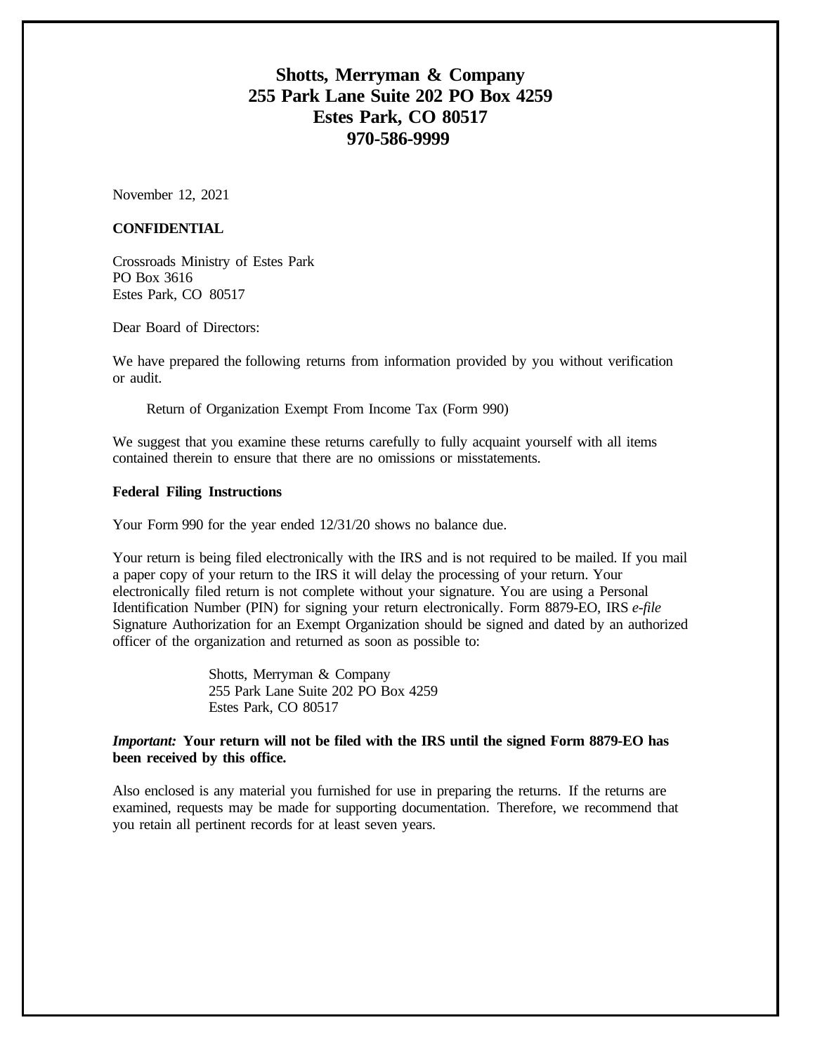# Shotts, Merryman & Company
## 255 Park Lane Suite 202 PO Box 4259
## Estes Park, CO 80517
## 970-586-9999

November 12, 2021

**CONFIDENTIAL**

Crossroads Ministry of Estes Park
PO Box 3616
Estes Park, CO 80517

Dear Board of Directors:

We have prepared the following returns from information provided by you without verification or audit.

Return of Organization Exempt From Income Tax (Form 990)

We suggest that you examine these returns carefully to fully acquaint yourself with all items contained therein to ensure that there are no omissions or misstatements.

**Federal Filing Instructions**

Your Form 990 for the year ended 12/31/20 shows no balance due.

Your return is being filed electronically with the IRS and is not required to be mailed. If you mail a paper copy of your return to the IRS it will delay the processing of your return. Your electronically filed return is not complete without your signature. You are using a Personal Identification Number (PIN) for signing your return electronically. Form 8879-EO, IRS *e-file* Signature Authorization for an Exempt Organization should be signed and dated by an authorized officer of the organization and returned as soon as possible to:

Shotts, Merryman & Company
255 Park Lane Suite 202 PO Box 4259
Estes Park, CO 80517

***Important:*** **Your return will not be filed with the IRS until the signed Form 8879-EO has been received by this office.**

Also enclosed is any material you furnished for use in preparing the returns. If the returns are examined, requests may be made for supporting documentation. Therefore, we recommend that you retain all pertinent records for at least seven years.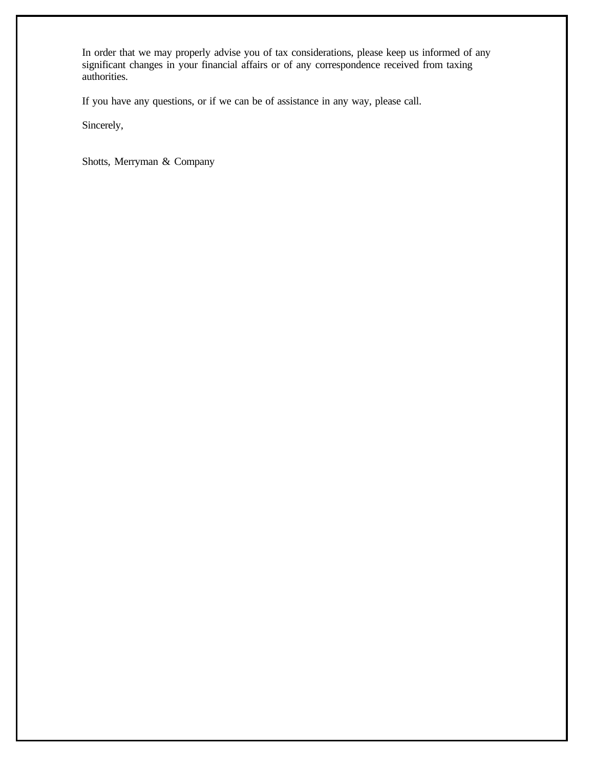In order that we may properly advise you of tax considerations, please keep us informed of any significant changes in your financial affairs or of any correspondence received from taxing authorities.

If you have any questions, or if we can be of assistance in any way, please call.

Sincerely,

Shotts, Merryman & Company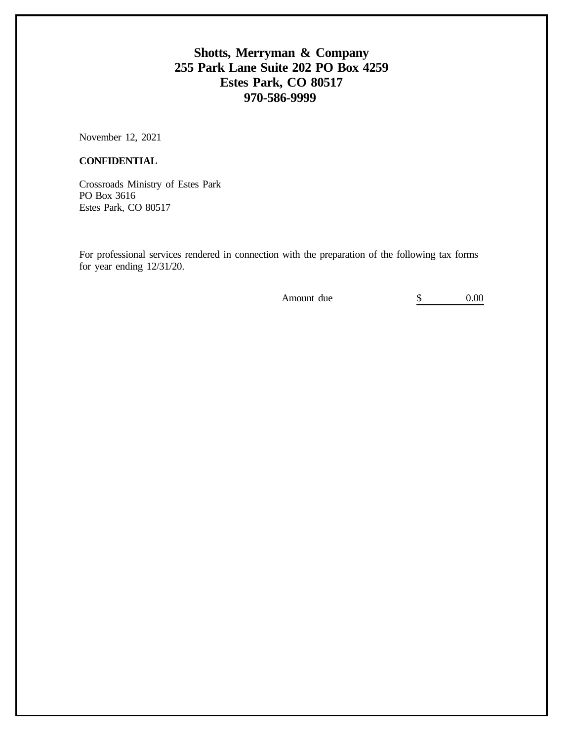# Shotts, Merryman & Company
# 255 Park Lane Suite 202 PO Box 4259
# Estes Park, CO 80517
# 970-586-9999

November 12, 2021

**CONFIDENTIAL**

Crossroads Ministry of Estes Park
PO Box 3616
Estes Park, CO 80517

For professional services rendered in connection with the preparation of the following tax forms for year ending 12/31/20.

| | |
|---|---|
| Amount due | $ 0.00 |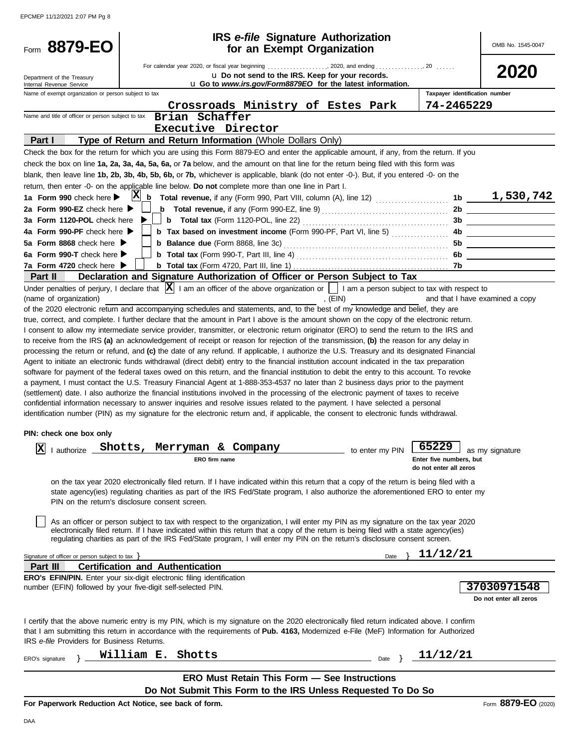# Form 8879-EO

## IRS *e-file* Signature Authorization for an Exempt Organization

OMB No. 1545-0047

**2020**

For calendar year 2020, or fiscal year beginning .................., 2020, and ending .............., 20 ......

Department of the Treasury
Internal Revenue Service

u **Do not send to the IRS. Keep for your records.**
u **Go to *www.irs.gov/Form8879EO* for the latest information.**

Name of exempt organization or person subject to tax: **Crossroads Ministry of Estes Park**

Taxpayer identification number: **74-2465229**

Name and title of officer or person subject to tax: **Brian Schaffer**
**Executive Director**

### Part I — Type of Return and Return Information (Whole Dollars Only)

Check the box for the return for which you are using this Form 8879-EO and enter the applicable amount, if any, from the return. If you check the box on line **1a, 2a, 3a, 4a, 5a, 6a,** or **7a** below, and the amount on that line for the return being filed with this form was blank, then leave line **1b, 2b, 3b, 4b, 5b, 6b,** or **7b,** whichever is applicable, blank (do not enter -0-). But, if you entered -0- on the return, then enter -0- on the applicable line below. **Do not** complete more than one line in Part I.

| Line | Check | Description | Line | Amount |
|---|---|---|---|---|
| **1a Form 990** check here | X | **b Total revenue,** if any (Form 990, Part VIII, column (A), line 12) | 1b | 1,530,742 |
| **2a Form 990-EZ** check here | | **b Total revenue,** if any (Form 990-EZ, line 9) | 2b | |
| **3a Form 1120-POL** check here | | **b Total tax** (Form 1120-POL, line 22) | 3b | |
| **4a Form 990-PF** check here | | **b Tax based on investment income** (Form 990-PF, Part VI, line 5) | 4b | |
| **5a Form 8868** check here | | **b Balance due** (Form 8868, line 3c) | 5b | |
| **6a Form 990-T** check here | | **b Total tax** (Form 990-T, Part III, line 4) | 6b | |
| **7a Form 4720** check here | | **b Total tax** (Form 4720, Part III, line 1) | 7b | |

### Part II — Declaration and Signature Authorization of Officer or Person Subject to Tax

Under penalties of perjury, I declare that [X] I am an officer of the above organization or [ ] I am a person subject to tax with respect to (name of organization) ______________________, (EIN) ____________ and that I have examined a copy of the 2020 electronic return and accompanying schedules and statements, and, to the best of my knowledge and belief, they are true, correct, and complete. I further declare that the amount in Part I above is the amount shown on the copy of the electronic return. I consent to allow my intermediate service provider, transmitter, or electronic return originator (ERO) to send the return to the IRS and to receive from the IRS **(a)** an acknowledgement of receipt or reason for rejection of the transmission, **(b)** the reason for any delay in processing the return or refund, and **(c)** the date of any refund. If applicable, I authorize the U.S. Treasury and its designated Financial Agent to initiate an electronic funds withdrawal (direct debit) entry to the financial institution account indicated in the tax preparation software for payment of the federal taxes owed on this return, and the financial institution to debit the entry to this account. To revoke a payment, I must contact the U.S. Treasury Financial Agent at 1-888-353-4537 no later than 2 business days prior to the payment (settlement) date. I also authorize the financial institutions involved in the processing of the electronic payment of taxes to receive confidential information necessary to answer inquiries and resolve issues related to the payment. I have selected a personal identification number (PIN) as my signature for the electronic return and, if applicable, the consent to electronic funds withdrawal.

**PIN: check one box only**

[X] I authorize **Shotts, Merryman & Company** (ERO firm name) to enter my PIN **65229** (Enter five numbers, but do not enter all zeros) as my signature on the tax year 2020 electronically filed return. If I have indicated within this return that a copy of the return is being filed with a state agency(ies) regulating charities as part of the IRS Fed/State program, I also authorize the aforementioned ERO to enter my PIN on the return's disclosure consent screen.

[ ] As an officer or person subject to tax with respect to the organization, I will enter my PIN as my signature on the tax year 2020 electronically filed return. If I have indicated within this return that a copy of the return is being filed with a state agency(ies) regulating charities as part of the IRS Fed/State program, I will enter my PIN on the return's disclosure consent screen.

Signature of officer or person subject to tax } ______________________ Date } **11/12/21**

### Part III — Certification and Authentication

**ERO's EFIN/PIN.** Enter your six-digit electronic filing identification number (EFIN) followed by your five-digit self-selected PIN.

**37030971548**
Do not enter all zeros

I certify that the above numeric entry is my PIN, which is my signature on the 2020 electronically filed return indicated above. I confirm that I am submitting this return in accordance with the requirements of **Pub. 4163,** Modernized e-File (MeF) Information for Authorized IRS *e-file* Providers for Business Returns.

ERO's signature } **William E. Shotts** Date } **11/12/21**

**ERO Must Retain This Form — See Instructions**
**Do Not Submit This Form to the IRS Unless Requested To Do So**

**For Paperwork Reduction Act Notice, see back of form.**

Form **8879-EO** (2020)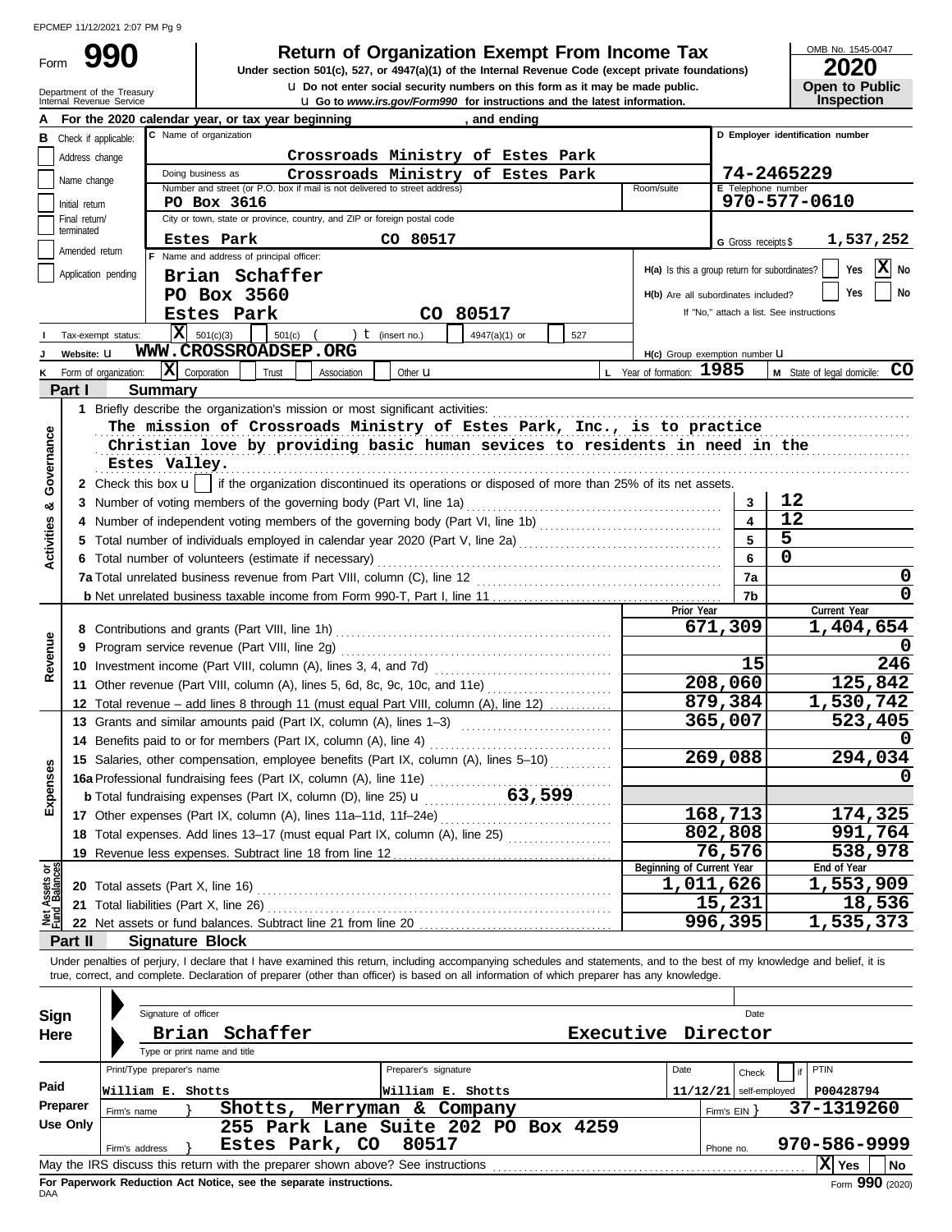# Form 990

**Return of Organization Exempt From Income Tax**

Under section 501(c), 527, or 4947(a)(1) of the Internal Revenue Code (except private foundations)

u Do not enter social security numbers on this form as it may be made public.

u Go to *www.irs.gov/Form990* for instructions and the latest information.

Department of the Treasury
Internal Revenue Service

OMB No. 1545-0047

**2020**

**Open to Public Inspection**

**A** For the 2020 calendar year, or tax year beginning , and ending

**B** Check if applicable:
- Address change
- Name change
- Initial return
- Final return/terminated
- Amended return
- Application pending

**C** Name of organization: Crossroads Ministry of Estes Park

Doing business as: Crossroads Ministry of Estes Park

Number and street (or P.O. box if mail is not delivered to street address): PO Box 3616 | Room/suite:

City or town, state or province, country, and ZIP or foreign postal code: Estes Park CO 80517

**D** Employer identification number: 74-2465229

**E** Telephone number: 970-577-0610

**G** Gross receipts $ 1,537,252

**F** Name and address of principal officer:
Brian Schaffer
PO Box 3560
Estes Park CO 80517

**H(a)** Is this a group return for subordinates? Yes [ ] No [X]

**H(b)** Are all subordinates included? Yes [ ] No [ ]
If "No," attach a list. See instructions

**I** Tax-exempt status: [X] 501(c)(3) [ ] 501(c) ( ) t (insert no.) [ ] 4947(a)(1) or [ ] 527

**J** Website: u WWW.CROSSROADSEP.ORG

**H(c)** Group exemption number u

**K** Form of organization: [X] Corporation [ ] Trust [ ] Association [ ] Other u

**L** Year of formation: 1985

**M** State of legal domicile: CO

## Part I Summary

**Activities & Governance**

1 Briefly describe the organization's mission or most significant activities:
The mission of Crossroads Ministry of Estes Park, Inc., is to practice Christian love by providing basic human sevices to residents in need in the Estes Valley.

2 Check this box u [ ] if the organization discontinued its operations or disposed of more than 25% of its net assets.

| | | Line | Value |
|---|---|---|---|
| 3 | Number of voting members of the governing body (Part VI, line 1a) | 3 | 12 |
| 4 | Number of independent voting members of the governing body (Part VI, line 1b) | 4 | 12 |
| 5 | Total number of individuals employed in calendar year 2020 (Part V, line 2a) | 5 | 5 |
| 6 | Total number of volunteers (estimate if necessary) | 6 | 0 |
| 7a | Total unrelated business revenue from Part VIII, column (C), line 12 | 7a | 0 |
| b | Net unrelated business taxable income from Form 990-T, Part I, line 11 | 7b | 0 |

| | | | Prior Year | Current Year |
|---|---|---|---|---|
| **Revenue** | 8 | Contributions and grants (Part VIII, line 1h) | 671,309 | 1,404,654 |
| | 9 | Program service revenue (Part VIII, line 2g) | | 0 |
| | 10 | Investment income (Part VIII, column (A), lines 3, 4, and 7d) | 15 | 246 |
| | 11 | Other revenue (Part VIII, column (A), lines 5, 6d, 8c, 9c, 10c, and 11e) | 208,060 | 125,842 |
| | 12 | Total revenue – add lines 8 through 11 (must equal Part VIII, column (A), line 12) | 879,384 | 1,530,742 |
| **Expenses** | 13 | Grants and similar amounts paid (Part IX, column (A), lines 1–3) | 365,007 | 523,405 |
| | 14 | Benefits paid to or for members (Part IX, column (A), line 4) | | 0 |
| | 15 | Salaries, other compensation, employee benefits (Part IX, column (A), lines 5–10) | 269,088 | 294,034 |
| | 16a | Professional fundraising fees (Part IX, column (A), line 11e) | | 0 |
| | b | Total fundraising expenses (Part IX, column (D), line 25) u 63,599 | | |
| | 17 | Other expenses (Part IX, column (A), lines 11a–11d, 11f–24e) | 168,713 | 174,325 |
| | 18 | Total expenses. Add lines 13–17 (must equal Part IX, column (A), line 25) | 802,808 | 991,764 |
| | 19 | Revenue less expenses. Subtract line 18 from line 12 | 76,576 | 538,978 |

| | | | Beginning of Current Year | End of Year |
|---|---|---|---|---|
| **Net Assets or Fund Balances** | 20 | Total assets (Part X, line 16) | 1,011,626 | 1,553,909 |
| | 21 | Total liabilities (Part X, line 26) | 15,231 | 18,536 |
| | 22 | Net assets or fund balances. Subtract line 21 from line 20 | 996,395 | 1,535,373 |

## Part II Signature Block

Under penalties of perjury, I declare that I have examined this return, including accompanying schedules and statements, and to the best of my knowledge and belief, it is true, correct, and complete. Declaration of preparer (other than officer) is based on all information of which preparer has any knowledge.

**Sign Here**

Signature of officer | Date

Brian Schaffer Executive Director

Type or print name and title

**Paid Preparer Use Only**

| Print/Type preparer's name | Preparer's signature | Date | Check [ ] if self-employed | PTIN |
|---|---|---|---|---|
| William E. Shotts | William E. Shotts | 11/12/21 | | P00428794 |

Firm's name } Shotts, Merryman & Company | Firm's EIN } 37-1319260

Firm's address } 255 Park Lane Suite 202 PO Box 4259, Estes Park, CO 80517 | Phone no. 970-586-9999

May the IRS discuss this return with the preparer shown above? See instructions [X] Yes [ ] No

**For Paperwork Reduction Act Notice, see the separate instructions.**

DAA

Form **990** (2020)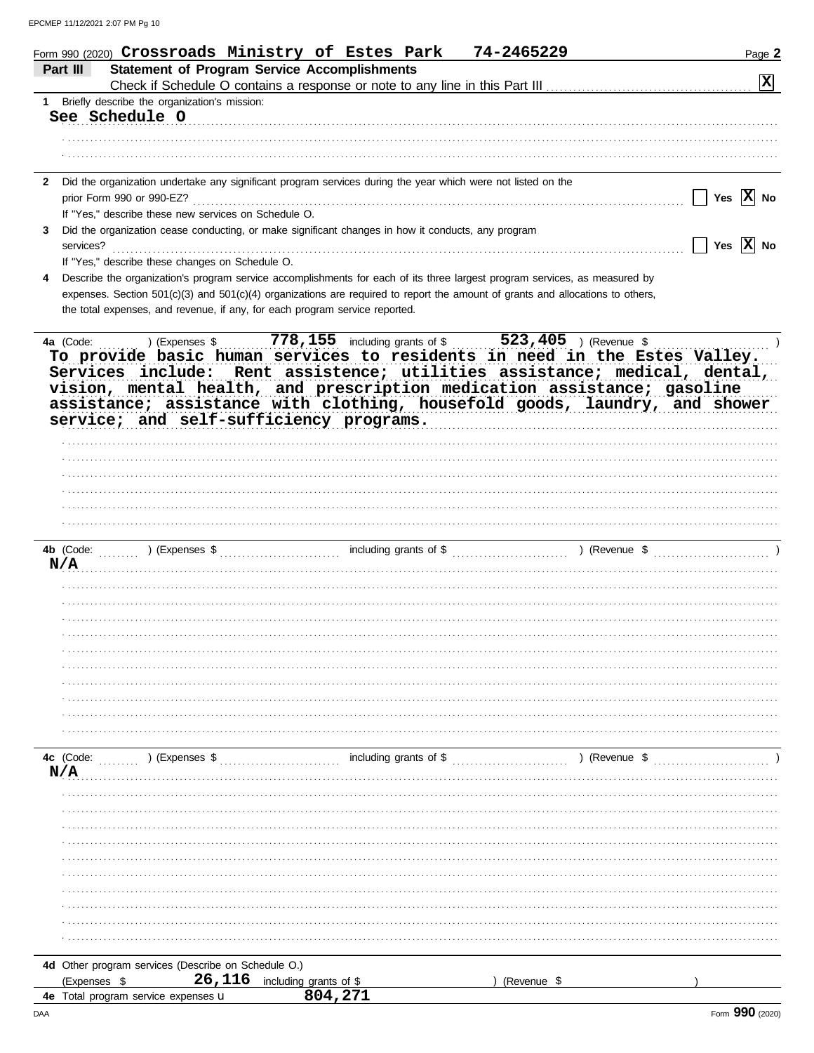Form 990 (2020) **Crossroads Ministry of Estes Park 74-2465229** Page **2**

## Part III Statement of Program Service Accomplishments

Check if Schedule O contains a response or note to any line in this Part III **[X]**

**1** Briefly describe the organization's mission:

**See Schedule O**

**2** Did the organization undertake any significant program services during the year which were not listed on the prior Form 990 or 990-EZ? [ ] Yes [X] No

If "Yes," describe these new services on Schedule O.

**3** Did the organization cease conducting, or make significant changes in how it conducts, any program services? [ ] Yes [X] No

If "Yes," describe these changes on Schedule O.

**4** Describe the organization's program service accomplishments for each of its three largest program services, as measured by expenses. Section 501(c)(3) and 501(c)(4) organizations are required to report the amount of grants and allocations to others, the total expenses, and revenue, if any, for each program service reported.

**4a** (Code: ) (Expenses $ **778,155** including grants of $ **523,405** ) (Revenue $ )

To provide basic human services to residents in need in the Estes Valley. Services include: Rent assistence; utilities assistance; medical, dental, vision, mental health, and prescription medication assistance; gasoline assistance; assistance with clothing, housefold goods, laundry, and shower service; and self-sufficiency programs.

**4b** (Code: ) (Expenses $ including grants of $ ) (Revenue $ )

N/A

**4c** (Code: ) (Expenses $ including grants of $ ) (Revenue $ )

N/A

**4d** Other program services (Describe on Schedule O.)

(Expenses $ **26,116** including grants of $ ) (Revenue $ )

**4e** Total program service expenses **804,271**

Form **990** (2020)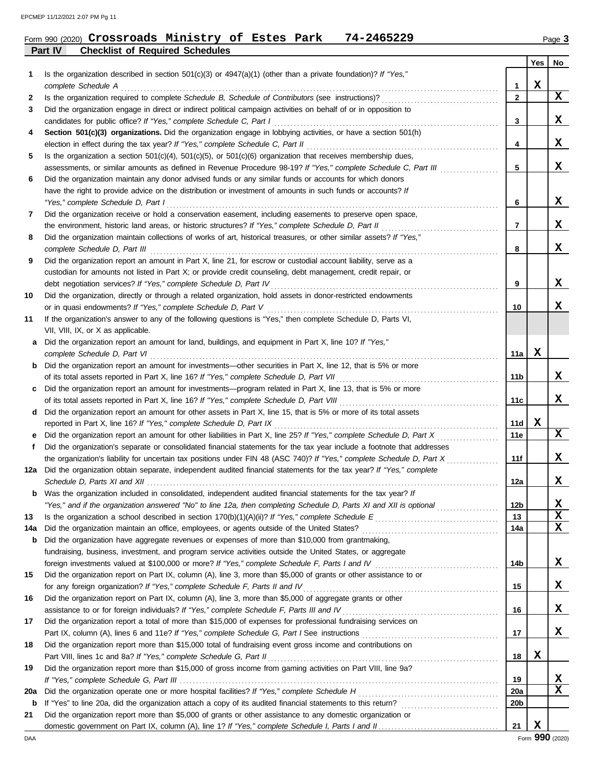Form 990 (2020) **Crossroads Ministry of Estes Park 74-2465229** Page **3**

## Part IV Checklist of Required Schedules

| | | | Yes | No |
|---|---|---|---|---|
| **1** | Is the organization described in section 501(c)(3) or 4947(a)(1) (other than a private foundation)? *If "Yes," complete Schedule A* | **1** | X | |
| **2** | Is the organization required to complete *Schedule B, Schedule of Contributors* (see instructions)? | **2** | | X |
| **3** | Did the organization engage in direct or indirect political campaign activities on behalf of or in opposition to candidates for public office? *If "Yes," complete Schedule C, Part I* | **3** | | X |
| **4** | **Section 501(c)(3) organizations.** Did the organization engage in lobbying activities, or have a section 501(h) election in effect during the tax year? *If "Yes," complete Schedule C, Part II* | **4** | | X |
| **5** | Is the organization a section 501(c)(4), 501(c)(5), or 501(c)(6) organization that receives membership dues, assessments, or similar amounts as defined in Revenue Procedure 98-19? *If "Yes," complete Schedule C, Part III* | **5** | | X |
| **6** | Did the organization maintain any donor advised funds or any similar funds or accounts for which donors have the right to provide advice on the distribution or investment of amounts in such funds or accounts? *If "Yes," complete Schedule D, Part I* | **6** | | X |
| **7** | Did the organization receive or hold a conservation easement, including easements to preserve open space, the environment, historic land areas, or historic structures? *If "Yes," complete Schedule D, Part II* | **7** | | X |
| **8** | Did the organization maintain collections of works of art, historical treasures, or other similar assets? *If "Yes," complete Schedule D, Part III* | **8** | | X |
| **9** | Did the organization report an amount in Part X, line 21, for escrow or custodial account liability, serve as a custodian for amounts not listed in Part X; or provide credit counseling, debt management, credit repair, or debt negotiation services? *If "Yes," complete Schedule D, Part IV* | **9** | | X |
| **10** | Did the organization, directly or through a related organization, hold assets in donor-restricted endowments or in quasi endowments? *If "Yes," complete Schedule D, Part V* | **10** | | X |
| **11** | If the organization's answer to any of the following questions is "Yes," then complete Schedule D, Parts VI, VII, VIII, IX, or X as applicable. | | | |
| **a** | Did the organization report an amount for land, buildings, and equipment in Part X, line 10? *If "Yes," complete Schedule D, Part VI* | **11a** | X | |
| **b** | Did the organization report an amount for investments—other securities in Part X, line 12, that is 5% or more of its total assets reported in Part X, line 16? *If "Yes," complete Schedule D, Part VII* | **11b** | | X |
| **c** | Did the organization report an amount for investments—program related in Part X, line 13, that is 5% or more of its total assets reported in Part X, line 16? *If "Yes," complete Schedule D, Part VIII* | **11c** | | X |
| **d** | Did the organization report an amount for other assets in Part X, line 15, that is 5% or more of its total assets reported in Part X, line 16? *If "Yes," complete Schedule D, Part IX* | **11d** | X | |
| **e** | Did the organization report an amount for other liabilities in Part X, line 25? *If "Yes," complete Schedule D, Part X* | **11e** | | X |
| **f** | Did the organization's separate or consolidated financial statements for the tax year include a footnote that addresses the organization's liability for uncertain tax positions under FIN 48 (ASC 740)? *If "Yes," complete Schedule D, Part X* | **11f** | | X |
| **12a** | Did the organization obtain separate, independent audited financial statements for the tax year? *If "Yes," complete Schedule D, Parts XI and XII* | **12a** | | X |
| **b** | Was the organization included in consolidated, independent audited financial statements for the tax year? *If "Yes," and if the organization answered "No" to line 12a, then completing Schedule D, Parts XI and XII is optional* | **12b** | | X |
| **13** | Is the organization a school described in section 170(b)(1)(A)(ii)? *If "Yes," complete Schedule E* | **13** | | X |
| **14a** | Did the organization maintain an office, employees, or agents outside of the United States? | **14a** | | X |
| **b** | Did the organization have aggregate revenues or expenses of more than $10,000 from grantmaking, fundraising, business, investment, and program service activities outside the United States, or aggregate foreign investments valued at $100,000 or more? *If "Yes," complete Schedule F, Parts I and IV* | **14b** | | X |
| **15** | Did the organization report on Part IX, column (A), line 3, more than $5,000 of grants or other assistance to or for any foreign organization? *If "Yes," complete Schedule F, Parts II and IV* | **15** | | X |
| **16** | Did the organization report on Part IX, column (A), line 3, more than $5,000 of aggregate grants or other assistance to or for foreign individuals? *If "Yes," complete Schedule F, Parts III and IV* | **16** | | X |
| **17** | Did the organization report a total of more than $15,000 of expenses for professional fundraising services on Part IX, column (A), lines 6 and 11e? *If "Yes," complete Schedule G, Part I* See instructions | **17** | | X |
| **18** | Did the organization report more than $15,000 total of fundraising event gross income and contributions on Part VIII, lines 1c and 8a? *If "Yes," complete Schedule G, Part II* | **18** | X | |
| **19** | Did the organization report more than $15,000 of gross income from gaming activities on Part VIII, line 9a? *If "Yes," complete Schedule G, Part III* | **19** | | X |
| **20a** | Did the organization operate one or more hospital facilities? *If "Yes," complete Schedule H* | **20a** | | X |
| **b** | If "Yes" to line 20a, did the organization attach a copy of its audited financial statements to this return? | **20b** | | |
| **21** | Did the organization report more than $5,000 of grants or other assistance to any domestic organization or domestic government on Part IX, column (A), line 1? *If "Yes," complete Schedule I, Parts I and II* | **21** | X | |

Form **990** (2020)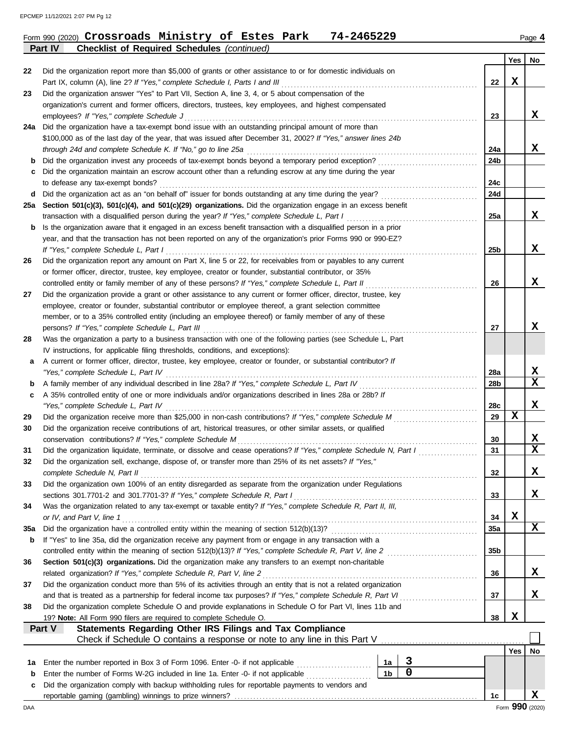Form 990 (2020) **Crossroads Ministry of Estes Park 74-2465229** Page **4**

**Part IV Checklist of Required Schedules** *(continued)*

| | | | Yes | No |
|---|---|---|---|---|
| **22** | Did the organization report more than $5,000 of grants or other assistance to or for domestic individuals on Part IX, column (A), line 2? *If "Yes," complete Schedule I, Parts I and III* | 22 | X | |
| **23** | Did the organization answer "Yes" to Part VII, Section A, line 3, 4, or 5 about compensation of the organization's current and former officers, directors, trustees, key employees, and highest compensated employees? *If "Yes," complete Schedule J* | 23 | | X |
| **24a** | Did the organization have a tax-exempt bond issue with an outstanding principal amount of more than $100,000 as of the last day of the year, that was issued after December 31, 2002? *If "Yes," answer lines 24b through 24d and complete Schedule K. If "No," go to line 25a* | 24a | | X |
| **b** | Did the organization invest any proceeds of tax-exempt bonds beyond a temporary period exception? | 24b | | |
| **c** | Did the organization maintain an escrow account other than a refunding escrow at any time during the year to defease any tax-exempt bonds? | 24c | | |
| **d** | Did the organization act as an "on behalf of" issuer for bonds outstanding at any time during the year? | 24d | | |
| **25a** | **Section 501(c)(3), 501(c)(4), and 501(c)(29) organizations.** Did the organization engage in an excess benefit transaction with a disqualified person during the year? *If "Yes," complete Schedule L, Part I* | 25a | | X |
| **b** | Is the organization aware that it engaged in an excess benefit transaction with a disqualified person in a prior year, and that the transaction has not been reported on any of the organization's prior Forms 990 or 990-EZ? *If "Yes," complete Schedule L, Part I* | 25b | | X |
| **26** | Did the organization report any amount on Part X, line 5 or 22, for receivables from or payables to any current or former officer, director, trustee, key employee, creator or founder, substantial contributor, or 35% controlled entity or family member of any of these persons? *If "Yes," complete Schedule L, Part II* | 26 | | X |
| **27** | Did the organization provide a grant or other assistance to any current or former officer, director, trustee, key employee, creator or founder, substantial contributor or employee thereof, a grant selection committee member, or to a 35% controlled entity (including an employee thereof) or family member of any of these persons? *If "Yes," complete Schedule L, Part III* | 27 | | X |
| **28** | Was the organization a party to a business transaction with one of the following parties (see Schedule L, Part IV instructions, for applicable filing thresholds, conditions, and exceptions): | | | |
| **a** | A current or former officer, director, trustee, key employee, creator or founder, or substantial contributor? *If "Yes," complete Schedule L, Part IV* | 28a | | X |
| **b** | A family member of any individual described in line 28a? *If "Yes," complete Schedule L, Part IV* | 28b | | X |
| **c** | A 35% controlled entity of one or more individuals and/or organizations described in lines 28a or 28b? *If "Yes," complete Schedule L, Part IV* | 28c | | X |
| **29** | Did the organization receive more than $25,000 in non-cash contributions? *If "Yes," complete Schedule M* | 29 | X | |
| **30** | Did the organization receive contributions of art, historical treasures, or other similar assets, or qualified conservation contributions? *If "Yes," complete Schedule M* | 30 | | X |
| **31** | Did the organization liquidate, terminate, or dissolve and cease operations? *If "Yes," complete Schedule N, Part I* | 31 | | X |
| **32** | Did the organization sell, exchange, dispose of, or transfer more than 25% of its net assets? *If "Yes," complete Schedule N, Part II* | 32 | | X |
| **33** | Did the organization own 100% of an entity disregarded as separate from the organization under Regulations sections 301.7701-2 and 301.7701-3? *If "Yes," complete Schedule R, Part I* | 33 | | X |
| **34** | Was the organization related to any tax-exempt or taxable entity? *If "Yes," complete Schedule R, Part II, III, or IV, and Part V, line 1* | 34 | X | |
| **35a** | Did the organization have a controlled entity within the meaning of section 512(b)(13)? | 35a | | X |
| **b** | If "Yes" to line 35a, did the organization receive any payment from or engage in any transaction with a controlled entity within the meaning of section 512(b)(13)? *If "Yes," complete Schedule R, Part V, line 2* | 35b | | |
| **36** | **Section 501(c)(3) organizations.** Did the organization make any transfers to an exempt non-charitable related organization? *If "Yes," complete Schedule R, Part V, line 2* | 36 | | X |
| **37** | Did the organization conduct more than 5% of its activities through an entity that is not a related organization and that is treated as a partnership for federal income tax purposes? *If "Yes," complete Schedule R, Part VI* | 37 | | X |
| **38** | Did the organization complete Schedule O and provide explanations in Schedule O for Part VI, lines 11b and 19? **Note:** All Form 990 filers are required to complete Schedule O. | 38 | X | |

**Part V Statements Regarding Other IRS Filings and Tax Compliance**

Check if Schedule O contains a response or note to any line in this Part V ☐

| | | | | | Yes | No |
|---|---|---|---|---|---|---|
| **1a** | Enter the number reported in Box 3 of Form 1096. Enter -0- if not applicable | 1a | 3 | | | |
| **b** | Enter the number of Forms W-2G included in line 1a. Enter -0- if not applicable | 1b | 0 | | | |
| **c** | Did the organization comply with backup withholding rules for reportable payments to vendors and reportable gaming (gambling) winnings to prize winners? | | | 1c | | X |

Form **990** (2020)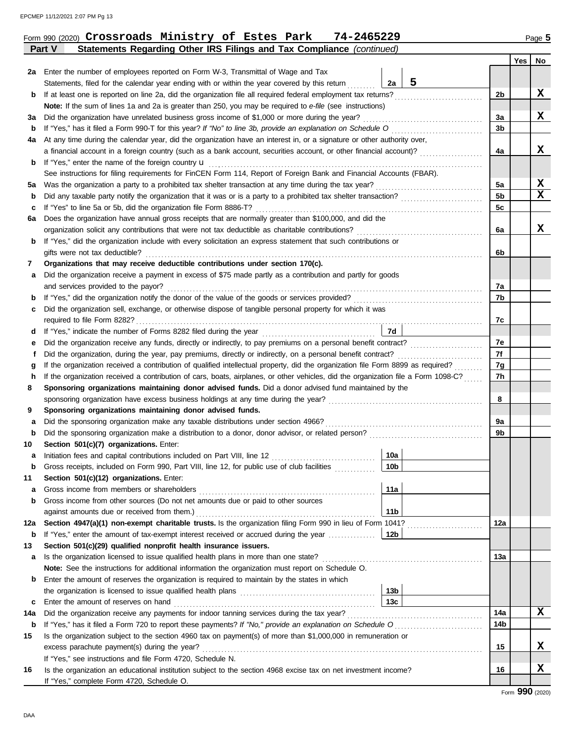Form 990 (2020) **Crossroads Ministry of Estes Park 74-2465229** Page **5**

## Part V — Statements Regarding Other IRS Filings and Tax Compliance *(continued)*

| | | | | Line | Yes | No |
|---|---|---|---|---|---|---|
| **2a** | Enter the number of employees reported on Form W-3, Transmittal of Wage and Tax Statements, filed for the calendar year ending with or within the year covered by this return | 2a | 5 | | | |
| **b** | If at least one is reported on line 2a, did the organization file all required federal employment tax returns? | | | 2b | | X |
| | **Note:** If the sum of lines 1a and 2a is greater than 250, you may be required to *e-file* (see instructions) | | | | | |
| **3a** | Did the organization have unrelated business gross income of $1,000 or more during the year? | | | 3a | | X |
| **b** | If "Yes," has it filed a Form 990-T for this year? *If "No" to line 3b, provide an explanation on Schedule O* | | | 3b | | |
| **4a** | At any time during the calendar year, did the organization have an interest in, or a signature or other authority over, a financial account in a foreign country (such as a bank account, securities account, or other financial account)? | | | 4a | | X |
| **b** | If "Yes," enter the name of the foreign country u | | | | | |
| | See instructions for filing requirements for FinCEN Form 114, Report of Foreign Bank and Financial Accounts (FBAR). | | | | | |
| **5a** | Was the organization a party to a prohibited tax shelter transaction at any time during the tax year? | | | 5a | | X |
| **b** | Did any taxable party notify the organization that it was or is a party to a prohibited tax shelter transaction? | | | 5b | | X |
| **c** | If "Yes" to line 5a or 5b, did the organization file Form 8886-T? | | | 5c | | |
| **6a** | Does the organization have annual gross receipts that are normally greater than $100,000, and did the organization solicit any contributions that were not tax deductible as charitable contributions? | | | 6a | | X |
| **b** | If "Yes," did the organization include with every solicitation an express statement that such contributions or gifts were not tax deductible? | | | 6b | | |
| **7** | **Organizations that may receive deductible contributions under section 170(c).** | | | | | |
| **a** | Did the organization receive a payment in excess of $75 made partly as a contribution and partly for goods and services provided to the payor? | | | 7a | | |
| **b** | If "Yes," did the organization notify the donor of the value of the goods or services provided? | | | 7b | | |
| **c** | Did the organization sell, exchange, or otherwise dispose of tangible personal property for which it was required to file Form 8282? | | | 7c | | |
| **d** | If "Yes," indicate the number of Forms 8282 filed during the year | 7d | | | | |
| **e** | Did the organization receive any funds, directly or indirectly, to pay premiums on a personal benefit contract? | | | 7e | | |
| **f** | Did the organization, during the year, pay premiums, directly or indirectly, on a personal benefit contract? | | | 7f | | |
| **g** | If the organization received a contribution of qualified intellectual property, did the organization file Form 8899 as required? | | | 7g | | |
| **h** | If the organization received a contribution of cars, boats, airplanes, or other vehicles, did the organization file a Form 1098-C? | | | 7h | | |
| **8** | **Sponsoring organizations maintaining donor advised funds.** Did a donor advised fund maintained by the sponsoring organization have excess business holdings at any time during the year? | | | 8 | | |
| **9** | **Sponsoring organizations maintaining donor advised funds.** | | | | | |
| **a** | Did the sponsoring organization make any taxable distributions under section 4966? | | | 9a | | |
| **b** | Did the sponsoring organization make a distribution to a donor, donor advisor, or related person? | | | 9b | | |
| **10** | **Section 501(c)(7) organizations.** Enter: | | | | | |
| **a** | Initiation fees and capital contributions included on Part VIII, line 12 | 10a | | | | |
| **b** | Gross receipts, included on Form 990, Part VIII, line 12, for public use of club facilities | 10b | | | | |
| **11** | **Section 501(c)(12) organizations.** Enter: | | | | | |
| **a** | Gross income from members or shareholders | 11a | | | | |
| **b** | Gross income from other sources (Do not net amounts due or paid to other sources against amounts due or received from them.) | 11b | | | | |
| **12a** | **Section 4947(a)(1) non-exempt charitable trusts.** Is the organization filing Form 990 in lieu of Form 1041? | | | 12a | | |
| **b** | If "Yes," enter the amount of tax-exempt interest received or accrued during the year | 12b | | | | |
| **13** | **Section 501(c)(29) qualified nonprofit health insurance issuers.** | | | | | |
| **a** | Is the organization licensed to issue qualified health plans in more than one state? | | | 13a | | |
| | **Note:** See the instructions for additional information the organization must report on Schedule O. | | | | | |
| **b** | Enter the amount of reserves the organization is required to maintain by the states in which the organization is licensed to issue qualified health plans | 13b | | | | |
| **c** | Enter the amount of reserves on hand | 13c | | | | |
| **14a** | Did the organization receive any payments for indoor tanning services during the tax year? | | | 14a | | X |
| **b** | If "Yes," has it filed a Form 720 to report these payments? *If "No," provide an explanation on Schedule O* | | | 14b | | |
| **15** | Is the organization subject to the section 4960 tax on payment(s) of more than $1,000,000 in remuneration or excess parachute payment(s) during the year? | | | 15 | | X |
| | If "Yes," see instructions and file Form 4720, Schedule N. | | | | | |
| **16** | Is the organization an educational institution subject to the section 4968 excise tax on net investment income? | | | 16 | | X |
| | If "Yes," complete Form 4720, Schedule O. | | | | | |

Form **990** (2020)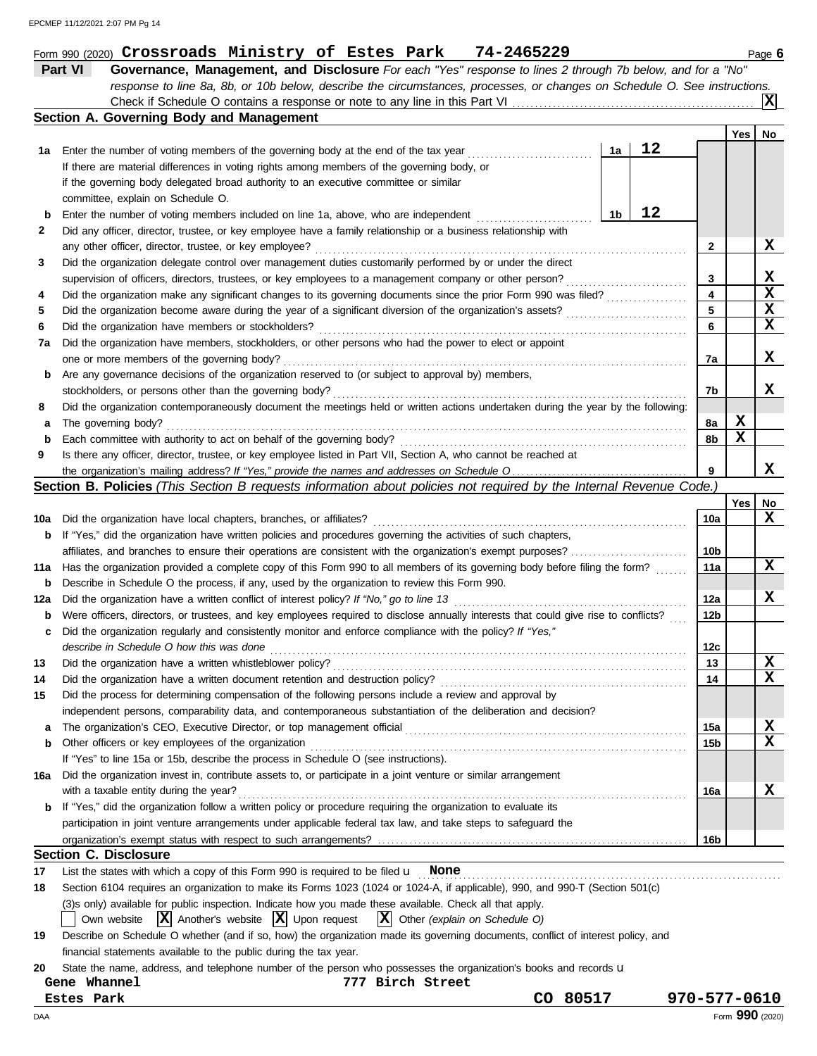Form 990 (2020) **Crossroads Ministry of Estes Park 74-2465229** Page **6**

## Part VI Governance, Management, and Disclosure

*For each "Yes" response to lines 2 through 7b below, and for a "No" response to line 8a, 8b, or 10b below, describe the circumstances, processes, or changes on Schedule O. See instructions.*

Check if Schedule O contains a response or note to any line in this Part VI ..... **X**

### Section A. Governing Body and Management

| | | | | Yes | No |
|---|---|---|---|---|---|
| **1a** | Enter the number of voting members of the governing body at the end of the tax year ..... If there are material differences in voting rights among members of the governing body, or if the governing body delegated broad authority to an executive committee or similar committee, explain on Schedule O. | 1a **12** | | | |
| **b** | Enter the number of voting members included on line 1a, above, who are independent ..... | 1b **12** | | | |
| **2** | Did any officer, director, trustee, or key employee have a family relationship or a business relationship with any other officer, director, trustee, or key employee? ..... | | 2 | | X |
| **3** | Did the organization delegate control over management duties customarily performed by or under the direct supervision of officers, directors, trustees, or key employees to a management company or other person? ..... | | 3 | | X |
| **4** | Did the organization make any significant changes to its governing documents since the prior Form 990 was filed? ..... | | 4 | | X |
| **5** | Did the organization become aware during the year of a significant diversion of the organization's assets? ..... | | 5 | | X |
| **6** | Did the organization have members or stockholders? ..... | | 6 | | X |
| **7a** | Did the organization have members, stockholders, or other persons who had the power to elect or appoint one or more members of the governing body? ..... | | 7a | | X |
| **b** | Are any governance decisions of the organization reserved to (or subject to approval by) members, stockholders, or persons other than the governing body? ..... | | 7b | | X |
| **8** | Did the organization contemporaneously document the meetings held or written actions undertaken during the year by the following: | | | | |
| **a** | The governing body? ..... | | 8a | X | |
| **b** | Each committee with authority to act on behalf of the governing body? ..... | | 8b | X | |
| **9** | Is there any officer, director, trustee, or key employee listed in Part VII, Section A, who cannot be reached at the organization's mailing address? *If "Yes," provide the names and addresses on Schedule O* ..... | | 9 | | X |

### Section B. Policies *(This Section B requests information about policies not required by the Internal Revenue Code.)*

| | | | Yes | No |
|---|---|---|---|---|
| **10a** | Did the organization have local chapters, branches, or affiliates? ..... | 10a | | X |
| **b** | If "Yes," did the organization have written policies and procedures governing the activities of such chapters, affiliates, and branches to ensure their operations are consistent with the organization's exempt purposes? ..... | 10b | | |
| **11a** | Has the organization provided a complete copy of this Form 990 to all members of its governing body before filing the form? ..... | 11a | | X |
| **b** | Describe in Schedule O the process, if any, used by the organization to review this Form 990. | | | |
| **12a** | Did the organization have a written conflict of interest policy? *If "No," go to line 13* ..... | 12a | | X |
| **b** | Were officers, directors, or trustees, and key employees required to disclose annually interests that could give rise to conflicts? ..... | 12b | | |
| **c** | Did the organization regularly and consistently monitor and enforce compliance with the policy? *If "Yes," describe in Schedule O how this was done* ..... | 12c | | |
| **13** | Did the organization have a written whistleblower policy? ..... | 13 | | X |
| **14** | Did the organization have a written document retention and destruction policy? ..... | 14 | | X |
| **15** | Did the process for determining compensation of the following persons include a review and approval by independent persons, comparability data, and contemporaneous substantiation of the deliberation and decision? | | | |
| **a** | The organization's CEO, Executive Director, or top management official ..... | 15a | | X |
| **b** | Other officers or key employees of the organization ..... If "Yes" to line 15a or 15b, describe the process in Schedule O (see instructions). | 15b | | X |
| **16a** | Did the organization invest in, contribute assets to, or participate in a joint venture or similar arrangement with a taxable entity during the year? ..... | 16a | | X |
| **b** | If "Yes," did the organization follow a written policy or procedure requiring the organization to evaluate its participation in joint venture arrangements under applicable federal tax law, and take steps to safeguard the organization's exempt status with respect to such arrangements? ..... | 16b | | |

### Section C. Disclosure

**17** List the states with which a copy of this Form 990 is required to be filed u **None**

**18** Section 6104 requires an organization to make its Forms 1023 (1024 or 1024-A, if applicable), 990, and 990-T (Section 501(c)(3)s only) available for public inspection. Indicate how you made these available. Check all that apply.

☐ Own website ☒ Another's website ☒ Upon request ☒ Other *(explain on Schedule O)*

**19** Describe on Schedule O whether (and if so, how) the organization made its governing documents, conflict of interest policy, and financial statements available to the public during the tax year.

**20** State the name, address, and telephone number of the person who possesses the organization's books and records u

**Gene Whannel** **777 Birch Street**
**Estes Park** **CO 80517** **970-577-0610**

Form **990** (2020)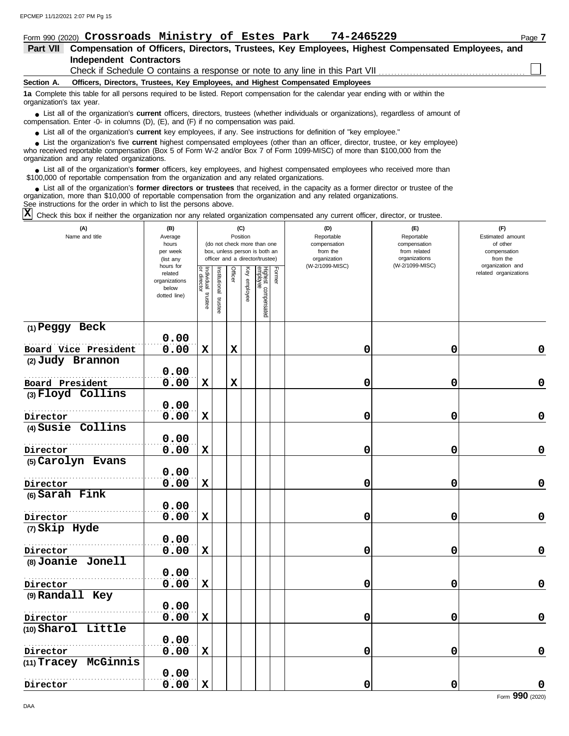Form 990 (2020) **Crossroads Ministry of Estes Park 74-2465229** Page 7

## Part VII Compensation of Officers, Directors, Trustees, Key Employees, Highest Compensated Employees, and Independent Contractors

Check if Schedule O contains a response or note to any line in this Part VII ☐

### Section A. Officers, Directors, Trustees, Key Employees, and Highest Compensated Employees

**1a** Complete this table for all persons required to be listed. Report compensation for the calendar year ending with or within the organization's tax year.

- List all of the organization's **current** officers, directors, trustees (whether individuals or organizations), regardless of amount of compensation. Enter -0- in columns (D), (E), and (F) if no compensation was paid.
- List all of the organization's **current** key employees, if any. See instructions for definition of "key employee."
- List the organization's five **current** highest compensated employees (other than an officer, director, trustee, or key employee) who received reportable compensation (Box 5 of Form W-2 and/or Box 7 of Form 1099-MISC) of more than $100,000 from the organization and any related organizations.
- List all of the organization's **former** officers, key employees, and highest compensated employees who received more than $100,000 of reportable compensation from the organization and any related organizations.
- List all of the organization's **former directors or trustees** that received, in the capacity as a former director or trustee of the organization, more than $10,000 of reportable compensation from the organization and any related organizations.

See instructions for the order in which to list the persons above.

☒ Check this box if neither the organization nor any related organization compensated any current officer, director, or trustee.

| (A) Name and title | (B) Average hours per week (list any hours for related organizations below dotted line) | (C) Position (do not check more than one box, unless person is both an officer and a director/trustee) | | | | | | (D) Reportable compensation from the organization (W-2/1099-MISC) | (E) Reportable compensation from related organizations (W-2/1099-MISC) | (F) Estimated amount of other compensation from the organization and related organizations |
|---|---|---|---|---|---|---|---|---|---|---|
| | | Individual trustee or director | Institutional trustee | Officer | Key employee | Highest compensated employee | Former | | | |
| (1) Peggy Beck<br>Board Vice President | 0.00<br>0.00 | X | | X | | | | 0 | 0 | 0 |
| (2) Judy Brannon<br>Board President | 0.00<br>0.00 | X | | X | | | | 0 | 0 | 0 |
| (3) Floyd Collins<br>Director | 0.00<br>0.00 | X | | | | | | 0 | 0 | 0 |
| (4) Susie Collins<br>Director | 0.00<br>0.00 | X | | | | | | 0 | 0 | 0 |
| (5) Carolyn Evans<br>Director | 0.00<br>0.00 | X | | | | | | 0 | 0 | 0 |
| (6) Sarah Fink<br>Director | 0.00<br>0.00 | X | | | | | | 0 | 0 | 0 |
| (7) Skip Hyde<br>Director | 0.00<br>0.00 | X | | | | | | 0 | 0 | 0 |
| (8) Joanie Jonell<br>Director | 0.00<br>0.00 | X | | | | | | 0 | 0 | 0 |
| (9) Randall Key<br>Director | 0.00<br>0.00 | X | | | | | | 0 | 0 | 0 |
| (10) Sharol Little<br>Director | 0.00<br>0.00 | X | | | | | | 0 | 0 | 0 |
| (11) Tracey McGinnis<br>Director | 0.00<br>0.00 | X | | | | | | 0 | 0 | 0 |

Form **990** (2020)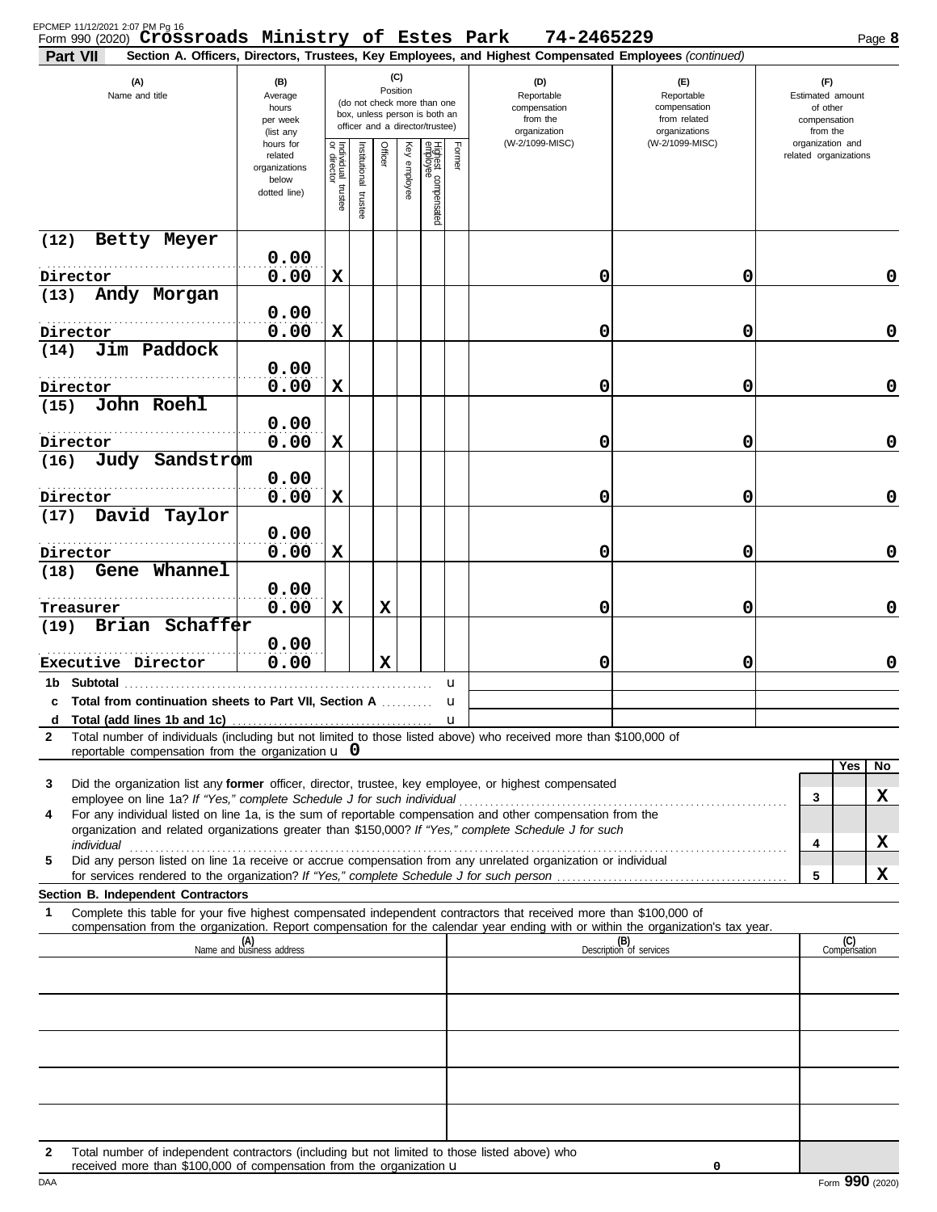Form 990 (2020) **Crossroads Ministry of Estes Park 74-2465229**

**Part VII Section A. Officers, Directors, Trustees, Key Employees, and Highest Compensated Employees** *(continued)*

| (A) Name and title | (B) Average hours per week (list any hours for related organizations below dotted line) | (C) Position: Individual trustee or director | Institutional trustee | Officer | Key employee | Highest compensated employee | Former | (D) Reportable compensation from the organization (W-2/1099-MISC) | (E) Reportable compensation from related organizations (W-2/1099-MISC) | (F) Estimated amount of other compensation from the organization and related organizations |
|---|---|---|---|---|---|---|---|---|---|---|
| (12) Betty Meyer<br>Director | 0.00<br>0.00 | X | | | | | | 0 | 0 | 0 |
| (13) Andy Morgan<br>Director | 0.00<br>0.00 | X | | | | | | 0 | 0 | 0 |
| (14) Jim Paddock<br>Director | 0.00<br>0.00 | X | | | | | | 0 | 0 | 0 |
| (15) John Roehl<br>Director | 0.00<br>0.00 | X | | | | | | 0 | 0 | 0 |
| (16) Judy Sandstrom<br>Director | 0.00<br>0.00 | X | | | | | | 0 | 0 | 0 |
| (17) David Taylor<br>Director | 0.00<br>0.00 | X | | | | | | 0 | 0 | 0 |
| (18) Gene Whannel<br>Treasurer | 0.00<br>0.00 | X | | X | | | | 0 | 0 | 0 |
| (19) Brian Schaffer<br>Executive Director | 0.00<br>0.00 | | | X | | | | 0 | 0 | 0 |
| **1b Subtotal** | | | | | | | | | | |
| **c Total from continuation sheets to Part VII, Section A** | | | | | | | | | | |
| **d Total (add lines 1b and 1c)** | | | | | | | | | | |

**2** Total number of individuals (including but not limited to those listed above) who received more than $100,000 of reportable compensation from the organization u **0**

| | | | Yes | No |
|---|---|---|---|---|
| **3** | Did the organization list any **former** officer, director, trustee, key employee, or highest compensated employee on line 1a? *If "Yes," complete Schedule J for such individual* | 3 | | X |
| **4** | For any individual listed on line 1a, is the sum of reportable compensation and other compensation from the organization and related organizations greater than $150,000? *If "Yes," complete Schedule J for such individual* | 4 | | X |
| **5** | Did any person listed on line 1a receive or accrue compensation from any unrelated organization or individual for services rendered to the organization? *If "Yes," complete Schedule J for such person* | 5 | | X |

**Section B. Independent Contractors**

**1** Complete this table for your five highest compensated independent contractors that received more than $100,000 of compensation from the organization. Report compensation for the calendar year ending with or within the organization's tax year.

| (A) Name and business address | (B) Description of services | (C) Compensation |
|---|---|---|
| | | |
| | | |
| | | |
| | | |
| | | |

**2** Total number of independent contractors (including but not limited to those listed above) who received more than $100,000 of compensation from the organization u **0**

Form **990** (2020)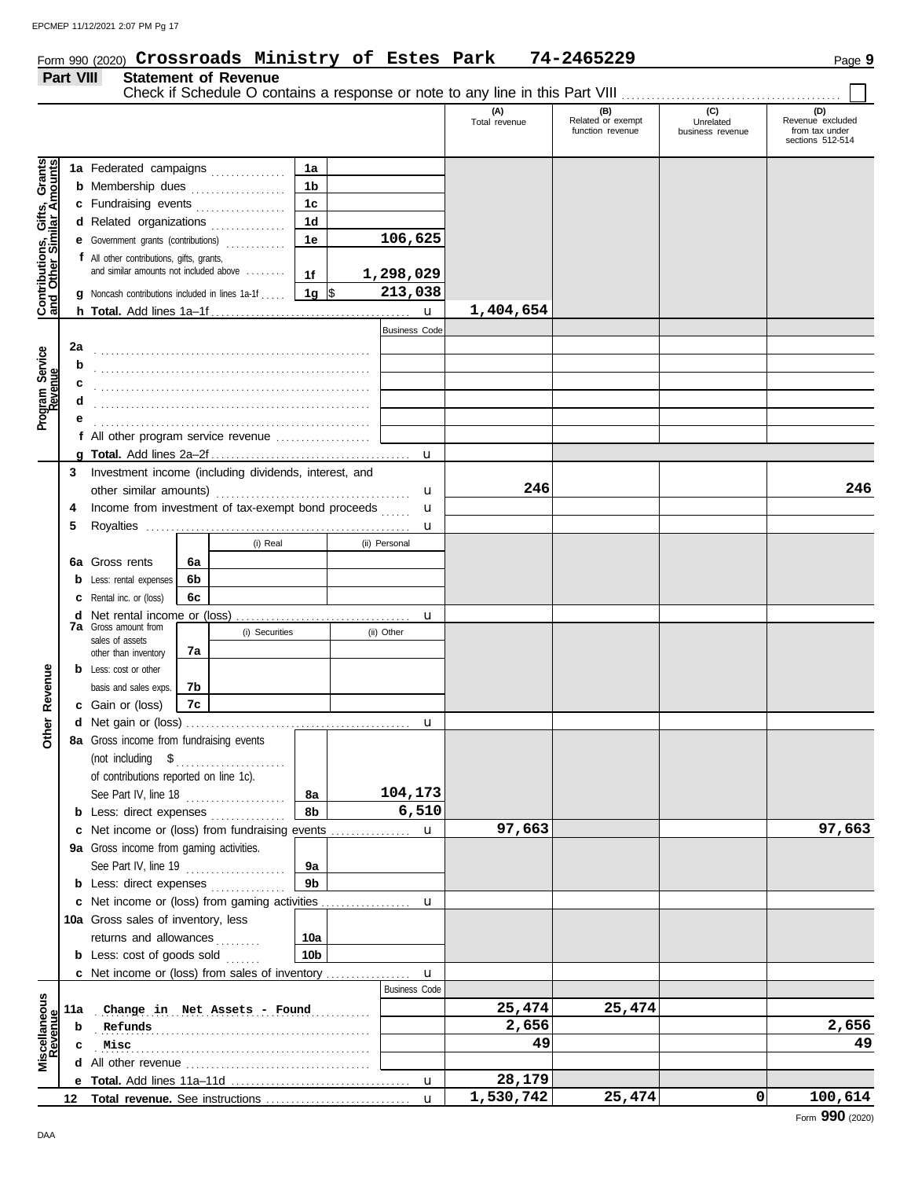Form 990 (2020) **Crossroads Ministry of Estes Park** **74-2465229** Page **9**

## Part VIII Statement of Revenue

Check if Schedule O contains a response or note to any line in this Part VIII ☐

| | | | (A) Total revenue | (B) Related or exempt function revenue | (C) Unrelated business revenue | (D) Revenue excluded from tax under sections 512-514 |
|---|---|---|---|---|---|---|
| **Contributions, Gifts, Grants and Other Similar Amounts** | 1a Federated campaigns | 1a | | | | |
| | b Membership dues | 1b | | | | |
| | c Fundraising events | 1c | | | | |
| | d Related organizations | 1d | | | | |
| | e Government grants (contributions) | 1e 106,625 | | | | |
| | f All other contributions, gifts, grants, and similar amounts not included above | 1f 1,298,029 | | | | |
| | g Noncash contributions included in lines 1a-1f | 1g $ 213,038 | | | | |
| | h **Total.** Add lines 1a–1f | | 1,404,654 | | | |
| **Program Service Revenue** | | Business Code | | | | |
| | 2a | | | | | |
| | b | | | | | |
| | c | | | | | |
| | d | | | | | |
| | e | | | | | |
| | f All other program service revenue | | | | | |
| | g **Total.** Add lines 2a–2f | | | | | |
| **Other Revenue** | 3 Investment income (including dividends, interest, and other similar amounts) | | 246 | | | 246 |
| | 4 Income from investment of tax-exempt bond proceeds | | | | | |
| | 5 Royalties | | | | | |
| | 6a Gross rents — 6a (i) Real / (ii) Personal | | | | | |
| | b Less: rental expenses — 6b | | | | | |
| | c Rental inc. or (loss) — 6c | | | | | |
| | d Net rental income or (loss) | | | | | |
| | 7a Gross amount from sales of assets other than inventory — 7a (i) Securities / (ii) Other | | | | | |
| | b Less: cost or other basis and sales exps. — 7b | | | | | |
| | c Gain or (loss) — 7c | | | | | |
| | d Net gain or (loss) | | | | | |
| | 8a Gross income from fundraising events (not including $ of contributions reported on line 1c). See Part IV, line 18 | 8a 104,173 | | | | |
| | b Less: direct expenses | 8b 6,510 | | | | |
| | c Net income or (loss) from fundraising events | | 97,663 | | | 97,663 |
| | 9a Gross income from gaming activities. See Part IV, line 19 | 9a | | | | |
| | b Less: direct expenses | 9b | | | | |
| | c Net income or (loss) from gaming activities | | | | | |
| | 10a Gross sales of inventory, less returns and allowances | 10a | | | | |
| | b Less: cost of goods sold | 10b | | | | |
| | c Net income or (loss) from sales of inventory | | | | | |
| **Miscellaneous Revenue** | | Business Code | | | | |
| | 11a Change in Net Assets - Found | | 25,474 | 25,474 | | |
| | b Refunds | | 2,656 | | | 2,656 |
| | c Misc | | 49 | | | 49 |
| | d All other revenue | | | | | |
| | e **Total.** Add lines 11a–11d | | 28,179 | | | |
| | 12 **Total revenue.** See instructions | | 1,530,742 | 25,474 | 0 | 100,614 |

Form **990** (2020)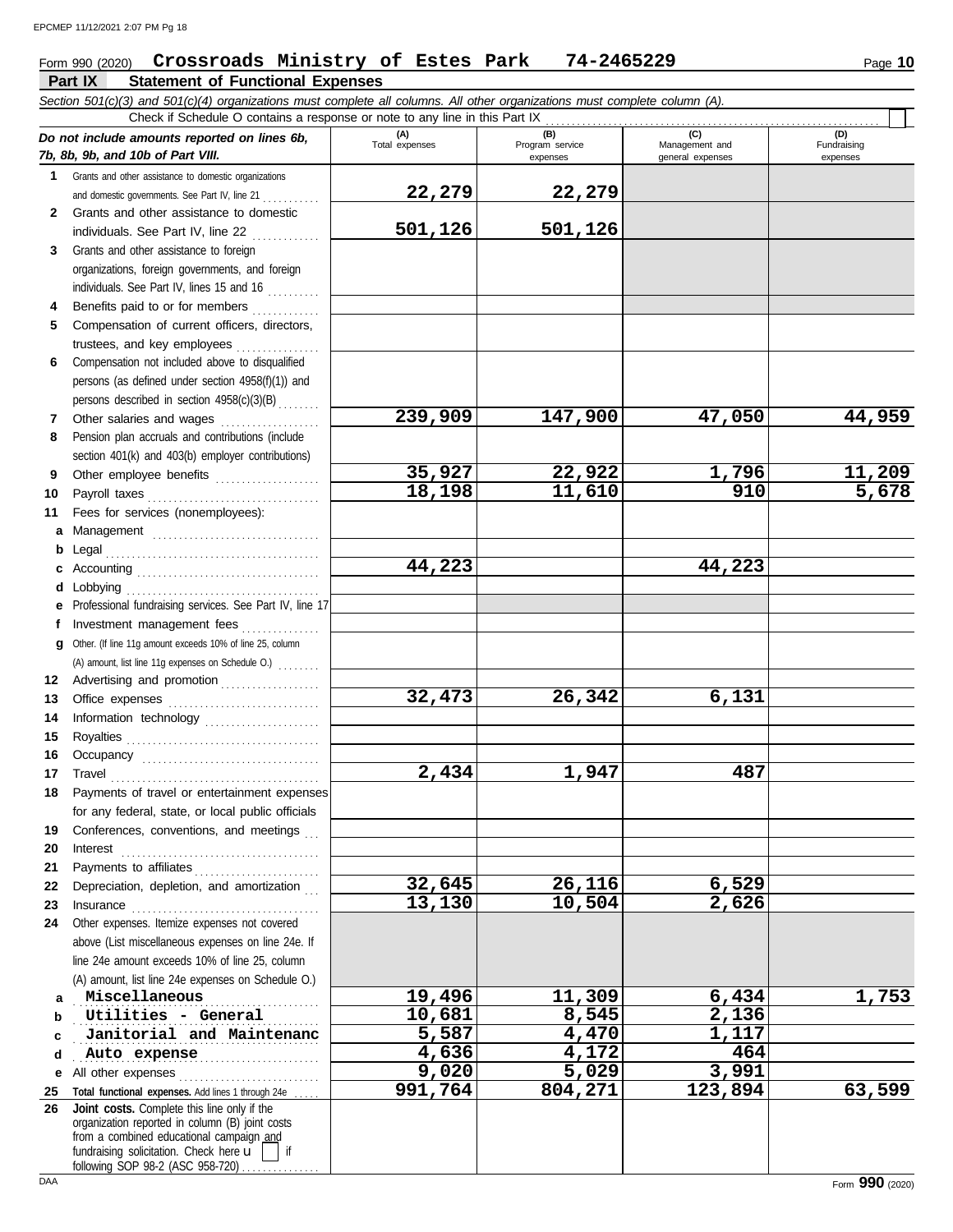Form 990 (2020) **Crossroads Ministry of Estes Park 74-2465229** Page **10**

## Part IX Statement of Functional Expenses

*Section 501(c)(3) and 501(c)(4) organizations must complete all columns. All other organizations must complete column (A).*

Check if Schedule O contains a response or note to any line in this Part IX ☐

| | *Do not include amounts reported on lines 6b, 7b, 8b, 9b, and 10b of Part VIII.* | (A) Total expenses | (B) Program service expenses | (C) Management and general expenses | (D) Fundraising expenses |
|---|---|---|---|---|---|
| 1 | Grants and other assistance to domestic organizations and domestic governments. See Part IV, line 21 | 22,279 | 22,279 | | |
| 2 | Grants and other assistance to domestic individuals. See Part IV, line 22 | 501,126 | 501,126 | | |
| 3 | Grants and other assistance to foreign organizations, foreign governments, and foreign individuals. See Part IV, lines 15 and 16 | | | | |
| 4 | Benefits paid to or for members | | | | |
| 5 | Compensation of current officers, directors, trustees, and key employees | | | | |
| 6 | Compensation not included above to disqualified persons (as defined under section 4958(f)(1)) and persons described in section 4958(c)(3)(B) | | | | |
| 7 | Other salaries and wages | 239,909 | 147,900 | 47,050 | 44,959 |
| 8 | Pension plan accruals and contributions (include section 401(k) and 403(b) employer contributions) | | | | |
| 9 | Other employee benefits | 35,927 | 22,922 | 1,796 | 11,209 |
| 10 | Payroll taxes | 18,198 | 11,610 | 910 | 5,678 |
| 11 | Fees for services (nonemployees): | | | | |
| a | Management | | | | |
| b | Legal | | | | |
| c | Accounting | 44,223 | | 44,223 | |
| d | Lobbying | | | | |
| e | Professional fundraising services. See Part IV, line 17 | | | | |
| f | Investment management fees | | | | |
| g | Other. (If line 11g amount exceeds 10% of line 25, column (A) amount, list line 11g expenses on Schedule O.) | | | | |
| 12 | Advertising and promotion | | | | |
| 13 | Office expenses | 32,473 | 26,342 | 6,131 | |
| 14 | Information technology | | | | |
| 15 | Royalties | | | | |
| 16 | Occupancy | | | | |
| 17 | Travel | 2,434 | 1,947 | 487 | |
| 18 | Payments of travel or entertainment expenses for any federal, state, or local public officials | | | | |
| 19 | Conferences, conventions, and meetings | | | | |
| 20 | Interest | | | | |
| 21 | Payments to affiliates | | | | |
| 22 | Depreciation, depletion, and amortization | 32,645 | 26,116 | 6,529 | |
| 23 | Insurance | 13,130 | 10,504 | 2,626 | |
| 24 | Other expenses. Itemize expenses not covered above (List miscellaneous expenses on line 24e. If line 24e amount exceeds 10% of line 25, column (A) amount, list line 24e expenses on Schedule O.) | | | | |
| a | Miscellaneous | 19,496 | 11,309 | 6,434 | 1,753 |
| b | Utilities - General | 10,681 | 8,545 | 2,136 | |
| c | Janitorial and Maintenanc | 5,587 | 4,470 | 1,117 | |
| d | Auto expense | 4,636 | 4,172 | 464 | |
| e | All other expenses | 9,020 | 5,029 | 3,991 | |
| 25 | **Total functional expenses.** Add lines 1 through 24e | 991,764 | 804,271 | 123,894 | 63,599 |
| 26 | **Joint costs.** Complete this line only if the organization reported in column (B) joint costs from a combined educational campaign and fundraising solicitation. Check here ☐ if following SOP 98-2 (ASC 958-720) | | | | |

Form **990** (2020)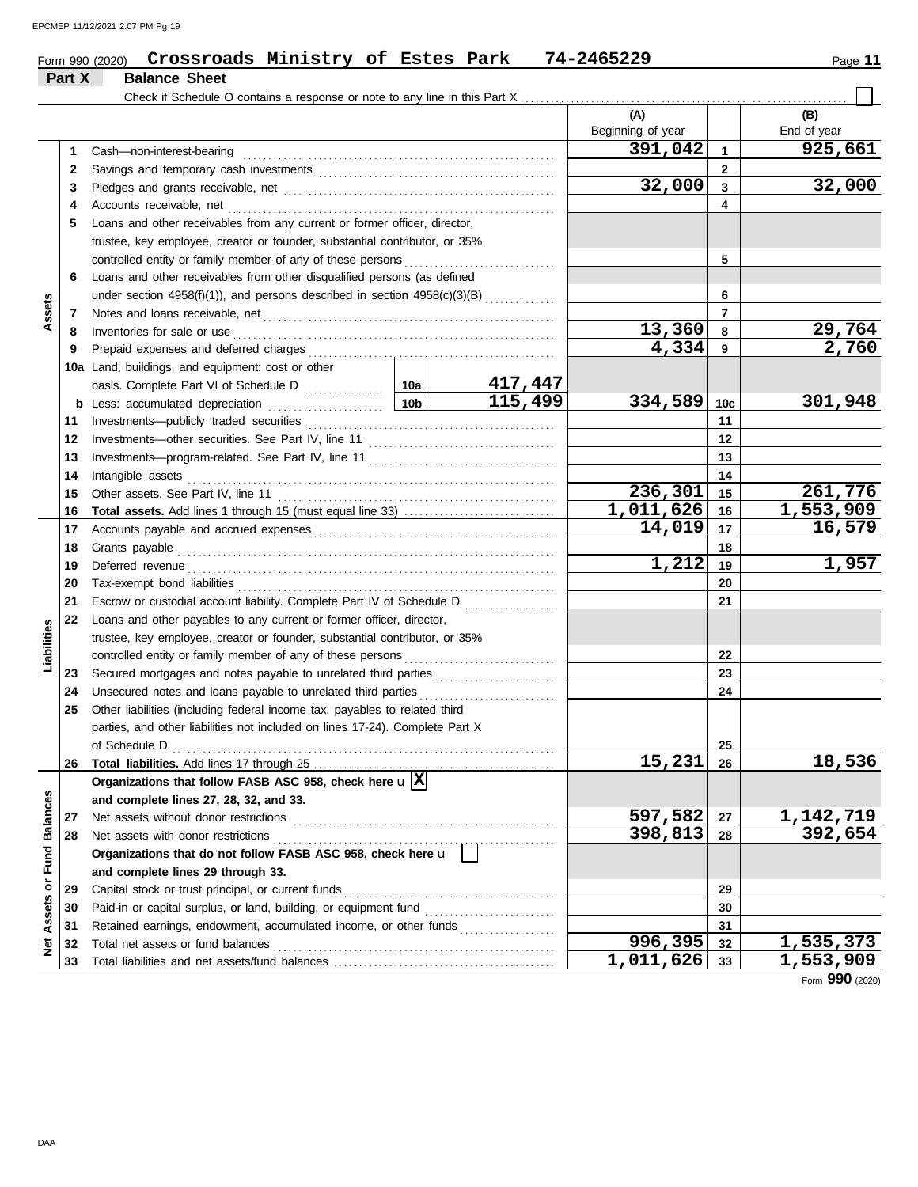Form 990 (2020) **Crossroads Ministry of Estes Park 74-2465229** Page **11**

## Part X Balance Sheet

Check if Schedule O contains a response or note to any line in this Part X ☐

| | | | | | (A) Beginning of year | | (B) End of year |
|---|---|---|---|---|---|---|---|
| **Assets** | 1 | Cash—non-interest-bearing | | | 391,042 | 1 | 925,661 |
| | 2 | Savings and temporary cash investments | | | | 2 | |
| | 3 | Pledges and grants receivable, net | | | 32,000 | 3 | 32,000 |
| | 4 | Accounts receivable, net | | | | 4 | |
| | 5 | Loans and other receivables from any current or former officer, director, trustee, key employee, creator or founder, substantial contributor, or 35% controlled entity or family member of any of these persons | | | | 5 | |
| | 6 | Loans and other receivables from other disqualified persons (as defined under section 4958(f)(1)), and persons described in section 4958(c)(3)(B) | | | | 6 | |
| | 7 | Notes and loans receivable, net | | | | 7 | |
| | 8 | Inventories for sale or use | | | 13,360 | 8 | 29,764 |
| | 9 | Prepaid expenses and deferred charges | | | 4,334 | 9 | 2,760 |
| | 10a | Land, buildings, and equipment: cost or other basis. Complete Part VI of Schedule D | 10a | 417,447 | | | |
| | b | Less: accumulated depreciation | 10b | 115,499 | 334,589 | 10c | 301,948 |
| | 11 | Investments—publicly traded securities | | | | 11 | |
| | 12 | Investments—other securities. See Part IV, line 11 | | | | 12 | |
| | 13 | Investments—program-related. See Part IV, line 11 | | | | 13 | |
| | 14 | Intangible assets | | | | 14 | |
| | 15 | Other assets. See Part IV, line 11 | | | 236,301 | 15 | 261,776 |
| | 16 | **Total assets.** Add lines 1 through 15 (must equal line 33) | | | 1,011,626 | 16 | 1,553,909 |
| **Liabilities** | 17 | Accounts payable and accrued expenses | | | 14,019 | 17 | 16,579 |
| | 18 | Grants payable | | | | 18 | |
| | 19 | Deferred revenue | | | 1,212 | 19 | 1,957 |
| | 20 | Tax-exempt bond liabilities | | | | 20 | |
| | 21 | Escrow or custodial account liability. Complete Part IV of Schedule D | | | | 21 | |
| | 22 | Loans and other payables to any current or former officer, director, trustee, key employee, creator or founder, substantial contributor, or 35% controlled entity or family member of any of these persons | | | | 22 | |
| | 23 | Secured mortgages and notes payable to unrelated third parties | | | | 23 | |
| | 24 | Unsecured notes and loans payable to unrelated third parties | | | | 24 | |
| | 25 | Other liabilities (including federal income tax, payables to related third parties, and other liabilities not included on lines 17-24). Complete Part X of Schedule D | | | | 25 | |
| | 26 | **Total liabilities.** Add lines 17 through 25 | | | 15,231 | 26 | 18,536 |
| **Net Assets or Fund Balances** | | **Organizations that follow FASB ASC 958, check here** ☒ **and complete lines 27, 28, 32, and 33.** | | | | | |
| | 27 | Net assets without donor restrictions | | | 597,582 | 27 | 1,142,719 |
| | 28 | Net assets with donor restrictions | | | 398,813 | 28 | 392,654 |
| | | **Organizations that do not follow FASB ASC 958, check here** ☐ **and complete lines 29 through 33.** | | | | | |
| | 29 | Capital stock or trust principal, or current funds | | | | 29 | |
| | 30 | Paid-in or capital surplus, or land, building, or equipment fund | | | | 30 | |
| | 31 | Retained earnings, endowment, accumulated income, or other funds | | | | 31 | |
| | 32 | Total net assets or fund balances | | | 996,395 | 32 | 1,535,373 |
| | 33 | Total liabilities and net assets/fund balances | | | 1,011,626 | 33 | 1,553,909 |

Form **990** (2020)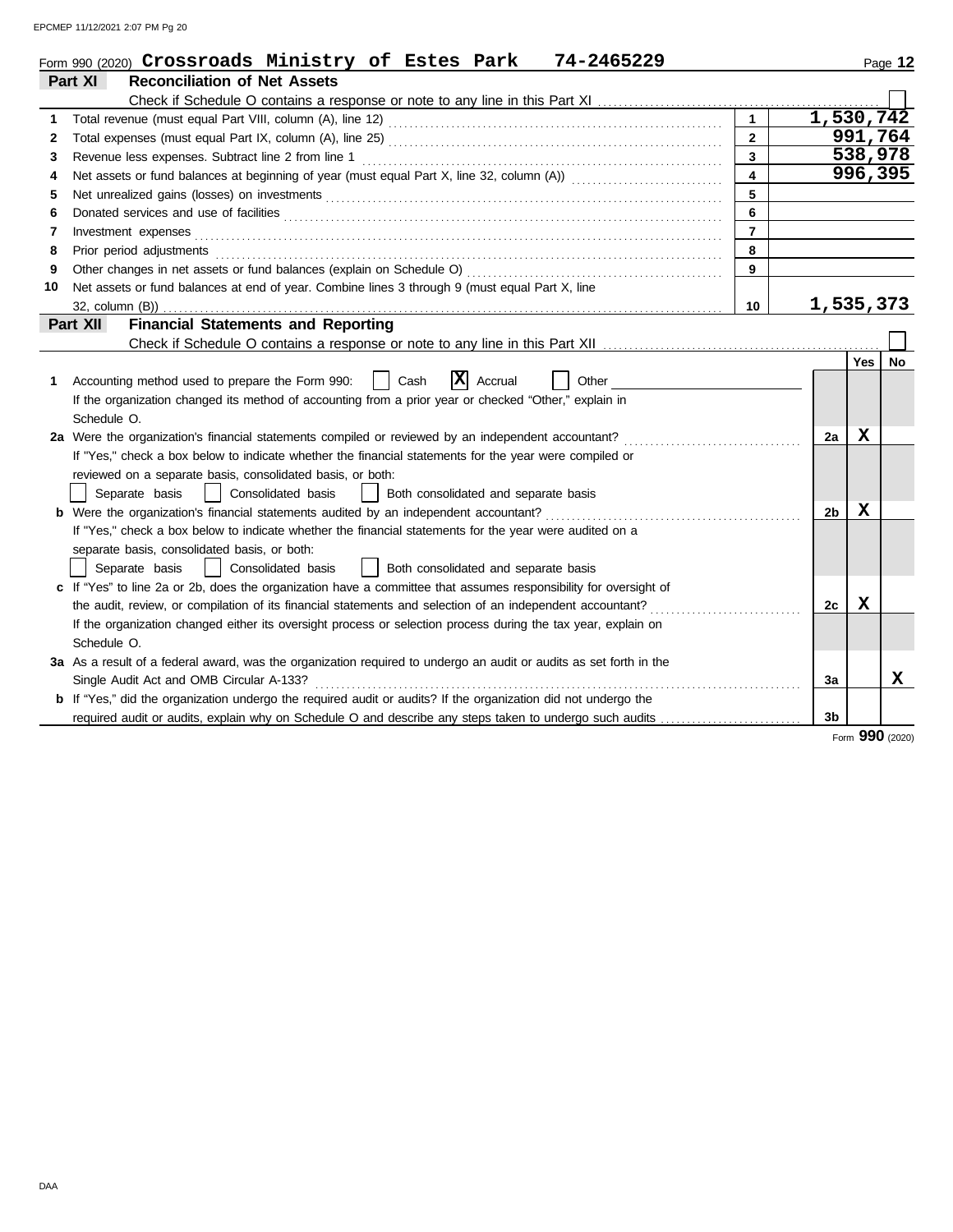Form 990 (2020) **Crossroads Ministry of Estes Park 74-2465229** Page **12**

## Part XI Reconciliation of Net Assets

Check if Schedule O contains a response or note to any line in this Part XI ☐

| | | | |
|---|---|---|---|
| 1 | Total revenue (must equal Part VIII, column (A), line 12) | 1 | 1,530,742 |
| 2 | Total expenses (must equal Part IX, column (A), line 25) | 2 | 991,764 |
| 3 | Revenue less expenses. Subtract line 2 from line 1 | 3 | 538,978 |
| 4 | Net assets or fund balances at beginning of year (must equal Part X, line 32, column (A)) | 4 | 996,395 |
| 5 | Net unrealized gains (losses) on investments | 5 | |
| 6 | Donated services and use of facilities | 6 | |
| 7 | Investment expenses | 7 | |
| 8 | Prior period adjustments | 8 | |
| 9 | Other changes in net assets or fund balances (explain on Schedule O) | 9 | |
| 10 | Net assets or fund balances at end of year. Combine lines 3 through 9 (must equal Part X, line 32, column (B)) | 10 | 1,535,373 |

## Part XII Financial Statements and Reporting

Check if Schedule O contains a response or note to any line in this Part XII ☐

| | | | Yes | No |
|---|---|---|---|---|
| 1 | Accounting method used to prepare the Form 990: ☐ Cash ☒ Accrual ☐ Other<br>If the organization changed its method of accounting from a prior year or checked "Other," explain in Schedule O. | | | |
| 2a | Were the organization's financial statements compiled or reviewed by an independent accountant?<br>If "Yes," check a box below to indicate whether the financial statements for the year were compiled or reviewed on a separate basis, consolidated basis, or both:<br>☐ Separate basis ☐ Consolidated basis ☐ Both consolidated and separate basis | 2a | X | |
| b | Were the organization's financial statements audited by an independent accountant?<br>If "Yes," check a box below to indicate whether the financial statements for the year were audited on a separate basis, consolidated basis, or both:<br>☐ Separate basis ☐ Consolidated basis ☐ Both consolidated and separate basis | 2b | X | |
| c | If "Yes" to line 2a or 2b, does the organization have a committee that assumes responsibility for oversight of the audit, review, or compilation of its financial statements and selection of an independent accountant?<br>If the organization changed either its oversight process or selection process during the tax year, explain on Schedule O. | 2c | X | |
| 3a | As a result of a federal award, was the organization required to undergo an audit or audits as set forth in the Single Audit Act and OMB Circular A-133? | 3a | | X |
| b | If "Yes," did the organization undergo the required audit or audits? If the organization did not undergo the required audit or audits, explain why on Schedule O and describe any steps taken to undergo such audits | 3b | | |

Form **990** (2020)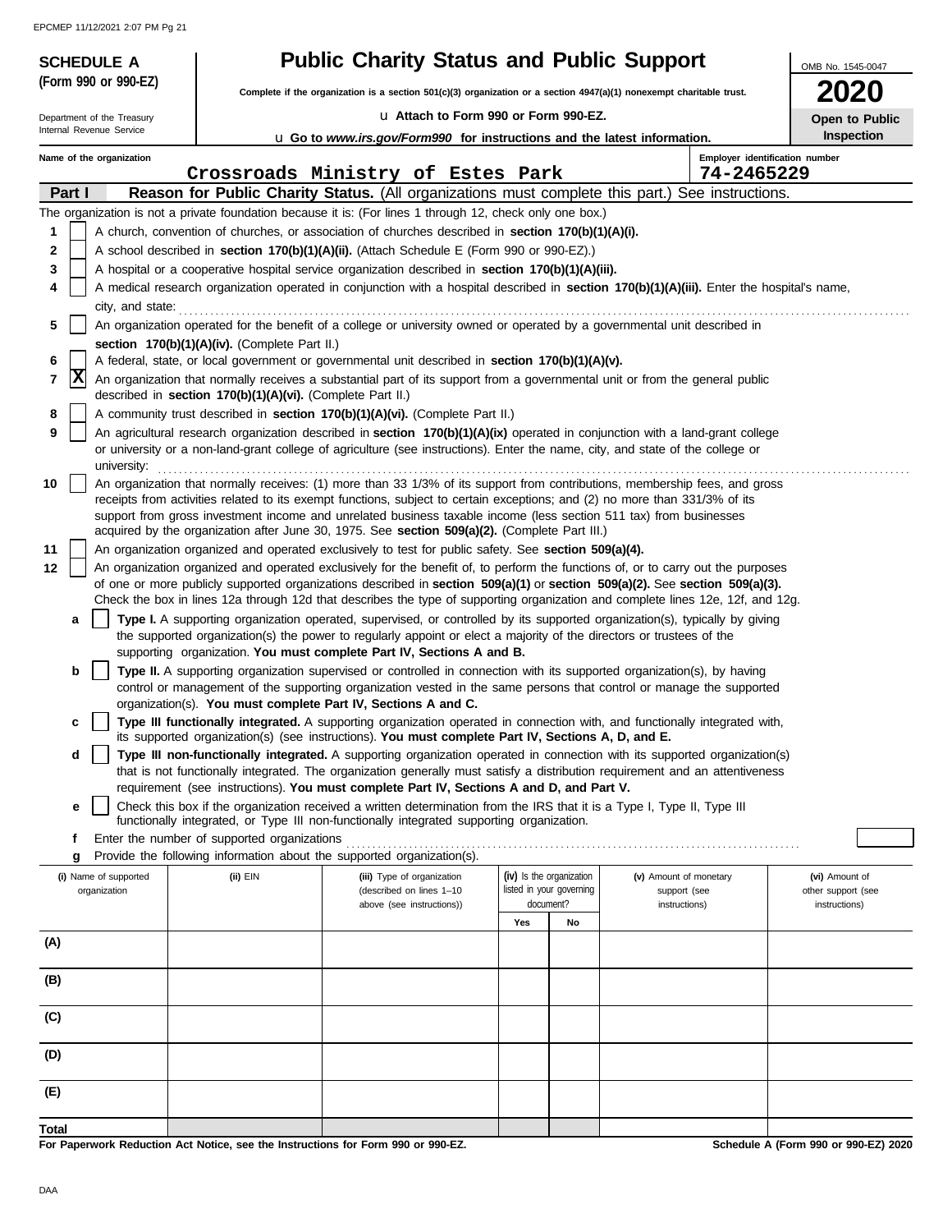**SCHEDULE A**
**(Form 990 or 990-EZ)**

Department of the Treasury
Internal Revenue Service

# Public Charity Status and Public Support

**Complete if the organization is a section 501(c)(3) organization or a section 4947(a)(1) nonexempt charitable trust.**

u **Attach to Form 990 or Form 990-EZ.**

u **Go to *www.irs.gov/Form990* for instructions and the latest information.**

OMB No. 1545-0047

**2020**

**Open to Public Inspection**

**Name of the organization**
Crossroads Ministry of Estes Park

**Employer identification number**
74-2465229

**Part I** **Reason for Public Charity Status.** (All organizations must complete this part.) See instructions.

The organization is not a private foundation because it is: (For lines 1 through 12, check only one box.)

1 [ ] A church, convention of churches, or association of churches described in **section 170(b)(1)(A)(i).**

2 [ ] A school described in **section 170(b)(1)(A)(ii).** (Attach Schedule E (Form 990 or 990-EZ).)

3 [ ] A hospital or a cooperative hospital service organization described in **section 170(b)(1)(A)(iii).**

4 [ ] A medical research organization operated in conjunction with a hospital described in **section 170(b)(1)(A)(iii).** Enter the hospital's name, city, and state:

5 [ ] An organization operated for the benefit of a college or university owned or operated by a governmental unit described in **section 170(b)(1)(A)(iv).** (Complete Part II.)

6 [ ] A federal, state, or local government or governmental unit described in **section 170(b)(1)(A)(v).**

7 [X] An organization that normally receives a substantial part of its support from a governmental unit or from the general public described in **section 170(b)(1)(A)(vi).** (Complete Part II.)

8 [ ] A community trust described in **section 170(b)(1)(A)(vi).** (Complete Part II.)

9 [ ] An agricultural research organization described in **section 170(b)(1)(A)(ix)** operated in conjunction with a land-grant college or university or a non-land-grant college of agriculture (see instructions). Enter the name, city, and state of the college or university:

10 [ ] An organization that normally receives: (1) more than 33 1/3% of its support from contributions, membership fees, and gross receipts from activities related to its exempt functions, subject to certain exceptions; and (2) no more than 331/3% of its support from gross investment income and unrelated business taxable income (less section 511 tax) from businesses acquired by the organization after June 30, 1975. See **section 509(a)(2).** (Complete Part III.)

11 [ ] An organization organized and operated exclusively to test for public safety. See **section 509(a)(4).**

12 [ ] An organization organized and operated exclusively for the benefit of, to perform the functions of, or to carry out the purposes of one or more publicly supported organizations described in **section 509(a)(1)** or **section 509(a)(2).** See **section 509(a)(3).** Check the box in lines 12a through 12d that describes the type of supporting organization and complete lines 12e, 12f, and 12g.

a [ ] **Type I.** A supporting organization operated, supervised, or controlled by its supported organization(s), typically by giving the supported organization(s) the power to regularly appoint or elect a majority of the directors or trustees of the supporting organization. **You must complete Part IV, Sections A and B.**

b [ ] **Type II.** A supporting organization supervised or controlled in connection with its supported organization(s), by having control or management of the supporting organization vested in the same persons that control or manage the supported organization(s). **You must complete Part IV, Sections A and C.**

c [ ] **Type III functionally integrated.** A supporting organization operated in connection with, and functionally integrated with, its supported organization(s) (see instructions). **You must complete Part IV, Sections A, D, and E.**

d [ ] **Type III non-functionally integrated.** A supporting organization operated in connection with its supported organization(s) that is not functionally integrated. The organization generally must satisfy a distribution requirement and an attentiveness requirement (see instructions). **You must complete Part IV, Sections A and D, and Part V.**

e [ ] Check this box if the organization received a written determination from the IRS that it is a Type I, Type II, Type III functionally integrated, or Type III non-functionally integrated supporting organization.

f Enter the number of supported organizations

g Provide the following information about the supported organization(s).

| | (i) Name of supported organization | (ii) EIN | (iii) Type of organization (described on lines 1–10 above (see instructions)) | (iv) Is the organization listed in your governing document? | | (v) Amount of monetary support (see instructions) | (vi) Amount of other support (see instructions) |
|---|---|---|---|---|---|---|---|
| | | | | Yes | No | | |
| (A) | | | | | | | |
| (B) | | | | | | | |
| (C) | | | | | | | |
| (D) | | | | | | | |
| (E) | | | | | | | |
| **Total** | | | | | | | |

**For Paperwork Reduction Act Notice, see the Instructions for Form 990 or 990-EZ.**

**Schedule A (Form 990 or 990-EZ) 2020**

DAA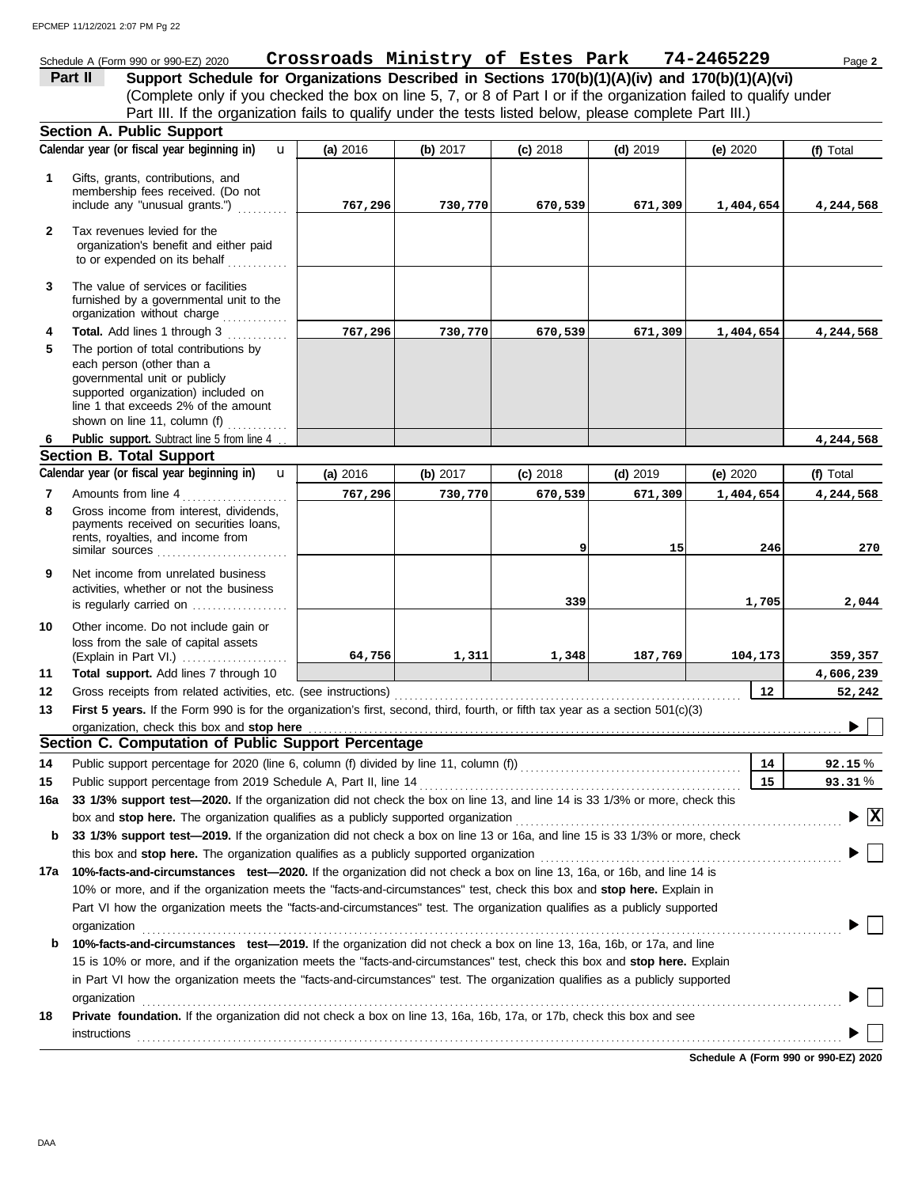Schedule A (Form 990 or 990-EZ) 2020 **Crossroads Ministry of Estes Park 74-2465229** Page **2**

## Part II Support Schedule for Organizations Described in Sections 170(b)(1)(A)(iv) and 170(b)(1)(A)(vi)

(Complete only if you checked the box on line 5, 7, or 8 of Part I or if the organization failed to qualify under Part III. If the organization fails to qualify under the tests listed below, please complete Part III.)

### Section A. Public Support

| Calendar year (or fiscal year beginning in) | (a) 2016 | (b) 2017 | (c) 2018 | (d) 2019 | (e) 2020 | (f) Total |
|---|---|---|---|---|---|---|
| **1** Gifts, grants, contributions, and membership fees received. (Do not include any "unusual grants.") | 767,296 | 730,770 | 670,539 | 671,309 | 1,404,654 | 4,244,568 |
| **2** Tax revenues levied for the organization's benefit and either paid to or expended on its behalf | | | | | | |
| **3** The value of services or facilities furnished by a governmental unit to the organization without charge | | | | | | |
| **4** **Total.** Add lines 1 through 3 | 767,296 | 730,770 | 670,539 | 671,309 | 1,404,654 | 4,244,568 |
| **5** The portion of total contributions by each person (other than a governmental unit or publicly supported organization) included on line 1 that exceeds 2% of the amount shown on line 11, column (f) | | | | | | |
| **6** **Public support.** Subtract line 5 from line 4 | | | | | | 4,244,568 |

### Section B. Total Support

| Calendar year (or fiscal year beginning in) | (a) 2016 | (b) 2017 | (c) 2018 | (d) 2019 | (e) 2020 | (f) Total |
|---|---|---|---|---|---|---|
| **7** Amounts from line 4 | 767,296 | 730,770 | 670,539 | 671,309 | 1,404,654 | 4,244,568 |
| **8** Gross income from interest, dividends, payments received on securities loans, rents, royalties, and income from similar sources | | | 9 | 15 | 246 | 270 |
| **9** Net income from unrelated business activities, whether or not the business is regularly carried on | | | 339 | | 1,705 | 2,044 |
| **10** Other income. Do not include gain or loss from the sale of capital assets (Explain in Part VI.) | 64,756 | 1,311 | 1,348 | 187,769 | 104,173 | 359,357 |
| **11** **Total support.** Add lines 7 through 10 | | | | | | 4,606,239 |

**12** Gross receipts from related activities, etc. (see instructions) — **12** — 52,242

**13** **First 5 years.** If the Form 990 is for the organization's first, second, third, fourth, or fifth tax year as a section 501(c)(3) organization, check this box and **stop here** ☐

### Section C. Computation of Public Support Percentage

**14** Public support percentage for 2020 (line 6, column (f) divided by line 11, column (f)) — **14** — 92.15 %

**15** Public support percentage from 2019 Schedule A, Part II, line 14 — **15** — 93.31 %

**16a** **33 1/3% support test—2020.** If the organization did not check the box on line 13, and line 14 is 33 1/3% or more, check this box and **stop here.** The organization qualifies as a publicly supported organization ☒

**b** **33 1/3% support test—2019.** If the organization did not check a box on line 13 or 16a, and line 15 is 33 1/3% or more, check this box and **stop here.** The organization qualifies as a publicly supported organization ☐

**17a** **10%-facts-and-circumstances test—2020.** If the organization did not check a box on line 13, 16a, or 16b, and line 14 is 10% or more, and if the organization meets the "facts-and-circumstances" test, check this box and **stop here.** Explain in Part VI how the organization meets the "facts-and-circumstances" test. The organization qualifies as a publicly supported organization ☐

**b** **10%-facts-and-circumstances test—2019.** If the organization did not check a box on line 13, 16a, 16b, or 17a, and line 15 is 10% or more, and if the organization meets the "facts-and-circumstances" test, check this box and **stop here.** Explain in Part VI how the organization meets the "facts-and-circumstances" test. The organization qualifies as a publicly supported organization ☐

**18** **Private foundation.** If the organization did not check a box on line 13, 16a, 16b, 17a, or 17b, check this box and see instructions ☐

**Schedule A (Form 990 or 990-EZ) 2020**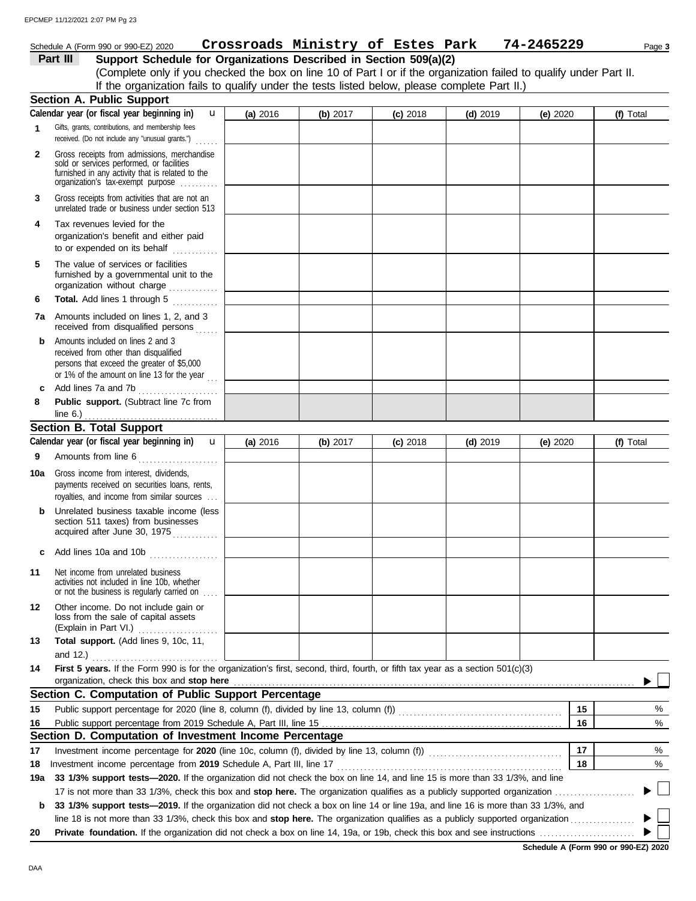Schedule A (Form 990 or 990-EZ) 2020 **Crossroads Ministry of Estes Park 74-2465229**

## Part III Support Schedule for Organizations Described in Section 509(a)(2)

(Complete only if you checked the box on line 10 of Part I or if the organization failed to qualify under Part II. If the organization fails to qualify under the tests listed below, please complete Part II.)

### Section A. Public Support

| Calendar year (or fiscal year beginning in) | (a) 2016 | (b) 2017 | (c) 2018 | (d) 2019 | (e) 2020 | (f) Total |
|---|---|---|---|---|---|---|
| **1** Gifts, grants, contributions, and membership fees received. (Do not include any "unusual grants.") | | | | | | |
| **2** Gross receipts from admissions, merchandise sold or services performed, or facilities furnished in any activity that is related to the organization's tax-exempt purpose | | | | | | |
| **3** Gross receipts from activities that are not an unrelated trade or business under section 513 | | | | | | |
| **4** Tax revenues levied for the organization's benefit and either paid to or expended on its behalf | | | | | | |
| **5** The value of services or facilities furnished by a governmental unit to the organization without charge | | | | | | |
| **6** **Total.** Add lines 1 through 5 | | | | | | |
| **7a** Amounts included on lines 1, 2, and 3 received from disqualified persons | | | | | | |
| **b** Amounts included on lines 2 and 3 received from other than disqualified persons that exceed the greater of $5,000 or 1% of the amount on line 13 for the year | | | | | | |
| **c** Add lines 7a and 7b | | | | | | |
| **8** **Public support.** (Subtract line 7c from line 6.) | | | | | | |

### Section B. Total Support

| Calendar year (or fiscal year beginning in) | (a) 2016 | (b) 2017 | (c) 2018 | (d) 2019 | (e) 2020 | (f) Total |
|---|---|---|---|---|---|---|
| **9** Amounts from line 6 | | | | | | |
| **10a** Gross income from interest, dividends, payments received on securities loans, rents, royalties, and income from similar sources | | | | | | |
| **b** Unrelated business taxable income (less section 511 taxes) from businesses acquired after June 30, 1975 | | | | | | |
| **c** Add lines 10a and 10b | | | | | | |
| **11** Net income from unrelated business activities not included in line 10b, whether or not the business is regularly carried on | | | | | | |
| **12** Other income. Do not include gain or loss from the sale of capital assets (Explain in Part VI.) | | | | | | |
| **13** **Total support.** (Add lines 9, 10c, 11, and 12.) | | | | | | |

**14** **First 5 years.** If the Form 990 is for the organization's first, second, third, fourth, or fifth tax year as a section 501(c)(3) organization, check this box and **stop here** ▶ ☐

### Section C. Computation of Public Support Percentage

| | | | |
|---|---|---|---|
| **15** | Public support percentage for 2020 (line 8, column (f), divided by line 13, column (f)) | 15 | % |
| **16** | Public support percentage from 2019 Schedule A, Part III, line 15 | 16 | % |

### Section D. Computation of Investment Income Percentage

| | | | |
|---|---|---|---|
| **17** | Investment income percentage for **2020** (line 10c, column (f), divided by line 13, column (f)) | 17 | % |
| **18** | Investment income percentage from **2019** Schedule A, Part III, line 17 | 18 | % |

**19a** **33 1/3% support tests—2020.** If the organization did not check the box on line 14, and line 15 is more than 33 1/3%, and line 17 is not more than 33 1/3%, check this box and **stop here.** The organization qualifies as a publicly supported organization ▶ ☐

**b** **33 1/3% support tests—2019.** If the organization did not check a box on line 14 or line 19a, and line 16 is more than 33 1/3%, and line 18 is not more than 33 1/3%, check this box and **stop here.** The organization qualifies as a publicly supported organization ▶ ☐

**20** **Private foundation.** If the organization did not check a box on line 14, 19a, or 19b, check this box and see instructions ▶ ☐

**Schedule A (Form 990 or 990-EZ) 2020**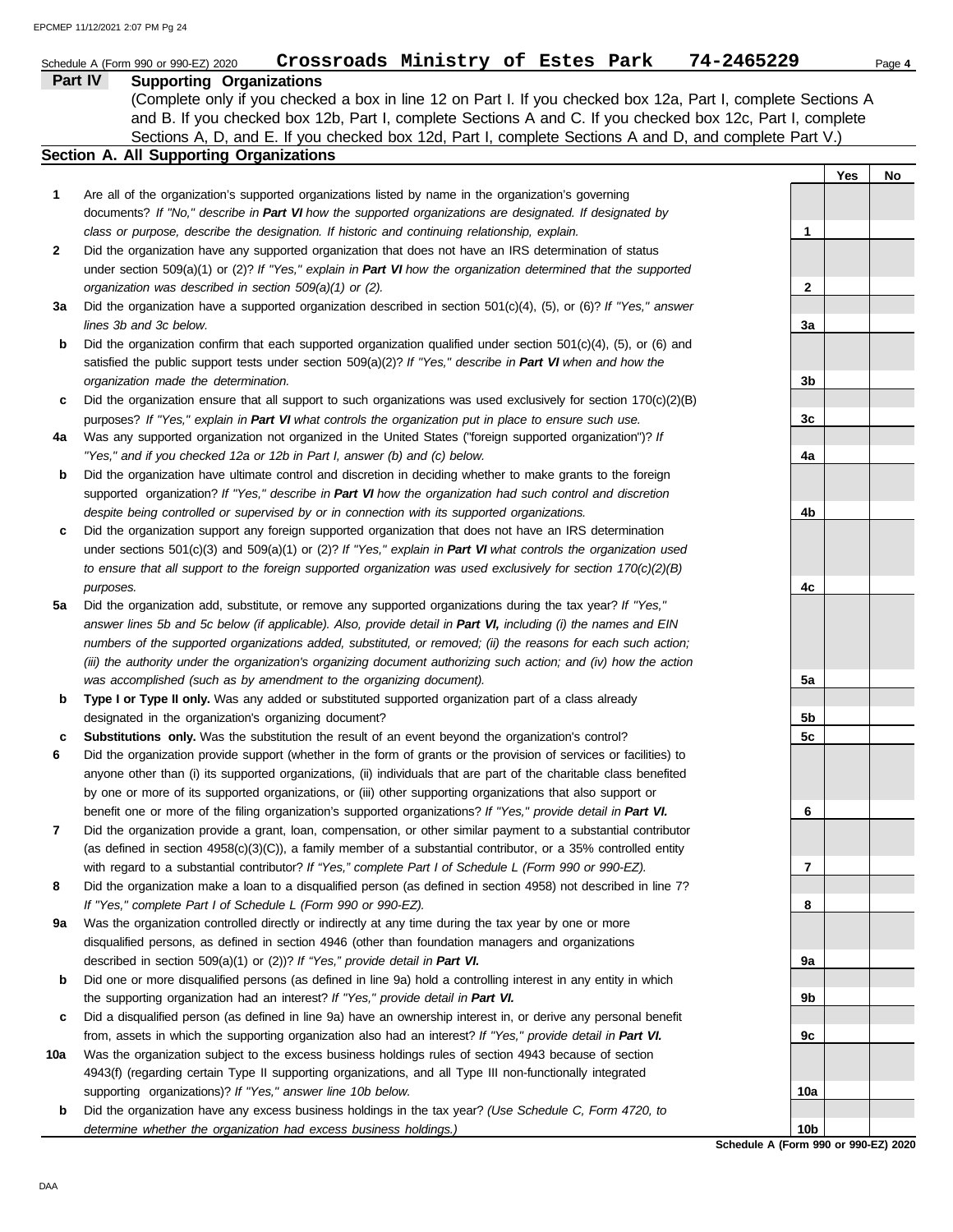Schedule A (Form 990 or 990-EZ) 2020 **Crossroads Ministry of Estes Park 74-2465229** Page **4**

## Part IV Supporting Organizations

(Complete only if you checked a box in line 12 on Part I. If you checked box 12a, Part I, complete Sections A and B. If you checked box 12b, Part I, complete Sections A and C. If you checked box 12c, Part I, complete Sections A, D, and E. If you checked box 12d, Part I, complete Sections A and D, and complete Part V.)

### Section A. All Supporting Organizations

| | | | Yes | No |
|---|---|---|---|---|
| **1** | Are all of the organization's supported organizations listed by name in the organization's governing documents? *If "No," describe in **Part VI** how the supported organizations are designated. If designated by class or purpose, describe the designation. If historic and continuing relationship, explain.* | 1 | | |
| **2** | Did the organization have any supported organization that does not have an IRS determination of status under section 509(a)(1) or (2)? *If "Yes," explain in **Part VI** how the organization determined that the supported organization was described in section 509(a)(1) or (2).* | 2 | | |
| **3a** | Did the organization have a supported organization described in section 501(c)(4), (5), or (6)? *If "Yes," answer lines 3b and 3c below.* | 3a | | |
| **b** | Did the organization confirm that each supported organization qualified under section 501(c)(4), (5), or (6) and satisfied the public support tests under section 509(a)(2)? *If "Yes," describe in **Part VI** when and how the organization made the determination.* | 3b | | |
| **c** | Did the organization ensure that all support to such organizations was used exclusively for section 170(c)(2)(B) purposes? *If "Yes," explain in **Part VI** what controls the organization put in place to ensure such use.* | 3c | | |
| **4a** | Was any supported organization not organized in the United States ("foreign supported organization")? *If "Yes," and if you checked 12a or 12b in Part I, answer (b) and (c) below.* | 4a | | |
| **b** | Did the organization have ultimate control and discretion in deciding whether to make grants to the foreign supported organization? *If "Yes," describe in **Part VI** how the organization had such control and discretion despite being controlled or supervised by or in connection with its supported organizations.* | 4b | | |
| **c** | Did the organization support any foreign supported organization that does not have an IRS determination under sections 501(c)(3) and 509(a)(1) or (2)? *If "Yes," explain in **Part VI** what controls the organization used to ensure that all support to the foreign supported organization was used exclusively for section 170(c)(2)(B) purposes.* | 4c | | |
| **5a** | Did the organization add, substitute, or remove any supported organizations during the tax year? *If "Yes," answer lines 5b and 5c below (if applicable). Also, provide detail in **Part VI,** including (i) the names and EIN numbers of the supported organizations added, substituted, or removed; (ii) the reasons for each such action; (iii) the authority under the organization's organizing document authorizing such action; and (iv) how the action was accomplished (such as by amendment to the organizing document).* | 5a | | |
| **b** | **Type I or Type II only.** Was any added or substituted supported organization part of a class already designated in the organization's organizing document? | 5b | | |
| **c** | **Substitutions only.** Was the substitution the result of an event beyond the organization's control? | 5c | | |
| **6** | Did the organization provide support (whether in the form of grants or the provision of services or facilities) to anyone other than (i) its supported organizations, (ii) individuals that are part of the charitable class benefited by one or more of its supported organizations, or (iii) other supporting organizations that also support or benefit one or more of the filing organization's supported organizations? *If "Yes," provide detail in **Part VI.*** | 6 | | |
| **7** | Did the organization provide a grant, loan, compensation, or other similar payment to a substantial contributor (as defined in section 4958(c)(3)(C)), a family member of a substantial contributor, or a 35% controlled entity with regard to a substantial contributor? *If "Yes," complete Part I of Schedule L (Form 990 or 990-EZ).* | 7 | | |
| **8** | Did the organization make a loan to a disqualified person (as defined in section 4958) not described in line 7? *If "Yes," complete Part I of Schedule L (Form 990 or 990-EZ).* | 8 | | |
| **9a** | Was the organization controlled directly or indirectly at any time during the tax year by one or more disqualified persons, as defined in section 4946 (other than foundation managers and organizations described in section 509(a)(1) or (2))? *If "Yes," provide detail in **Part VI.*** | 9a | | |
| **b** | Did one or more disqualified persons (as defined in line 9a) hold a controlling interest in any entity in which the supporting organization had an interest? *If "Yes," provide detail in **Part VI.*** | 9b | | |
| **c** | Did a disqualified person (as defined in line 9a) have an ownership interest in, or derive any personal benefit from, assets in which the supporting organization also had an interest? *If "Yes," provide detail in **Part VI.*** | 9c | | |
| **10a** | Was the organization subject to the excess business holdings rules of section 4943 because of section 4943(f) (regarding certain Type II supporting organizations, and all Type III non-functionally integrated supporting organizations)? *If "Yes," answer line 10b below.* | 10a | | |
| **b** | Did the organization have any excess business holdings in the tax year? *(Use Schedule C, Form 4720, to determine whether the organization had excess business holdings.)* | 10b | | |

**Schedule A (Form 990 or 990-EZ) 2020**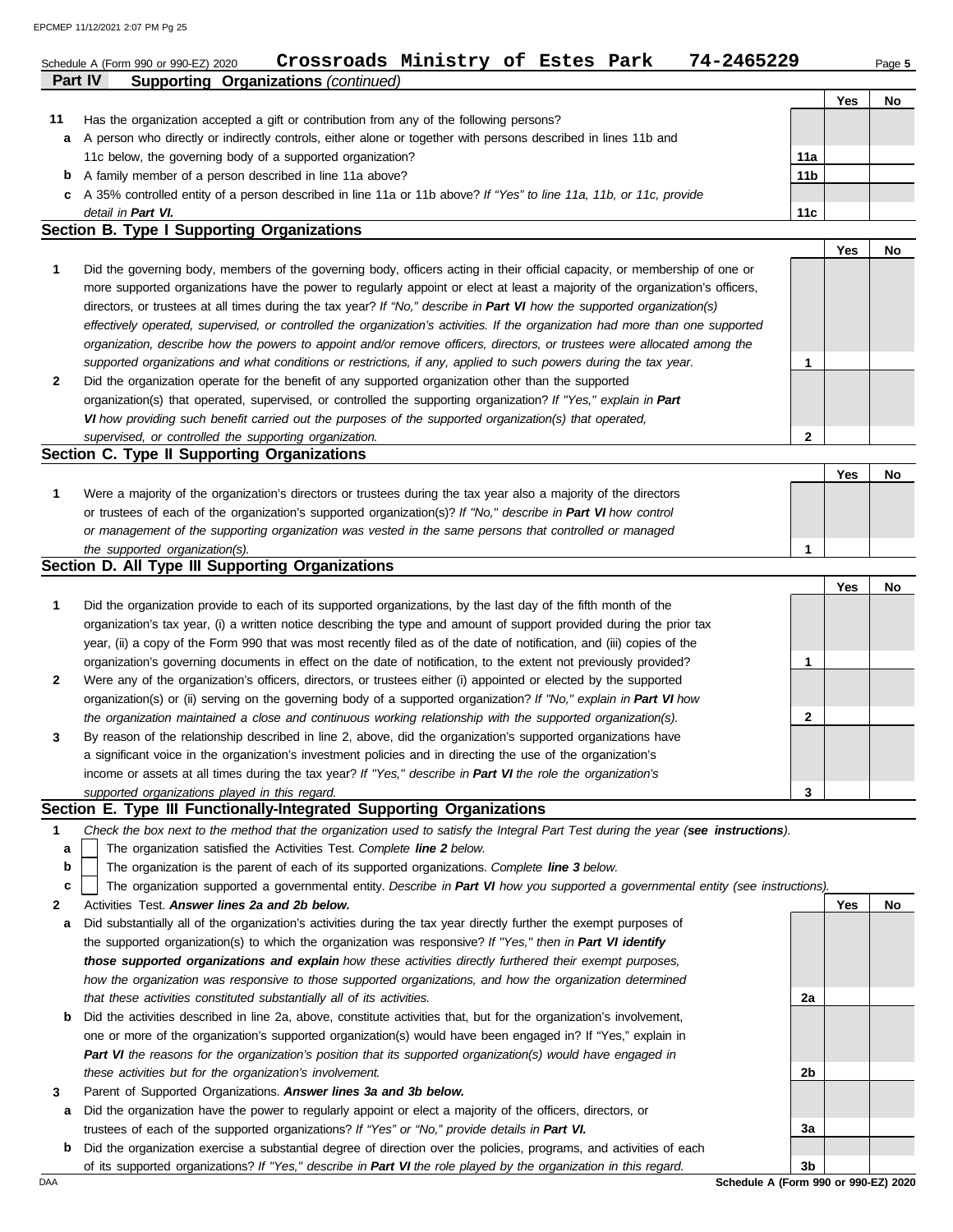Schedule A (Form 990 or 990-EZ) 2020 **Crossroads Ministry of Estes Park 74-2465229** Page **5**

**Part IV Supporting Organizations** *(continued)*

| | | | Yes | No |
|---|---|---|---|---|
| **11** | Has the organization accepted a gift or contribution from any of the following persons? | | | |
| **a** | A person who directly or indirectly controls, either alone or together with persons described in lines 11b and 11c below, the governing body of a supported organization? | **11a** | | |
| **b** | A family member of a person described in line 11a above? | **11b** | | |
| **c** | A 35% controlled entity of a person described in line 11a or 11b above? *If "Yes" to line 11a, 11b, or 11c, provide detail in* ***Part VI.*** | **11c** | | |

## Section B. Type I Supporting Organizations

| | | | Yes | No |
|---|---|---|---|---|
| **1** | Did the governing body, members of the governing body, officers acting in their official capacity, or membership of one or more supported organizations have the power to regularly appoint or elect at least a majority of the organization's officers, directors, or trustees at all times during the tax year? *If "No," describe in* ***Part VI*** *how the supported organization(s) effectively operated, supervised, or controlled the organization's activities. If the organization had more than one supported organization, describe how the powers to appoint and/or remove officers, directors, or trustees were allocated among the supported organizations and what conditions or restrictions, if any, applied to such powers during the tax year.* | **1** | | |
| **2** | Did the organization operate for the benefit of any supported organization other than the supported organization(s) that operated, supervised, or controlled the supporting organization? *If "Yes," explain in* ***Part VI*** *how providing such benefit carried out the purposes of the supported organization(s) that operated, supervised, or controlled the supporting organization.* | **2** | | |

## Section C. Type II Supporting Organizations

| | | | Yes | No |
|---|---|---|---|---|
| **1** | Were a majority of the organization's directors or trustees during the tax year also a majority of the directors or trustees of each of the organization's supported organization(s)? *If "No," describe in* ***Part VI*** *how control or management of the supporting organization was vested in the same persons that controlled or managed the supported organization(s).* | **1** | | |

## Section D. All Type III Supporting Organizations

| | | | Yes | No |
|---|---|---|---|---|
| **1** | Did the organization provide to each of its supported organizations, by the last day of the fifth month of the organization's tax year, (i) a written notice describing the type and amount of support provided during the prior tax year, (ii) a copy of the Form 990 that was most recently filed as of the date of notification, and (iii) copies of the organization's governing documents in effect on the date of notification, to the extent not previously provided? | **1** | | |
| **2** | Were any of the organization's officers, directors, or trustees either (i) appointed or elected by the supported organization(s) or (ii) serving on the governing body of a supported organization? *If "No," explain in* ***Part VI*** *how the organization maintained a close and continuous working relationship with the supported organization(s).* | **2** | | |
| **3** | By reason of the relationship described in line 2, above, did the organization's supported organizations have a significant voice in the organization's investment policies and in directing the use of the organization's income or assets at all times during the tax year? *If "Yes," describe in* ***Part VI*** *the role the organization's supported organizations played in this regard.* | **3** | | |

## Section E. Type III Functionally-Integrated Supporting Organizations

**1** *Check the box next to the method that the organization used to satisfy the Integral Part Test during the year (**see instructions**).*

- **a** ☐ The organization satisfied the Activities Test. *Complete **line 2** below.*
- **b** ☐ The organization is the parent of each of its supported organizations. *Complete **line 3** below.*
- **c** ☐ The organization supported a governmental entity. *Describe in **Part VI** how you supported a governmental entity (see instructions).*

| | | | Yes | No |
|---|---|---|---|---|
| **2** | Activities Test. ***Answer lines 2a and 2b below.*** | | | |
| **a** | Did substantially all of the organization's activities during the tax year directly further the exempt purposes of the supported organization(s) to which the organization was responsive? *If "Yes," then in* ***Part VI identify those supported organizations and explain*** *how these activities directly furthered their exempt purposes, how the organization was responsive to those supported organizations, and how the organization determined that these activities constituted substantially all of its activities.* | **2a** | | |
| **b** | Did the activities described in line 2a, above, constitute activities that, but for the organization's involvement, one or more of the organization's supported organization(s) would have been engaged in? If "Yes," explain in ***Part VI*** *the reasons for the organization's position that its supported organization(s) would have engaged in these activities but for the organization's involvement.* | **2b** | | |
| **3** | Parent of Supported Organizations. ***Answer lines 3a and 3b below.*** | | | |
| **a** | Did the organization have the power to regularly appoint or elect a majority of the officers, directors, or trustees of each of the supported organizations? *If "Yes" or "No," provide details in* ***Part VI.*** | **3a** | | |
| **b** | Did the organization exercise a substantial degree of direction over the policies, programs, and activities of each of its supported organizations? *If "Yes," describe in* ***Part VI*** *the role played by the organization in this regard.* | **3b** | | |

DAA **Schedule A (Form 990 or 990-EZ) 2020**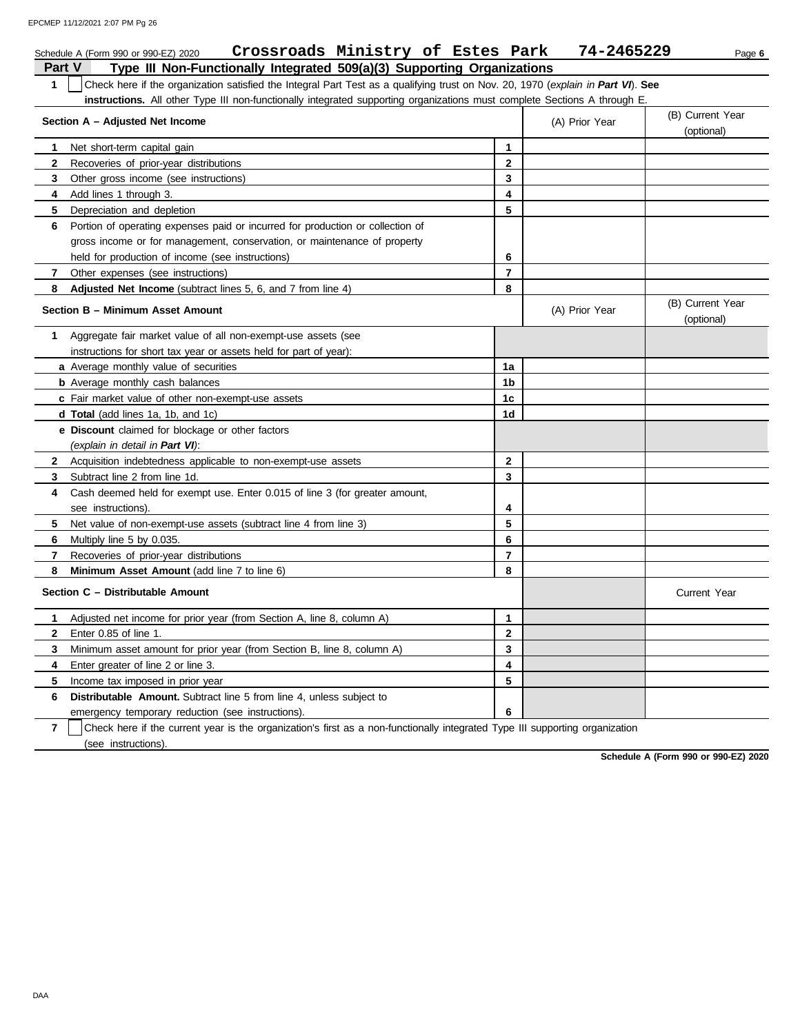Schedule A (Form 990 or 990-EZ) 2020 **Crossroads Ministry of Estes Park 74-2465229**

## Part V Type III Non-Functionally Integrated 509(a)(3) Supporting Organizations

**1** ☐ Check here if the organization satisfied the Integral Part Test as a qualifying trust on Nov. 20, 1970 (*explain in* ***Part VI***). **See instructions.** All other Type III non-functionally integrated supporting organizations must complete Sections A through E.

| Section A – Adjusted Net Income | | (A) Prior Year | (B) Current Year (optional) |
|---|---|---|---|
| **1** Net short-term capital gain | 1 | | |
| **2** Recoveries of prior-year distributions | 2 | | |
| **3** Other gross income (see instructions) | 3 | | |
| **4** Add lines 1 through 3. | 4 | | |
| **5** Depreciation and depletion | 5 | | |
| **6** Portion of operating expenses paid or incurred for production or collection of gross income or for management, conservation, or maintenance of property held for production of income (see instructions) | 6 | | |
| **7** Other expenses (see instructions) | 7 | | |
| **8** **Adjusted Net Income** (subtract lines 5, 6, and 7 from line 4) | 8 | | |

| Section B – Minimum Asset Amount | | (A) Prior Year | (B) Current Year (optional) |
|---|---|---|---|
| **1** Aggregate fair market value of all non-exempt-use assets (see instructions for short tax year or assets held for part of year): | | | |
| **a** Average monthly value of securities | 1a | | |
| **b** Average monthly cash balances | 1b | | |
| **c** Fair market value of other non-exempt-use assets | 1c | | |
| **d** **Total** (add lines 1a, 1b, and 1c) | 1d | | |
| **e** **Discount** claimed for blockage or other factors (*explain in detail in* ***Part VI***): | | | |
| **2** Acquisition indebtedness applicable to non-exempt-use assets | 2 | | |
| **3** Subtract line 2 from line 1d. | 3 | | |
| **4** Cash deemed held for exempt use. Enter 0.015 of line 3 (for greater amount, see instructions). | 4 | | |
| **5** Net value of non-exempt-use assets (subtract line 4 from line 3) | 5 | | |
| **6** Multiply line 5 by 0.035. | 6 | | |
| **7** Recoveries of prior-year distributions | 7 | | |
| **8** **Minimum Asset Amount** (add line 7 to line 6) | 8 | | |

| Section C – Distributable Amount | | | Current Year |
|---|---|---|---|
| **1** Adjusted net income for prior year (from Section A, line 8, column A) | 1 | | |
| **2** Enter 0.85 of line 1. | 2 | | |
| **3** Minimum asset amount for prior year (from Section B, line 8, column A) | 3 | | |
| **4** Enter greater of line 2 or line 3. | 4 | | |
| **5** Income tax imposed in prior year | 5 | | |
| **6** **Distributable Amount.** Subtract line 5 from line 4, unless subject to emergency temporary reduction (see instructions). | 6 | | |

**7** ☐ Check here if the current year is the organization's first as a non-functionally integrated Type III supporting organization (see instructions).

**Schedule A (Form 990 or 990-EZ) 2020**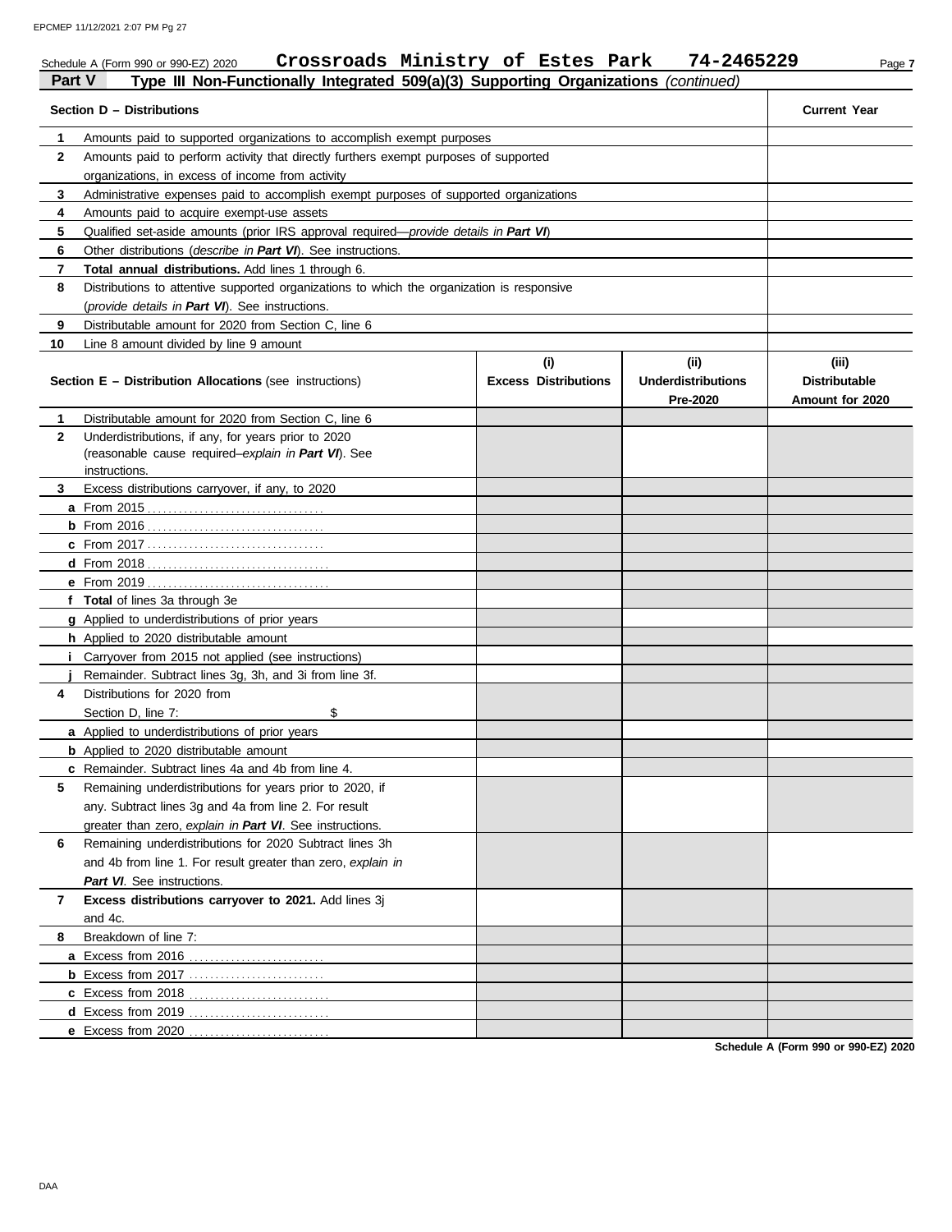Schedule A (Form 990 or 990-EZ) 2020 **Crossroads Ministry of Estes Park 74-2465229**

**Part V — Type III Non-Functionally Integrated 509(a)(3) Supporting Organizations** *(continued)*

| Section D – Distributions | | Current Year |
|---|---|---|
| **1** | Amounts paid to supported organizations to accomplish exempt purposes | |
| **2** | Amounts paid to perform activity that directly furthers exempt purposes of supported organizations, in excess of income from activity | |
| **3** | Administrative expenses paid to accomplish exempt purposes of supported organizations | |
| **4** | Amounts paid to acquire exempt-use assets | |
| **5** | Qualified set-aside amounts (prior IRS approval required—*provide details in **Part VI***) | |
| **6** | Other distributions (*describe in **Part VI***). See instructions. | |
| **7** | **Total annual distributions.** Add lines 1 through 6. | |
| **8** | Distributions to attentive supported organizations to which the organization is responsive (*provide details in **Part VI***). See instructions. | |
| **9** | Distributable amount for 2020 from Section C, line 6 | |
| **10** | Line 8 amount divided by line 9 amount | |

| | Section E – Distribution Allocations (see instructions) | (i) Excess Distributions | (ii) Underdistributions Pre-2020 | (iii) Distributable Amount for 2020 |
|---|---|---|---|---|
| **1** | Distributable amount for 2020 from Section C, line 6 | | | |
| **2** | Underdistributions, if any, for years prior to 2020 (reasonable cause required–*explain in **Part VI***). See instructions. | | | |
| **3** | Excess distributions carryover, if any, to 2020 | | | |
| **a** | From 2015 | | | |
| **b** | From 2016 | | | |
| **c** | From 2017 | | | |
| **d** | From 2018 | | | |
| **e** | From 2019 | | | |
| **f** | **Total** of lines 3a through 3e | | | |
| **g** | Applied to underdistributions of prior years | | | |
| **h** | Applied to 2020 distributable amount | | | |
| **i** | Carryover from 2015 not applied (see instructions) | | | |
| **j** | Remainder. Subtract lines 3g, 3h, and 3i from line 3f. | | | |
| **4** | Distributions for 2020 from Section D, line 7: $ | | | |
| **a** | Applied to underdistributions of prior years | | | |
| **b** | Applied to 2020 distributable amount | | | |
| **c** | Remainder. Subtract lines 4a and 4b from line 4. | | | |
| **5** | Remaining underdistributions for years prior to 2020, if any. Subtract lines 3g and 4a from line 2. For result greater than zero, *explain in **Part VI***. See instructions. | | | |
| **6** | Remaining underdistributions for 2020 Subtract lines 3h and 4b from line 1. For result greater than zero, *explain in **Part VI***. See instructions. | | | |
| **7** | **Excess distributions carryover to 2021.** Add lines 3j and 4c. | | | |
| **8** | Breakdown of line 7: | | | |
| **a** | Excess from 2016 | | | |
| **b** | Excess from 2017 | | | |
| **c** | Excess from 2018 | | | |
| **d** | Excess from 2019 | | | |
| **e** | Excess from 2020 | | | |

**Schedule A (Form 990 or 990-EZ) 2020**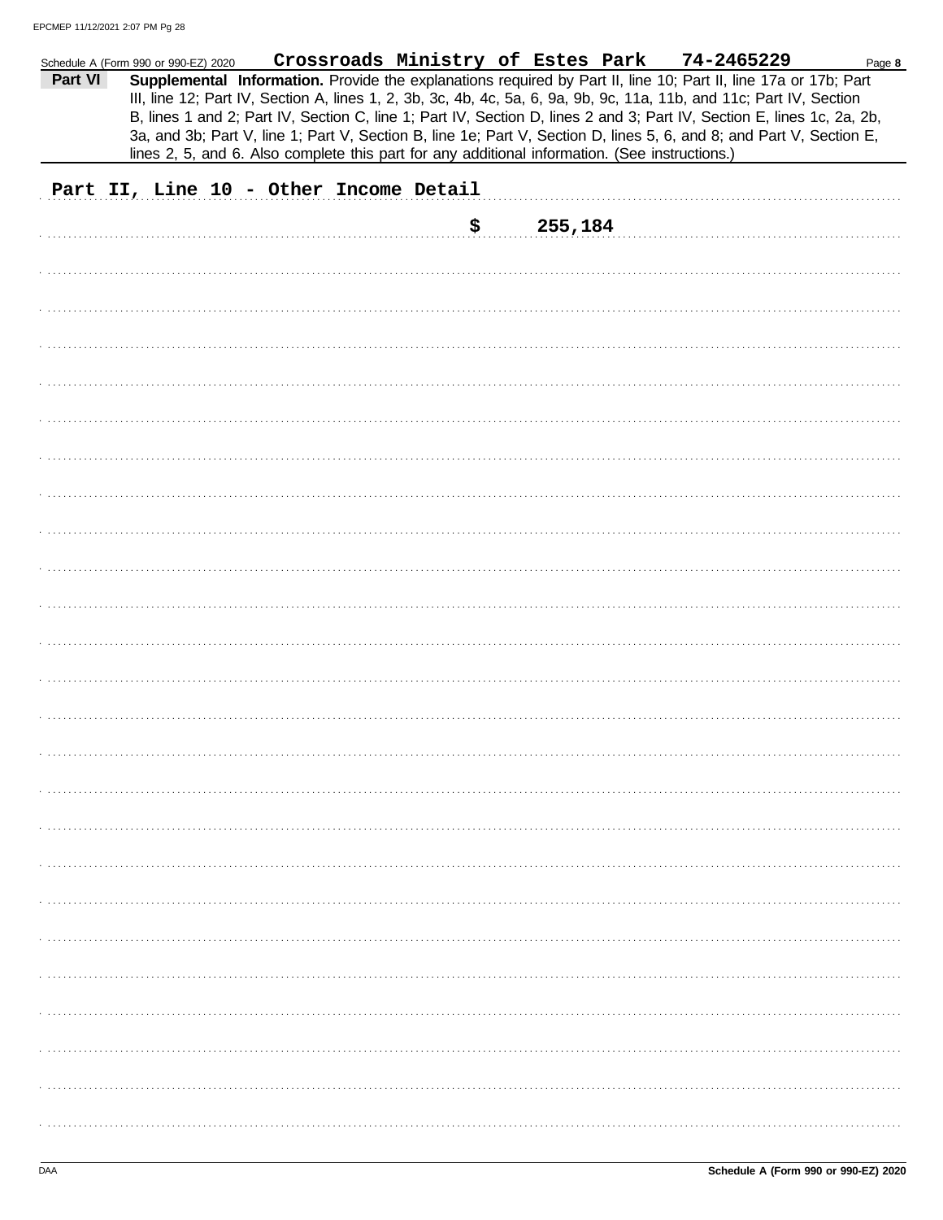Schedule A (Form 990 or 990-EZ) 2020 **Crossroads Ministry of Estes Park 74-2465229** Page **8**

**Part VI** **Supplemental Information.** Provide the explanations required by Part II, line 10; Part II, line 17a or 17b; Part III, line 12; Part IV, Section A, lines 1, 2, 3b, 3c, 4b, 4c, 5a, 6, 9a, 9b, 9c, 11a, 11b, and 11c; Part IV, Section B, lines 1 and 2; Part IV, Section C, line 1; Part IV, Section D, lines 2 and 3; Part IV, Section E, lines 1c, 2a, 2b, 3a, and 3b; Part V, line 1; Part V, Section B, line 1e; Part V, Section D, lines 5, 6, and 8; and Part V, Section E, lines 2, 5, and 6. Also complete this part for any additional information. (See instructions.)

**Part II, Line 10 - Other Income Detail**

**$ 255,184**

Schedule A (Form 990 or 990-EZ) 2020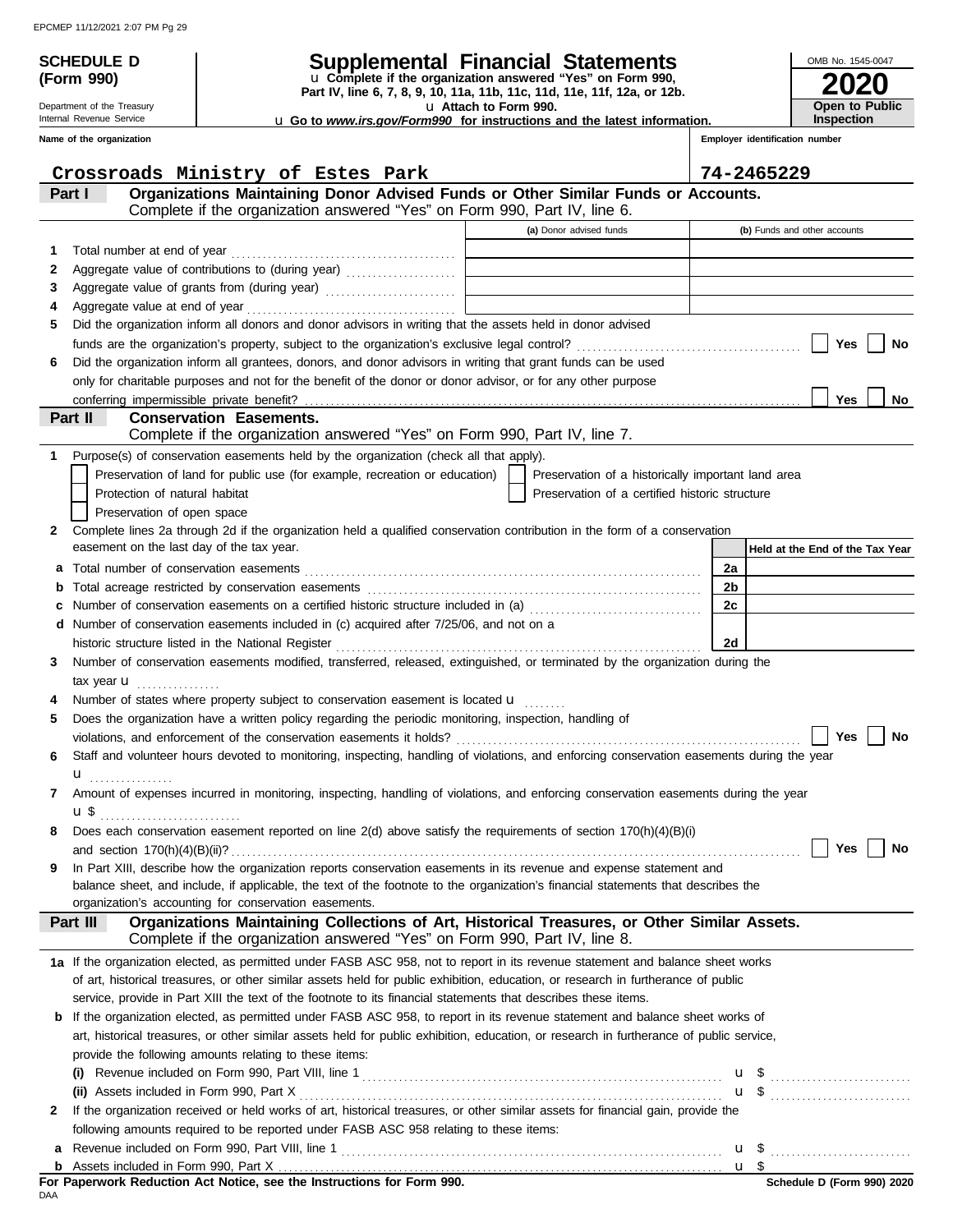**SCHEDULE D (Form 990)**

Department of the Treasury
Internal Revenue Service

# Supplemental Financial Statements

u Complete if the organization answered "Yes" on Form 990, Part IV, line 6, 7, 8, 9, 10, 11a, 11b, 11c, 11d, 11e, 11f, 12a, or 12b.
u Attach to Form 990.
u Go to *www.irs.gov/Form990* for instructions and the latest information.

OMB No. 1545-0047

**2020**

**Open to Public Inspection**

**Name of the organization:** Crossroads Ministry of Estes Park

**Employer identification number:** 74-2465229

## Part I — Organizations Maintaining Donor Advised Funds or Other Similar Funds or Accounts.

Complete if the organization answered "Yes" on Form 990, Part IV, line 6.

| | | (a) Donor advised funds | (b) Funds and other accounts |
|---|---|---|---|
| 1 | Total number at end of year | | |
| 2 | Aggregate value of contributions to (during year) | | |
| 3 | Aggregate value of grants from (during year) | | |
| 4 | Aggregate value at end of year | | |

5 Did the organization inform all donors and donor advisors in writing that the assets held in donor advised funds are the organization's property, subject to the organization's exclusive legal control? ☐ Yes ☐ No

6 Did the organization inform all grantees, donors, and donor advisors in writing that grant funds can be used only for charitable purposes and not for the benefit of the donor or donor advisor, or for any other purpose conferring impermissible private benefit? ☐ Yes ☐ No

## Part II — Conservation Easements.

Complete if the organization answered "Yes" on Form 990, Part IV, line 7.

1 Purpose(s) of conservation easements held by the organization (check all that apply).

- ☐ Preservation of land for public use (for example, recreation or education)
- ☐ Preservation of a historically important land area
- ☐ Protection of natural habitat
- ☐ Preservation of a certified historic structure
- ☐ Preservation of open space

2 Complete lines 2a through 2d if the organization held a qualified conservation contribution in the form of a conservation easement on the last day of the tax year.

| | | | Held at the End of the Tax Year |
|---|---|---|---|
| a | Total number of conservation easements | 2a | |
| b | Total acreage restricted by conservation easements | 2b | |
| c | Number of conservation easements on a certified historic structure included in (a) | 2c | |
| d | Number of conservation easements included in (c) acquired after 7/25/06, and not on a historic structure listed in the National Register | 2d | |

3 Number of conservation easements modified, transferred, released, extinguished, or terminated by the organization during the tax year u

4 Number of states where property subject to conservation easement is located u

5 Does the organization have a written policy regarding the periodic monitoring, inspection, handling of violations, and enforcement of the conservation easements it holds? ☐ Yes ☐ No

6 Staff and volunteer hours devoted to monitoring, inspecting, handling of violations, and enforcing conservation easements during the year u

7 Amount of expenses incurred in monitoring, inspecting, handling of violations, and enforcing conservation easements during the year u $

8 Does each conservation easement reported on line 2(d) above satisfy the requirements of section 170(h)(4)(B)(i) and section 170(h)(4)(B)(ii)? ☐ Yes ☐ No

9 In Part XIII, describe how the organization reports conservation easements in its revenue and expense statement and balance sheet, and include, if applicable, the text of the footnote to the organization's financial statements that describes the organization's accounting for conservation easements.

## Part III — Organizations Maintaining Collections of Art, Historical Treasures, or Other Similar Assets.

Complete if the organization answered "Yes" on Form 990, Part IV, line 8.

1a If the organization elected, as permitted under FASB ASC 958, not to report in its revenue statement and balance sheet works of art, historical treasures, or other similar assets held for public exhibition, education, or research in furtherance of public service, provide in Part XIII the text of the footnote to its financial statements that describes these items.

b If the organization elected, as permitted under FASB ASC 958, to report in its revenue statement and balance sheet works of art, historical treasures, or other similar assets held for public exhibition, education, or research in furtherance of public service, provide the following amounts relating to these items:

(i) Revenue included on Form 990, Part VIII, line 1 u $

(ii) Assets included in Form 990, Part X u $

2 If the organization received or held works of art, historical treasures, or other similar assets for financial gain, provide the following amounts required to be reported under FASB ASC 958 relating to these items:

a Revenue included on Form 990, Part VIII, line 1 u $

b Assets included in Form 990, Part X u $

**For Paperwork Reduction Act Notice, see the Instructions for Form 990.**

DAA

**Schedule D (Form 990) 2020**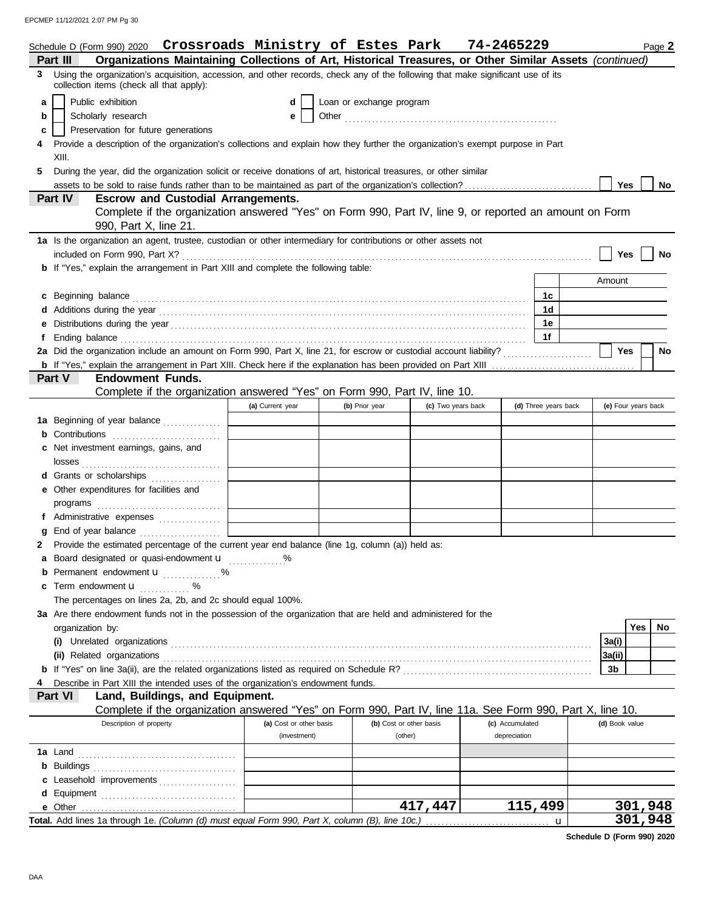Schedule D (Form 990) 2020 **Crossroads Ministry of Estes Park** **74-2465229** Page **2**

## Part III Organizations Maintaining Collections of Art, Historical Treasures, or Other Similar Assets *(continued)*

**3** Using the organization's acquisition, accession, and other records, check any of the following that make significant use of its collection items (check all that apply):

- **a** ☐ Public exhibition
- **b** ☐ Scholarly research
- **c** ☐ Preservation for future generations
- **d** ☐ Loan or exchange program
- **e** ☐ Other ..........

**4** Provide a description of the organization's collections and explain how they further the organization's exempt purpose in Part XIII.

**5** During the year, did the organization solicit or receive donations of art, historical treasures, or other similar assets to be sold to raise funds rather than to be maintained as part of the organization's collection? ☐ Yes ☐ No

## Part IV Escrow and Custodial Arrangements.

Complete if the organization answered "Yes" on Form 990, Part IV, line 9, or reported an amount on Form 990, Part X, line 21.

**1a** Is the organization an agent, trustee, custodian or other intermediary for contributions or other assets not included on Form 990, Part X? ☐ Yes ☐ No

**b** If "Yes," explain the arrangement in Part XIII and complete the following table:

| | | Amount |
|---|---|---|
| **c** Beginning balance | 1c | |
| **d** Additions during the year | 1d | |
| **e** Distributions during the year | 1e | |
| **f** Ending balance | 1f | |

**2a** Did the organization include an amount on Form 990, Part X, line 21, for escrow or custodial account liability? ☐ Yes ☐ No

**b** If "Yes," explain the arrangement in Part XIII. Check here if the explanation has been provided on Part XIII ☐

## Part V Endowment Funds.

Complete if the organization answered "Yes" on Form 990, Part IV, line 10.

| | (a) Current year | (b) Prior year | (c) Two years back | (d) Three years back | (e) Four years back |
|---|---|---|---|---|---|
| **1a** Beginning of year balance | | | | | |
| **b** Contributions | | | | | |
| **c** Net investment earnings, gains, and losses | | | | | |
| **d** Grants or scholarships | | | | | |
| **e** Other expenditures for facilities and programs | | | | | |
| **f** Administrative expenses | | | | | |
| **g** End of year balance | | | | | |

**2** Provide the estimated percentage of the current year end balance (line 1g, column (a)) held as:

- **a** Board designated or quasi-endowment u ..........%
- **b** Permanent endowment u ..........%
- **c** Term endowment u ..........%

The percentages on lines 2a, 2b, and 2c should equal 100%.

**3a** Are there endowment funds not in the possession of the organization that are held and administered for the organization by:

| | | Yes | No |
|---|---|---|---|
| **(i)** Unrelated organizations | 3a(i) | | |
| **(ii)** Related organizations | 3a(ii) | | |
| **b** If "Yes" on line 3a(ii), are the related organizations listed as required on Schedule R? | 3b | | |

**4** Describe in Part XIII the intended uses of the organization's endowment funds.

## Part VI Land, Buildings, and Equipment.

Complete if the organization answered "Yes" on Form 990, Part IV, line 11a. See Form 990, Part X, line 10.

| Description of property | (a) Cost or other basis (investment) | (b) Cost or other basis (other) | (c) Accumulated depreciation | (d) Book value |
|---|---|---|---|---|
| **1a** Land | | | | |
| **b** Buildings | | | | |
| **c** Leasehold improvements | | | | |
| **d** Equipment | | | | |
| **e** Other | | **417,447** | **115,499** | **301,948** |
| **Total.** Add lines 1a through 1e. *(Column (d) must equal Form 990, Part X, column (B), line 10c.)* u | | | | **301,948** |

**Schedule D (Form 990) 2020**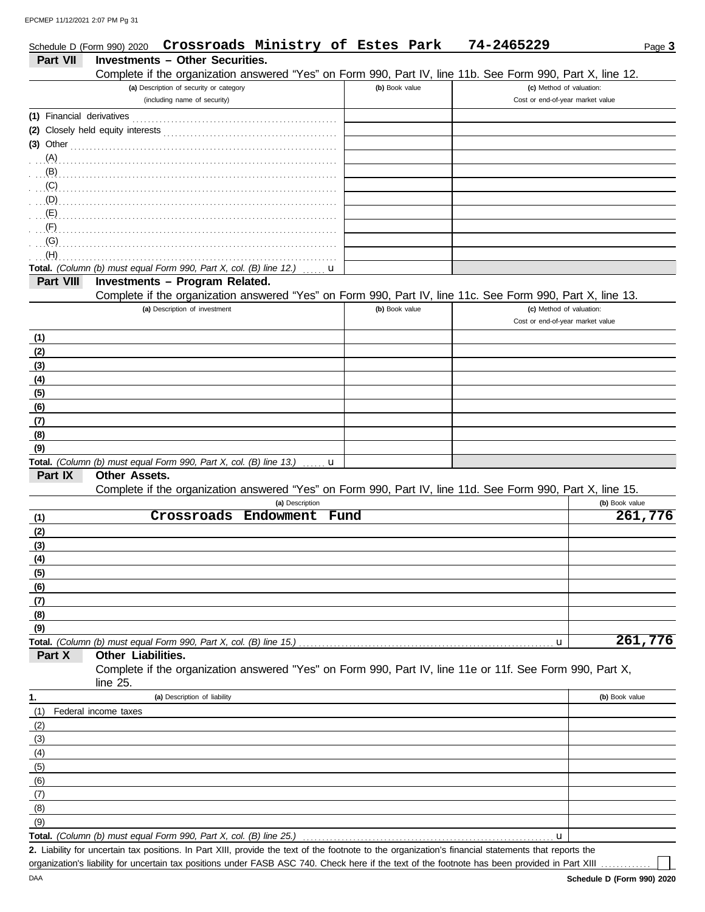Schedule D (Form 990) 2020 **Crossroads Ministry of Estes Park** **74-2465229** Page **3**

## Part VII Investments – Other Securities.

Complete if the organization answered "Yes" on Form 990, Part IV, line 11b. See Form 990, Part X, line 12.

| (a) Description of security or category (including name of security) | (b) Book value | (c) Method of valuation: Cost or end-of-year market value |
|---|---|---|
| (1) Financial derivatives | | |
| (2) Closely held equity interests | | |
| (3) Other | | |
| (A) | | |
| (B) | | |
| (C) | | |
| (D) | | |
| (E) | | |
| (F) | | |
| (G) | | |
| (H) | | |
| **Total.** *(Column (b) must equal Form 990, Part X, col. (B) line 12.)* u | | |

## Part VIII Investments – Program Related.

Complete if the organization answered "Yes" on Form 990, Part IV, line 11c. See Form 990, Part X, line 13.

| (a) Description of investment | (b) Book value | (c) Method of valuation: Cost or end-of-year market value |
|---|---|---|
| (1) | | |
| (2) | | |
| (3) | | |
| (4) | | |
| (5) | | |
| (6) | | |
| (7) | | |
| (8) | | |
| (9) | | |
| **Total.** *(Column (b) must equal Form 990, Part X, col. (B) line 13.)* u | | |

## Part IX Other Assets.

Complete if the organization answered "Yes" on Form 990, Part IV, line 11d. See Form 990, Part X, line 15.

| | (a) Description | (b) Book value |
|---|---|---|
| (1) | Crossroads Endowment Fund | 261,776 |
| (2) | | |
| (3) | | |
| (4) | | |
| (5) | | |
| (6) | | |
| (7) | | |
| (8) | | |
| (9) | | |
| **Total.** | *(Column (b) must equal Form 990, Part X, col. (B) line 15.)* u | 261,776 |

## Part X Other Liabilities.

Complete if the organization answered "Yes" on Form 990, Part IV, line 11e or 11f. See Form 990, Part X, line 25.

| 1. | (a) Description of liability | (b) Book value |
|---|---|---|
| (1) | Federal income taxes | |
| (2) | | |
| (3) | | |
| (4) | | |
| (5) | | |
| (6) | | |
| (7) | | |
| (8) | | |
| (9) | | |
| **Total.** | *(Column (b) must equal Form 990, Part X, col. (B) line 25.)* u | |

**2.** Liability for uncertain tax positions. In Part XIII, provide the text of the footnote to the organization's financial statements that reports the organization's liability for uncertain tax positions under FASB ASC 740. Check here if the text of the footnote has been provided in Part XIII ☐

Schedule D (Form 990) 2020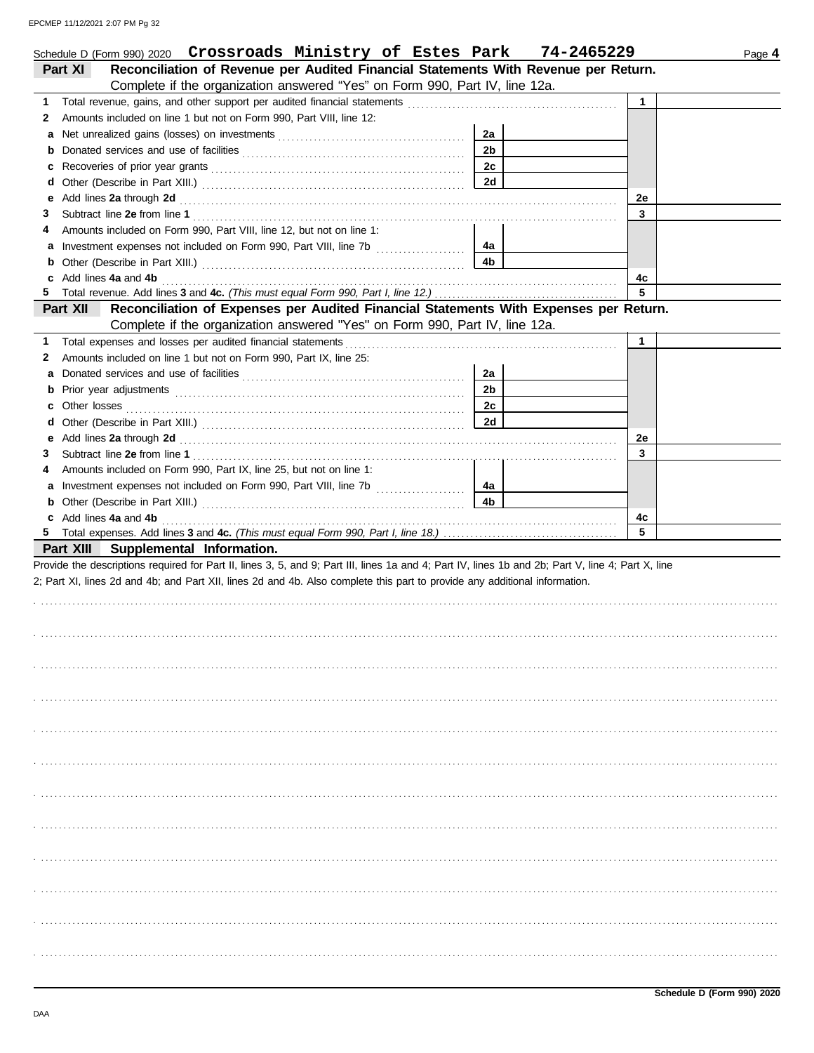Schedule D (Form 990) 2020 **Crossroads Ministry of Estes Park 74-2465229** Page **4**

## Part XI Reconciliation of Revenue per Audited Financial Statements With Revenue per Return.

Complete if the organization answered "Yes" on Form 990, Part IV, line 12a.

| | | | | | |
|---|---|---|---|---|---|
| **1** | Total revenue, gains, and other support per audited financial statements | | | **1** | |
| **2** | Amounts included on line 1 but not on Form 990, Part VIII, line 12: | | | | |
| **a** | Net unrealized gains (losses) on investments | **2a** | | | |
| **b** | Donated services and use of facilities | **2b** | | | |
| **c** | Recoveries of prior year grants | **2c** | | | |
| **d** | Other (Describe in Part XIII.) | **2d** | | | |
| **e** | Add lines **2a** through **2d** | | | **2e** | |
| **3** | Subtract line **2e** from line **1** | | | **3** | |
| **4** | Amounts included on Form 990, Part VIII, line 12, but not on line 1: | | | | |
| **a** | Investment expenses not included on Form 990, Part VIII, line 7b | **4a** | | | |
| **b** | Other (Describe in Part XIII.) | **4b** | | | |
| **c** | Add lines **4a** and **4b** | | | **4c** | |
| **5** | Total revenue. Add lines **3** and **4c.** *(This must equal Form 990, Part I, line 12.)* | | | **5** | |

## Part XII Reconciliation of Expenses per Audited Financial Statements With Expenses per Return.

Complete if the organization answered "Yes" on Form 990, Part IV, line 12a.

| | | | | | |
|---|---|---|---|---|---|
| **1** | Total expenses and losses per audited financial statements | | | **1** | |
| **2** | Amounts included on line 1 but not on Form 990, Part IX, line 25: | | | | |
| **a** | Donated services and use of facilities | **2a** | | | |
| **b** | Prior year adjustments | **2b** | | | |
| **c** | Other losses | **2c** | | | |
| **d** | Other (Describe in Part XIII.) | **2d** | | | |
| **e** | Add lines **2a** through **2d** | | | **2e** | |
| **3** | Subtract line **2e** from line **1** | | | **3** | |
| **4** | Amounts included on Form 990, Part IX, line 25, but not on line 1: | | | | |
| **a** | Investment expenses not included on Form 990, Part VIII, line 7b | **4a** | | | |
| **b** | Other (Describe in Part XIII.) | **4b** | | | |
| **c** | Add lines **4a** and **4b** | | | **4c** | |
| **5** | Total expenses. Add lines **3** and **4c.** *(This must equal Form 990, Part I, line 18.)* | | | **5** | |

## Part XIII Supplemental Information.

Provide the descriptions required for Part II, lines 3, 5, and 9; Part III, lines 1a and 4; Part IV, lines 1b and 2b; Part V, line 4; Part X, line 2; Part XI, lines 2d and 4b; and Part XII, lines 2d and 4b. Also complete this part to provide any additional information.

**Schedule D (Form 990) 2020**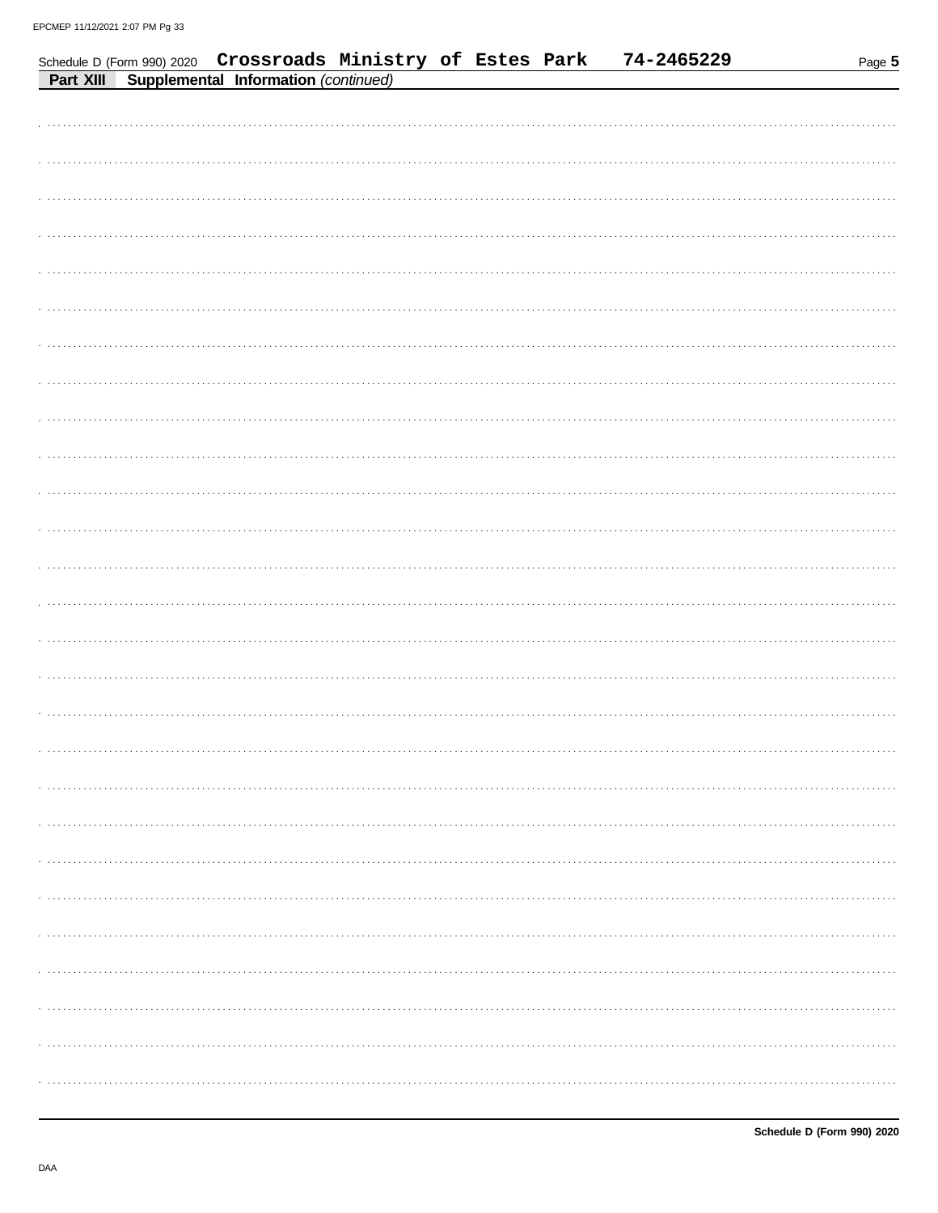Schedule D (Form 990) 2020 **Crossroads Ministry of Estes Park** **74-2465229**

**Part XIII** **Supplemental Information** *(continued)*

**Schedule D (Form 990) 2020**

DAA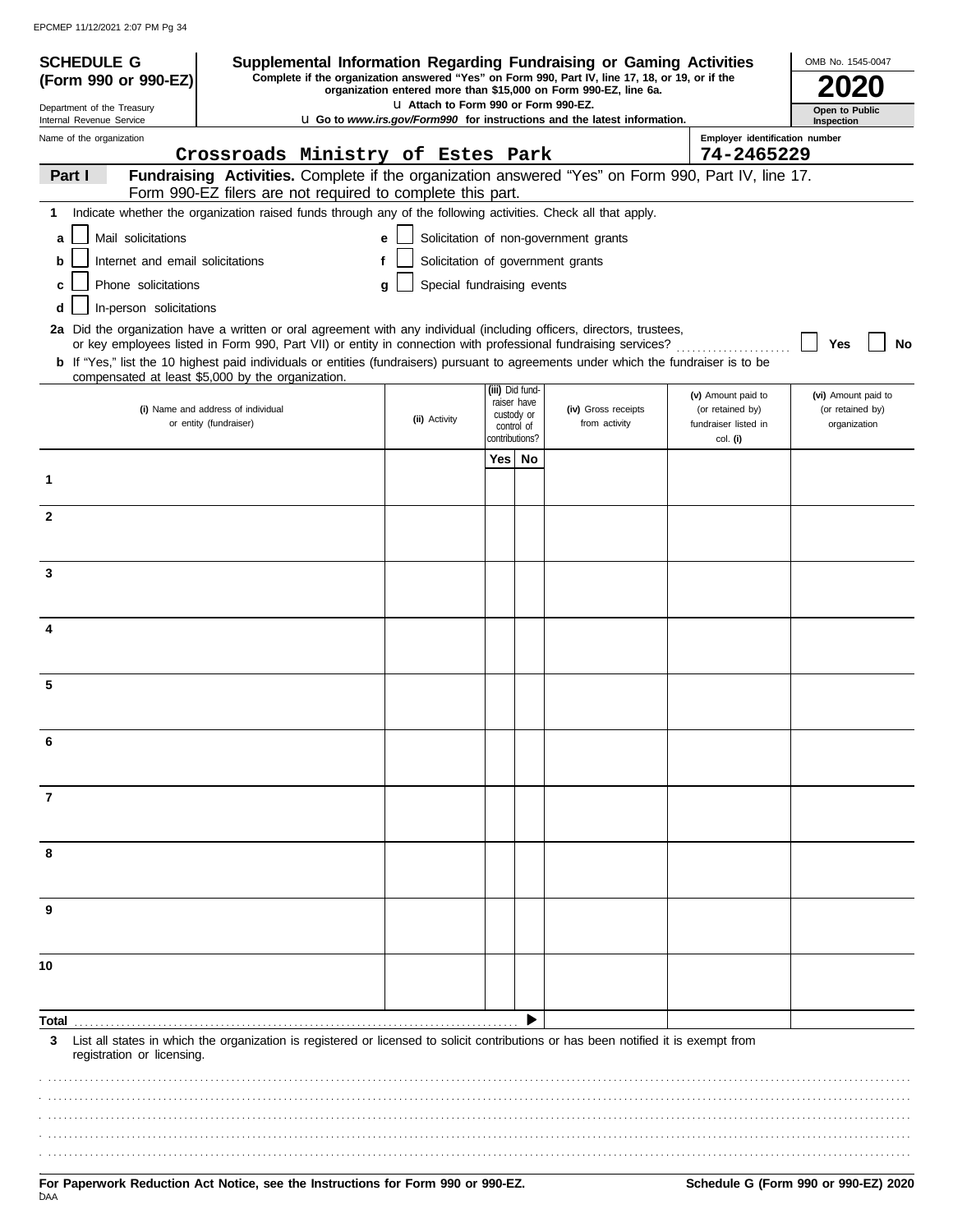**SCHEDULE G (Form 990 or 990-EZ)**

Department of the Treasury
Internal Revenue Service

# Supplemental Information Regarding Fundraising or Gaming Activities

**Complete if the organization answered "Yes" on Form 990, Part IV, line 17, 18, or 19, or if the organization entered more than $15,000 on Form 990-EZ, line 6a.**

**u Attach to Form 990 or Form 990-EZ.**

**u Go to *www.irs.gov/Form990* for instructions and the latest information.**

OMB No. 1545-0047

**2020**

**Open to Public Inspection**

Name of the organization: Crossroads Ministry of Estes Park

Employer identification number: 74-2465229

## Part I — Fundraising Activities.

Complete if the organization answered "Yes" on Form 990, Part IV, line 17. Form 990-EZ filers are not required to complete this part.

**1** Indicate whether the organization raised funds through any of the following activities. Check all that apply.

- **a** ☐ Mail solicitations
- **b** ☐ Internet and email solicitations
- **c** ☐ Phone solicitations
- **d** ☐ In-person solicitations
- **e** ☐ Solicitation of non-government grants
- **f** ☐ Solicitation of government grants
- **g** ☐ Special fundraising events

**2a** Did the organization have a written or oral agreement with any individual (including officers, directors, trustees, or key employees listed in Form 990, Part VII) or entity in connection with professional fundraising services? ☐ Yes ☐ No

**b** If "Yes," list the 10 highest paid individuals or entities (fundraisers) pursuant to agreements under which the fundraiser is to be compensated at least $5,000 by the organization.

| | (i) Name and address of individual or entity (fundraiser) | (ii) Activity | (iii) Did fundraiser have custody or control of contributions? Yes | No | (iv) Gross receipts from activity | (v) Amount paid to (or retained by) fundraiser listed in col. (i) | (vi) Amount paid to (or retained by) organization |
|---|---|---|---|---|---|---|---|
| 1 | | | | | | | |
| 2 | | | | | | | |
| 3 | | | | | | | |
| 4 | | | | | | | |
| 5 | | | | | | | |
| 6 | | | | | | | |
| 7 | | | | | | | |
| 8 | | | | | | | |
| 9 | | | | | | | |
| 10 | | | | | | | |
| **Total** | | | | ▶ | | | |

**3** List all states in which the organization is registered or licensed to solicit contributions or has been notified it is exempt from registration or licensing.

**For Paperwork Reduction Act Notice, see the Instructions for Form 990 or 990-EZ.**

**Schedule G (Form 990 or 990-EZ) 2020**

DAA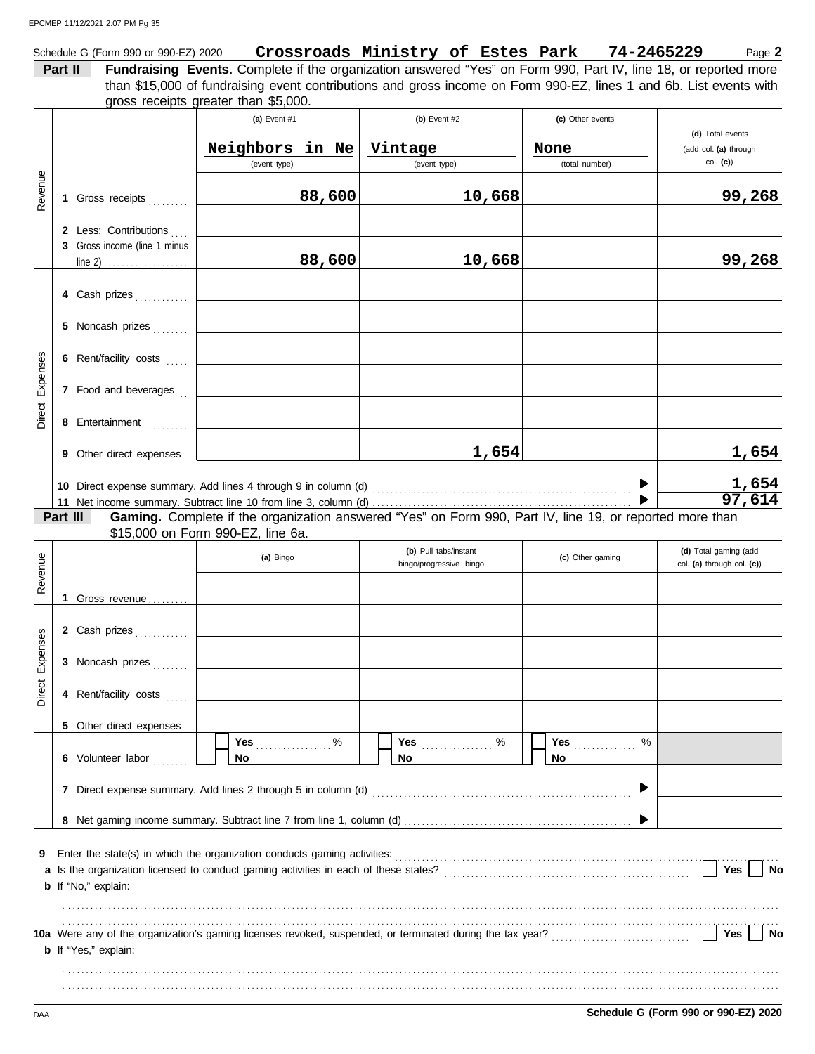Schedule G (Form 990 or 990-EZ) 2020 **Crossroads Ministry of Estes Park 74-2465229** Page **2**

**Part II** **Fundraising Events.** Complete if the organization answered "Yes" on Form 990, Part IV, line 18, or reported more than $15,000 of fundraising event contributions and gross income on Form 990-EZ, lines 1 and 6b. List events with gross receipts greater than $5,000.

| | | (a) Event #1 | (b) Event #2 | (c) Other events | (d) Total events (add col. (a) through col. (c)) |
|---|---|---|---|---|---|
| | | Neighbors in Ne (event type) | Vintage (event type) | None (total number) | |
| Revenue | 1 Gross receipts | 88,600 | 10,668 | | 99,268 |
| | 2 Less: Contributions | | | | |
| | 3 Gross income (line 1 minus line 2) | 88,600 | 10,668 | | 99,268 |
| Direct Expenses | 4 Cash prizes | | | | |
| | 5 Noncash prizes | | | | |
| | 6 Rent/facility costs | | | | |
| | 7 Food and beverages | | | | |
| | 8 Entertainment | | | | |
| | 9 Other direct expenses | | 1,654 | | 1,654 |
| | 10 Direct expense summary. Add lines 4 through 9 in column (d) | | | | 1,654 |
| | 11 Net income summary. Subtract line 10 from line 3, column (d) | | | | 97,614 |

**Part III** **Gaming.** Complete if the organization answered "Yes" on Form 990, Part IV, line 19, or reported more than $15,000 on Form 990-EZ, line 6a.

| | | (a) Bingo | (b) Pull tabs/instant bingo/progressive bingo | (c) Other gaming | (d) Total gaming (add col. (a) through col. (c)) |
|---|---|---|---|---|---|
| Revenue | 1 Gross revenue | | | | |
| Direct Expenses | 2 Cash prizes | | | | |
| | 3 Noncash prizes | | | | |
| | 4 Rent/facility costs | | | | |
| | 5 Other direct expenses | | | | |
| | 6 Volunteer labor | Yes ____ % No | Yes ____ % No | Yes ____ % No | |
| | 7 Direct expense summary. Add lines 2 through 5 in column (d) | | | | |
| | 8 Net gaming income summary. Subtract line 7 from line 1, column (d) | | | | |

9 Enter the state(s) in which the organization conducts gaming activities:

a Is the organization licensed to conduct gaming activities in each of these states? Yes No

b If "No," explain:

10a Were any of the organization's gaming licenses revoked, suspended, or terminated during the tax year? Yes No

b If "Yes," explain:

DAA **Schedule G (Form 990 or 990-EZ) 2020**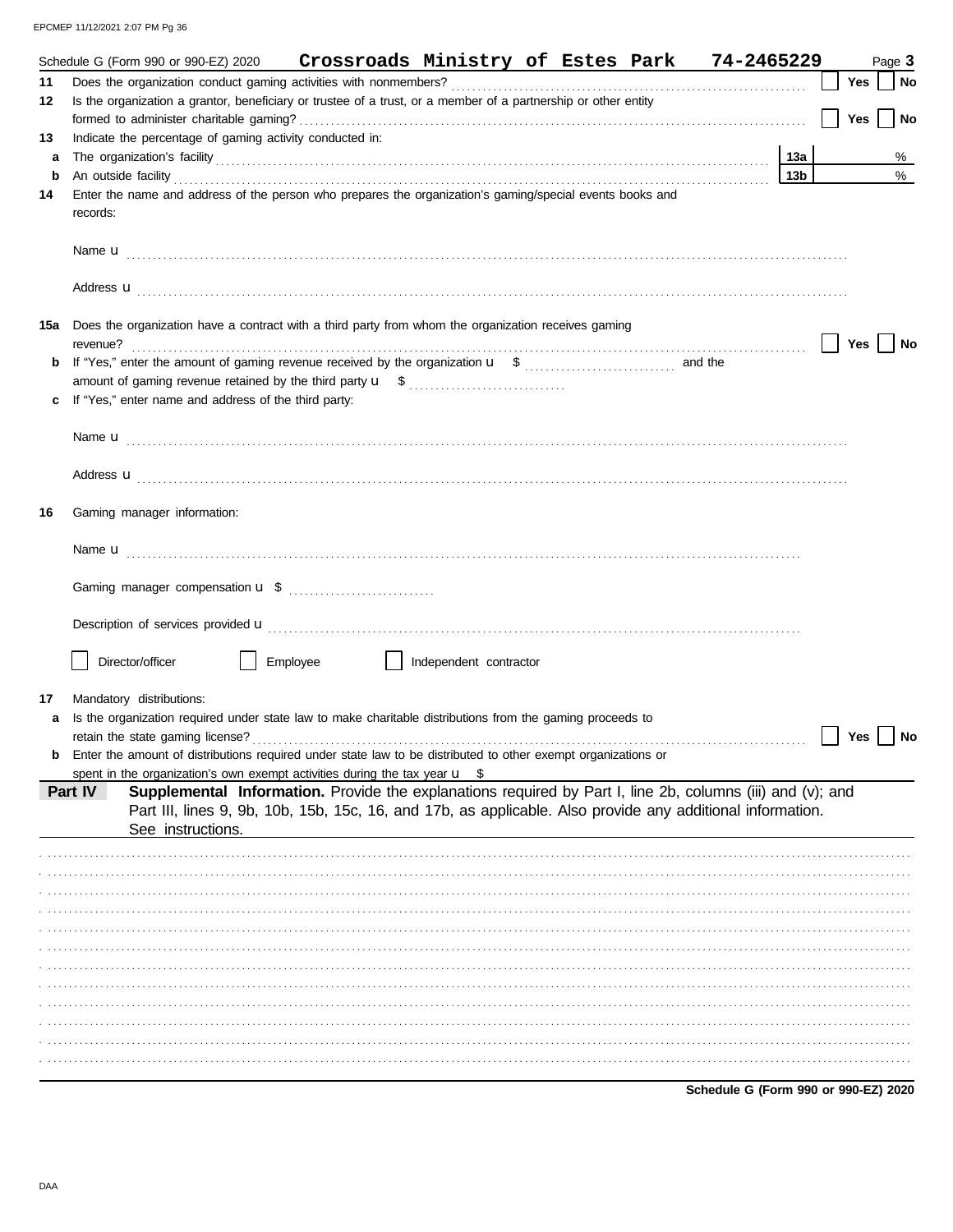Schedule G (Form 990 or 990-EZ) 2020 **Crossroads Ministry of Estes Park 74-2465229** Page **3**

**11** Does the organization conduct gaming activities with nonmembers? ☐ Yes ☐ No

**12** Is the organization a grantor, beneficiary or trustee of a trust, or a member of a partnership or other entity formed to administer charitable gaming? ☐ Yes ☐ No

**13** Indicate the percentage of gaming activity conducted in:

**a** The organization's facility **13a** %

**b** An outside facility **13b** %

**14** Enter the name and address of the person who prepares the organization's gaming/special events books and records:

Name u

Address u

**15a** Does the organization have a contract with a third party from whom the organization receives gaming revenue? ☐ Yes ☐ No

**b** If "Yes," enter the amount of gaming revenue received by the organization u $ and the amount of gaming revenue retained by the third party u $

**c** If "Yes," enter name and address of the third party:

Name u

Address u

**16** Gaming manager information:

Name u

Gaming manager compensation u $

Description of services provided u

☐ Director/officer ☐ Employee ☐ Independent contractor

**17** Mandatory distributions:

**a** Is the organization required under state law to make charitable distributions from the gaming proceeds to retain the state gaming license? ☐ Yes ☐ No

**b** Enter the amount of distributions required under state law to be distributed to other exempt organizations or spent in the organization's own exempt activities during the tax year u $

**Part IV** **Supplemental Information.** Provide the explanations required by Part I, line 2b, columns (iii) and (v); and Part III, lines 9, 9b, 10b, 15b, 15c, 16, and 17b, as applicable. Also provide any additional information. See instructions.

**Schedule G (Form 990 or 990-EZ) 2020**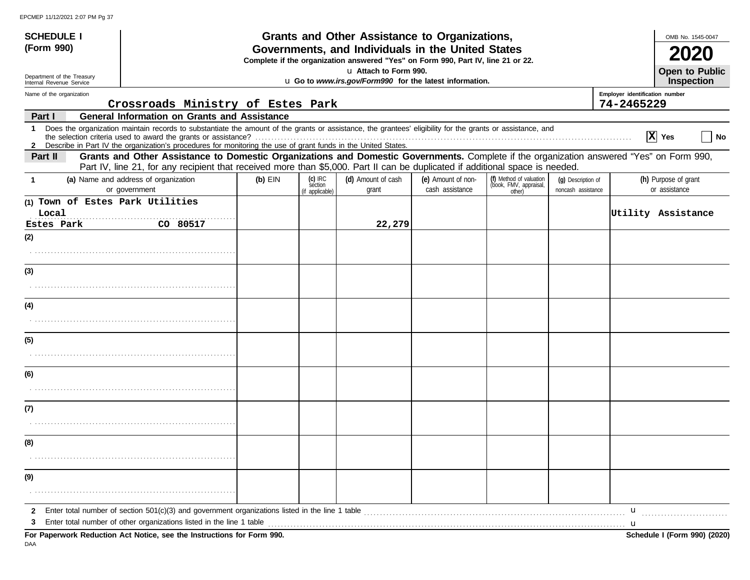**SCHEDULE I (Form 990)**

Department of the Treasury
Internal Revenue Service

# Grants and Other Assistance to Organizations, Governments, and Individuals in the United States

**Complete if the organization answered "Yes" on Form 990, Part IV, line 21 or 22.**

u **Attach to Form 990.**

u **Go to *www.irs.gov/Form990* for the latest information.**

OMB No. 1545-0047

**2020**

**Open to Public Inspection**

Name of the organization: **Crossroads Ministry of Estes Park**

Employer identification number: **74-2465229**

## Part I General Information on Grants and Assistance

**1** Does the organization maintain records to substantiate the amount of the grants or assistance, the grantees' eligibility for the grants or assistance, and the selection criteria used to award the grants or assistance? ☒ Yes ☐ No

**2** Describe in Part IV the organization's procedures for monitoring the use of grant funds in the United States.

## Part II Grants and Other Assistance to Domestic Organizations and Domestic Governments.

Complete if the organization answered "Yes" on Form 990, Part IV, line 21, for any recipient that received more than $5,000. Part II can be duplicated if additional space is needed.

| 1 | (a) Name and address of organization or government | (b) EIN | (c) IRC section (if applicable) | (d) Amount of cash grant | (e) Amount of non-cash assistance | (f) Method of valuation (book, FMV, appraisal, other) | (g) Description of noncash assistance | (h) Purpose of grant or assistance |
|---|---|---|---|---|---|---|---|---|
| (1) | Town of Estes Park Utilities Local Estes Park CO 80517 | | | 22,279 | | | | Utility Assistance |
| (2) | | | | | | | | |
| (3) | | | | | | | | |
| (4) | | | | | | | | |
| (5) | | | | | | | | |
| (6) | | | | | | | | |
| (7) | | | | | | | | |
| (8) | | | | | | | | |
| (9) | | | | | | | | |

**2** Enter total number of section 501(c)(3) and government organizations listed in the line 1 table u

**3** Enter total number of other organizations listed in the line 1 table u

**For Paperwork Reduction Act Notice, see the Instructions for Form 990.** **Schedule I (Form 990) (2020)**

DAA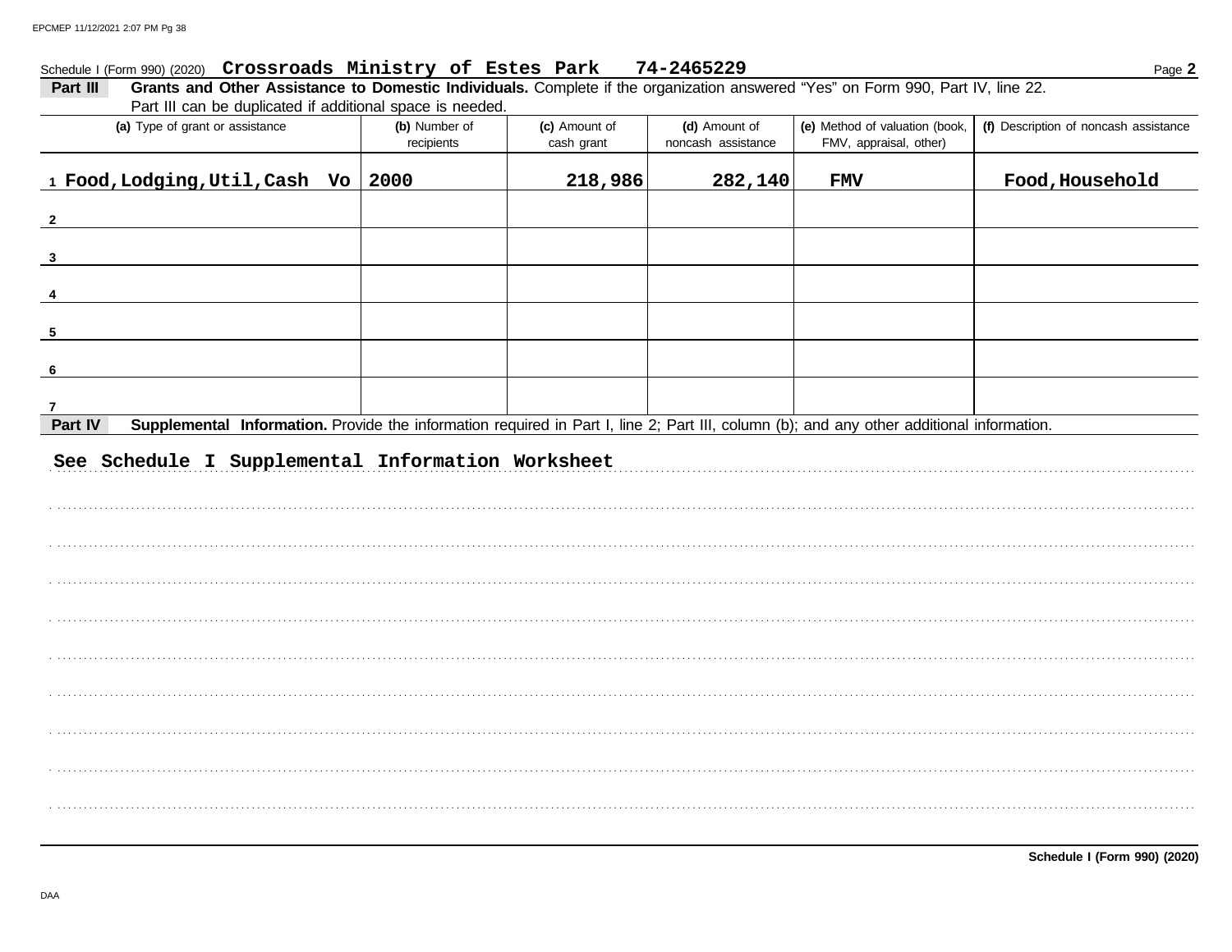Schedule I (Form 990) (2020) **Crossroads Ministry of Estes Park 74-2465229** Page **2**

**Part III** **Grants and Other Assistance to Domestic Individuals.** Complete if the organization answered "Yes" on Form 990, Part IV, line 22. Part III can be duplicated if additional space is needed.

| | (a) Type of grant or assistance | (b) Number of recipients | (c) Amount of cash grant | (d) Amount of noncash assistance | (e) Method of valuation (book, FMV, appraisal, other) | (f) Description of noncash assistance |
|---|---|---|---|---|---|---|
| 1 | Food,Lodging,Util,Cash Vo | 2000 | 218,986 | 282,140 | FMV | Food,Household |
| 2 | | | | | | |
| 3 | | | | | | |
| 4 | | | | | | |
| 5 | | | | | | |
| 6 | | | | | | |
| 7 | | | | | | |

**Part IV** **Supplemental Information.** Provide the information required in Part I, line 2; Part III, column (b); and any other additional information.

See Schedule I Supplemental Information Worksheet

**Schedule I (Form 990) (2020)**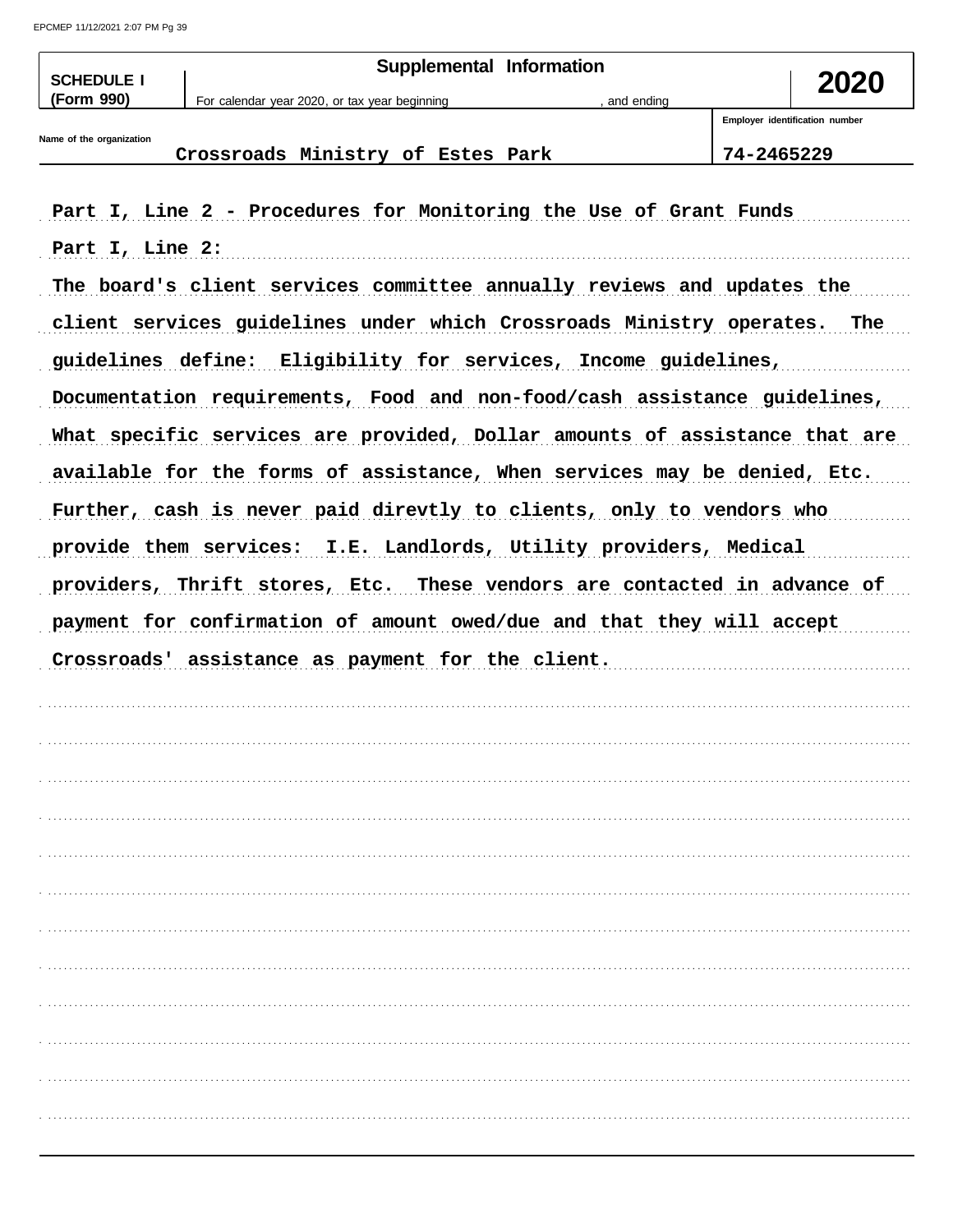**SCHEDULE I (Form 990)**

## Supplemental Information

For calendar year 2020, or tax year beginning , and ending

**2020**

| Name of the organization | Employer identification number |
|---|---|
| Crossroads Ministry of Estes Park | 74-2465229 |

Part I, Line 2 - Procedures for Monitoring the Use of Grant Funds

Part I, Line 2:

The board's client services committee annually reviews and updates the client services guidelines under which Crossroads Ministry operates. The guidelines define: Eligibility for services, Income guidelines, Documentation requirements, Food and non-food/cash assistance guidelines, What specific services are provided, Dollar amounts of assistance that are available for the forms of assistance, When services may be denied, Etc. Further, cash is never paid direvtly to clients, only to vendors who provide them services: I.E. Landlords, Utility providers, Medical providers, Thrift stores, Etc. These vendors are contacted in advance of payment for confirmation of amount owed/due and that they will accept Crossroads' assistance as payment for the client.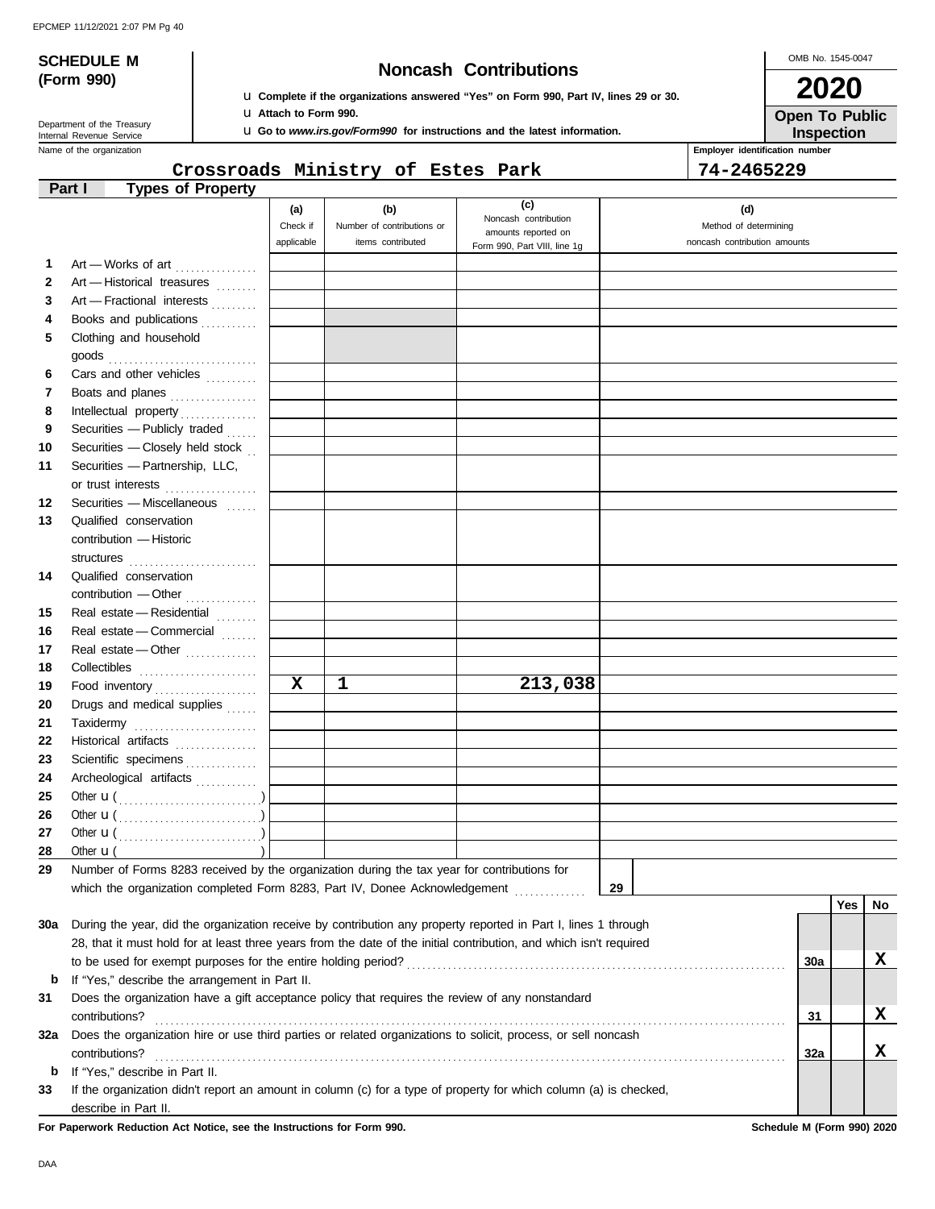**SCHEDULE M (Form 990)**

Department of the Treasury
Internal Revenue Service

# Noncash Contributions

u Complete if the organizations answered "Yes" on Form 990, Part IV, lines 29 or 30.
u Attach to Form 990.
u Go to *www.irs.gov/Form990* for instructions and the latest information.

OMB No. 1545-0047

**2020**

**Open To Public Inspection**

Name of the organization: **Crossroads Ministry of Estes Park**

Employer identification number: **74-2465229**

## Part I Types of Property

| | | (a) Check if applicable | (b) Number of contributions or items contributed | (c) Noncash contribution amounts reported on Form 990, Part VIII, line 1g | (d) Method of determining noncash contribution amounts |
|---|---|---|---|---|---|
| 1 | Art — Works of art | | | | |
| 2 | Art — Historical treasures | | | | |
| 3 | Art — Fractional interests | | | | |
| 4 | Books and publications | | | | |
| 5 | Clothing and household goods | | | | |
| 6 | Cars and other vehicles | | | | |
| 7 | Boats and planes | | | | |
| 8 | Intellectual property | | | | |
| 9 | Securities — Publicly traded | | | | |
| 10 | Securities — Closely held stock | | | | |
| 11 | Securities — Partnership, LLC, or trust interests | | | | |
| 12 | Securities — Miscellaneous | | | | |
| 13 | Qualified conservation contribution — Historic structures | | | | |
| 14 | Qualified conservation contribution — Other | | | | |
| 15 | Real estate — Residential | | | | |
| 16 | Real estate — Commercial | | | | |
| 17 | Real estate — Other | | | | |
| 18 | Collectibles | | | | |
| 19 | Food inventory | X | 1 | 213,038 | |
| 20 | Drugs and medical supplies | | | | |
| 21 | Taxidermy | | | | |
| 22 | Historical artifacts | | | | |
| 23 | Scientific specimens | | | | |
| 24 | Archeological artifacts | | | | |
| 25 | Other u ( ) | | | | |
| 26 | Other u ( ) | | | | |
| 27 | Other u ( ) | | | | |
| 28 | Other u ( ) | | | | |

29 Number of Forms 8283 received by the organization during the tax year for contributions for which the organization completed Form 8283, Part IV, Donee Acknowledgement ..... 29

| | | | Yes | No |
|---|---|---|---|---|
| 30a | During the year, did the organization receive by contribution any property reported in Part I, lines 1 through 28, that it must hold for at least three years from the date of the initial contribution, and which isn't required to be used for exempt purposes for the entire holding period? | 30a | | X |
| b | If "Yes," describe the arrangement in Part II. | | | |
| 31 | Does the organization have a gift acceptance policy that requires the review of any nonstandard contributions? | 31 | | X |
| 32a | Does the organization hire or use third parties or related organizations to solicit, process, or sell noncash contributions? | 32a | | X |
| b | If "Yes," describe in Part II. | | | |
| 33 | If the organization didn't report an amount in column (c) for a type of property for which column (a) is checked, describe in Part II. | | | |

**For Paperwork Reduction Act Notice, see the Instructions for Form 990.** **Schedule M (Form 990) 2020**

DAA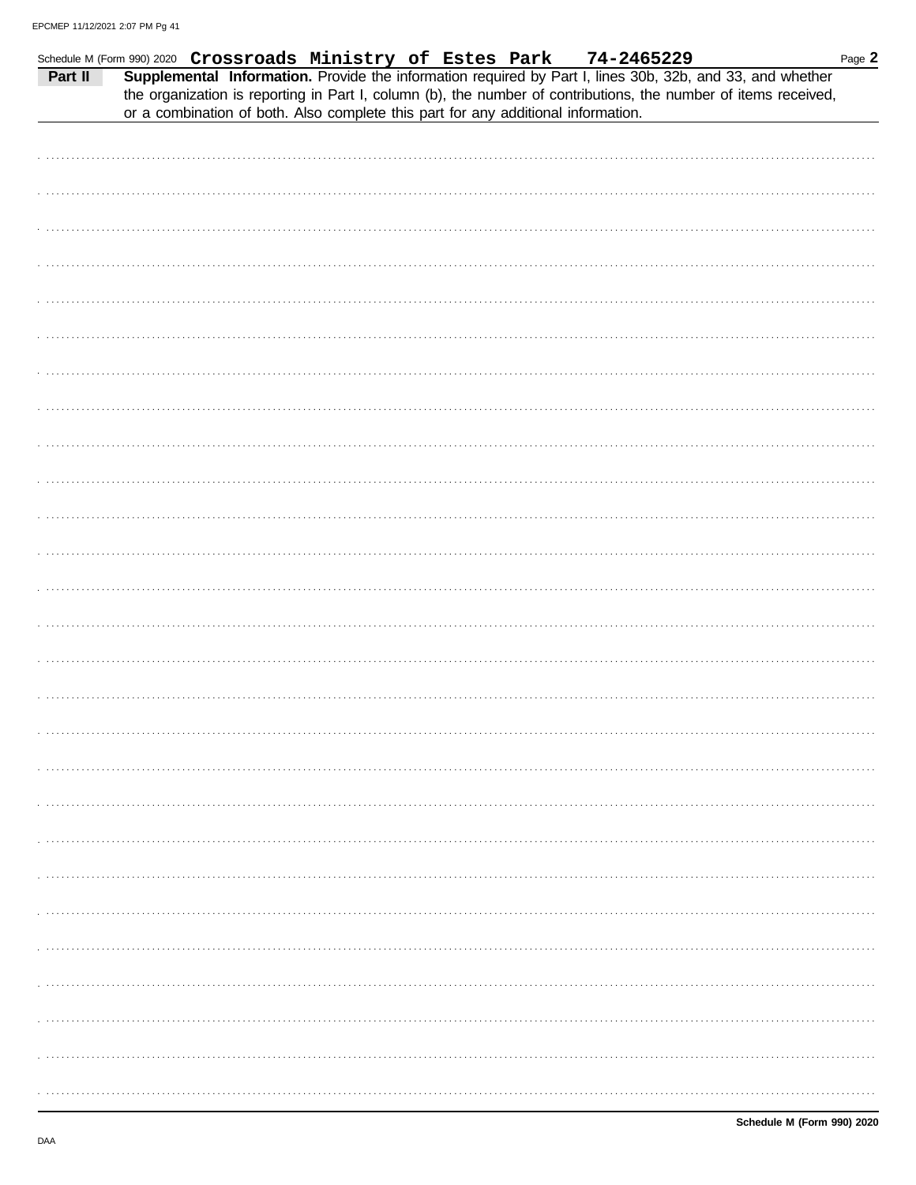Schedule M (Form 990) 2020 **Crossroads Ministry of Estes Park 74-2465229** Page **2**

**Part II** **Supplemental Information.** Provide the information required by Part I, lines 30b, 32b, and 33, and whether the organization is reporting in Part I, column (b), the number of contributions, the number of items received, or a combination of both. Also complete this part for any additional information.

**Schedule M (Form 990) 2020**

DAA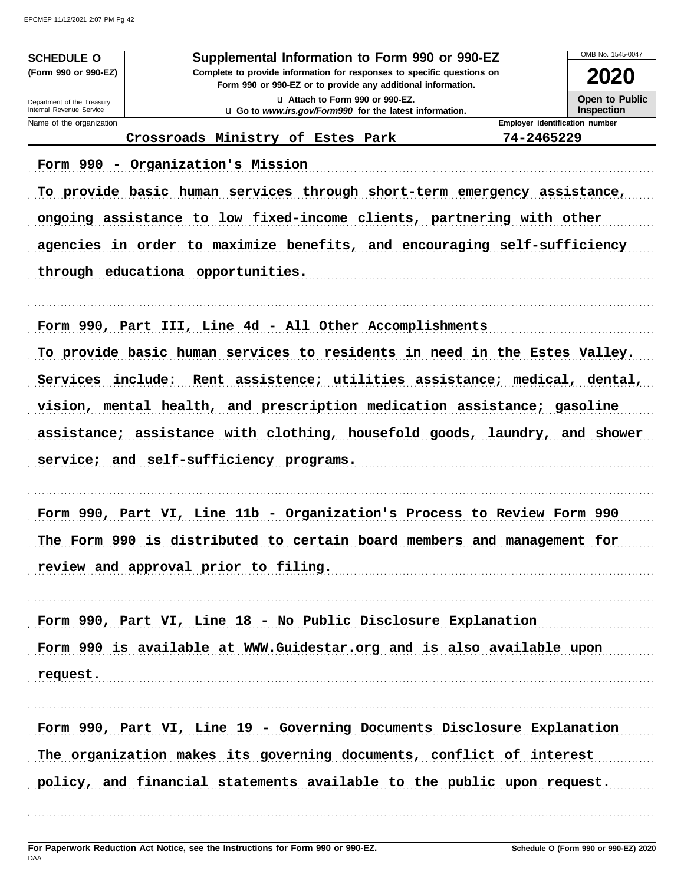**SCHEDULE O**
**(Form 990 or 990-EZ)**

Department of the Treasury
Internal Revenue Service

# Supplemental Information to Form 990 or 990-EZ

**Complete to provide information for responses to specific questions on Form 990 or 990-EZ or to provide any additional information.**

u Attach to Form 990 or 990-EZ.
u Go to *www.irs.gov/Form990* for the latest information.

OMB No. 1545-0047

**2020**

**Open to Public Inspection**

| Name of the organization | Employer identification number |
|---|---|
| Crossroads Ministry of Estes Park | 74-2465229 |

Form 990 - Organization's Mission

To provide basic human services through short-term emergency assistance, ongoing assistance to low fixed-income clients, partnering with other agencies in order to maximize benefits, and encouraging self-sufficiency through educationa opportunities.

Form 990, Part III, Line 4d - All Other Accomplishments

To provide basic human services to residents in need in the Estes Valley. Services include:  Rent assistence; utilities assistance; medical, dental, vision, mental health, and prescription medication assistance; gasoline assistance; assistance with clothing, housefold goods, laundry, and shower service; and self-sufficiency programs.

Form 990, Part VI, Line 11b - Organization's Process to Review Form 990

The Form 990 is distributed to certain board members and management for review and approval prior to filing.

Form 990, Part VI, Line 18 - No Public Disclosure Explanation

Form 990 is available at WWW.Guidestar.org and is also available upon request.

Form 990, Part VI, Line 19 - Governing Documents Disclosure Explanation

The organization makes its governing documents, conflict of interest policy, and financial statements available to the public upon request.

**For Paperwork Reduction Act Notice, see the Instructions for Form 990 or 990-EZ.**
DAA

**Schedule O (Form 990 or 990-EZ) 2020**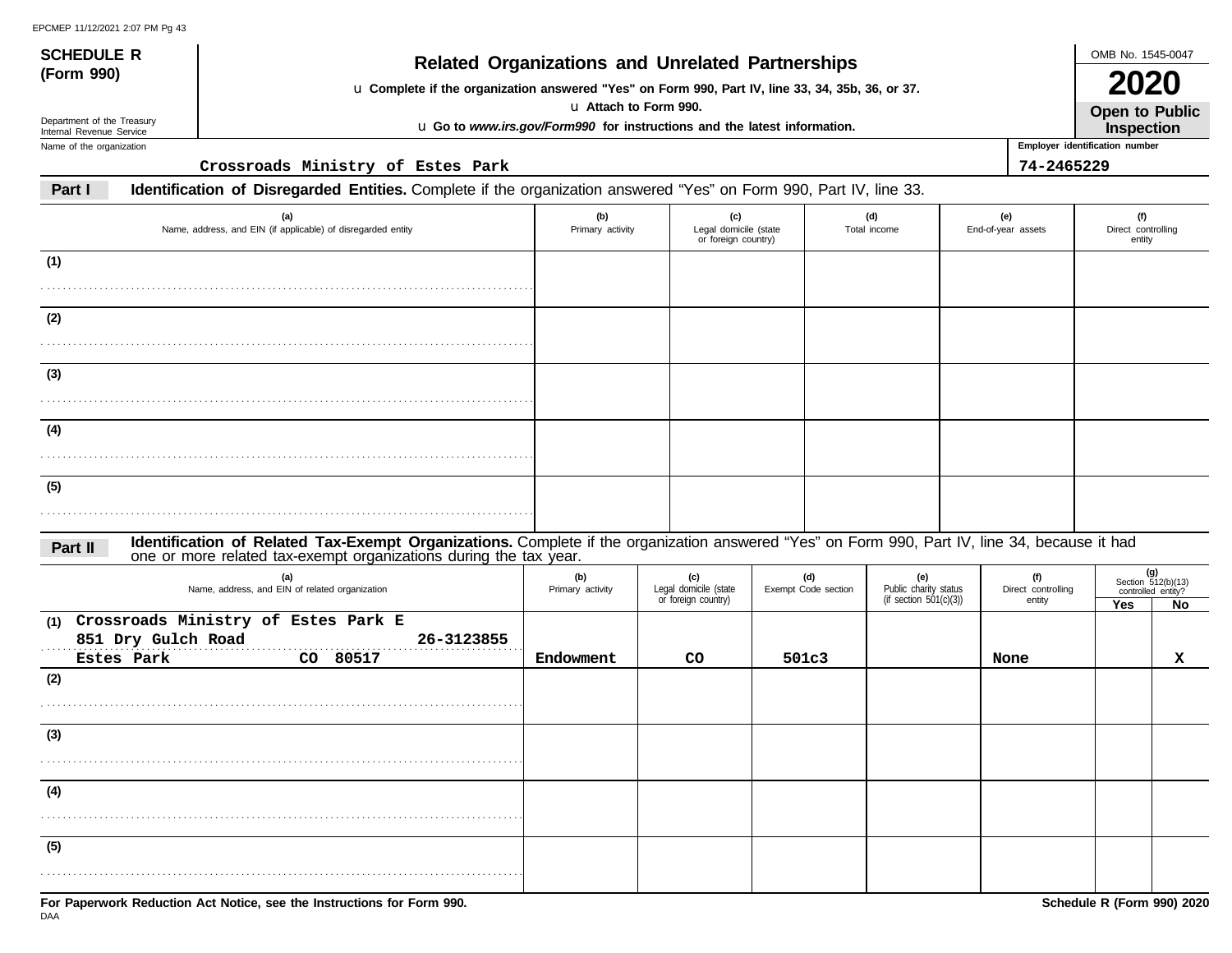**SCHEDULE R (Form 990)**

Department of the Treasury
Internal Revenue Service

# Related Organizations and Unrelated Partnerships

u Complete if the organization answered "Yes" on Form 990, Part IV, line 33, 34, 35b, 36, or 37.

u Attach to Form 990.

u Go to *www.irs.gov/Form990* for instructions and the latest information.

OMB No. 1545-0047

**2020**

**Open to Public Inspection**

Name of the organization: Crossroads Ministry of Estes Park

Employer identification number: 74-2465229

## Part I Identification of Disregarded Entities. Complete if the organization answered "Yes" on Form 990, Part IV, line 33.

| (a) Name, address, and EIN (if applicable) of disregarded entity | (b) Primary activity | (c) Legal domicile (state or foreign country) | (d) Total income | (e) End-of-year assets | (f) Direct controlling entity |
|---|---|---|---|---|---|
| (1) | | | | | |
| (2) | | | | | |
| (3) | | | | | |
| (4) | | | | | |
| (5) | | | | | |

## Part II Identification of Related Tax-Exempt Organizations. Complete if the organization answered "Yes" on Form 990, Part IV, line 34, because it had one or more related tax-exempt organizations during the tax year.

| (a) Name, address, and EIN of related organization | (b) Primary activity | (c) Legal domicile (state or foreign country) | (d) Exempt Code section | (e) Public charity status (if section 501(c)(3)) | (f) Direct controlling entity | (g) Section 512(b)(13) controlled entity? Yes | No |
|---|---|---|---|---|---|---|---|
| (1) Crossroads Ministry of Estes Park E<br>851 Dry Gulch Road 26-3123855<br>Estes Park CO 80517 | Endowment | CO | 501c3 | | None | | X |
| (2) | | | | | | | |
| (3) | | | | | | | |
| (4) | | | | | | | |
| (5) | | | | | | | |

For Paperwork Reduction Act Notice, see the Instructions for Form 990.

DAA

Schedule R (Form 990) 2020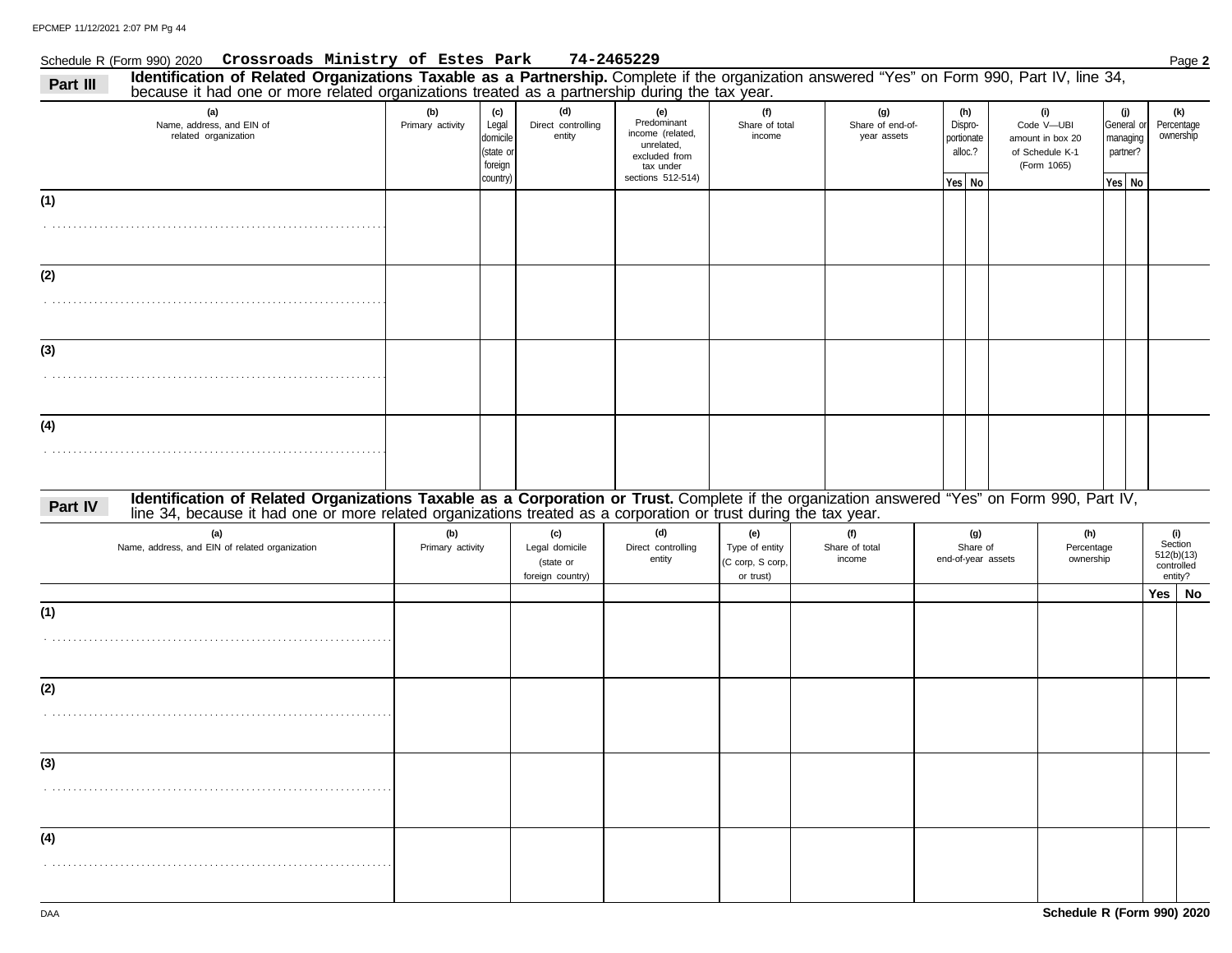Schedule R (Form 990) 2020 **Crossroads Ministry of Estes Park 74-2465229** Page **2**

**Part III** **Identification of Related Organizations Taxable as a Partnership.** Complete if the organization answered "Yes" on Form 990, Part IV, line 34, because it had one or more related organizations treated as a partnership during the tax year.

| (a) Name, address, and EIN of related organization | (b) Primary activity | (c) Legal domicile (state or foreign country) | (d) Direct controlling entity | (e) Predominant income (related, unrelated, excluded from tax under sections 512-514) | (f) Share of total income | (g) Share of end-of-year assets | (h) Dispro-portionate alloc.? Yes | (h) No | (i) Code V—UBI amount in box 20 of Schedule K-1 (Form 1065) | (j) General or managing partner? Yes | (j) No | (k) Percentage ownership |
|---|---|---|---|---|---|---|---|---|---|---|---|---|
| (1) | | | | | | | | | | | | |
| (2) | | | | | | | | | | | | |
| (3) | | | | | | | | | | | | |
| (4) | | | | | | | | | | | | |

**Part IV** **Identification of Related Organizations Taxable as a Corporation or Trust.** Complete if the organization answered "Yes" on Form 990, Part IV, line 34, because it had one or more related organizations treated as a corporation or trust during the tax year.

| (a) Name, address, and EIN of related organization | (b) Primary activity | (c) Legal domicile (state or foreign country) | (d) Direct controlling entity | (e) Type of entity (C corp, S corp, or trust) | (f) Share of total income | (g) Share of end-of-year assets | (h) Percentage ownership | (i) Section 512(b)(13) controlled entity? Yes | (i) No |
|---|---|---|---|---|---|---|---|---|---|
| (1) | | | | | | | | | |
| (2) | | | | | | | | | |
| (3) | | | | | | | | | |
| (4) | | | | | | | | | |

DAA **Schedule R (Form 990) 2020**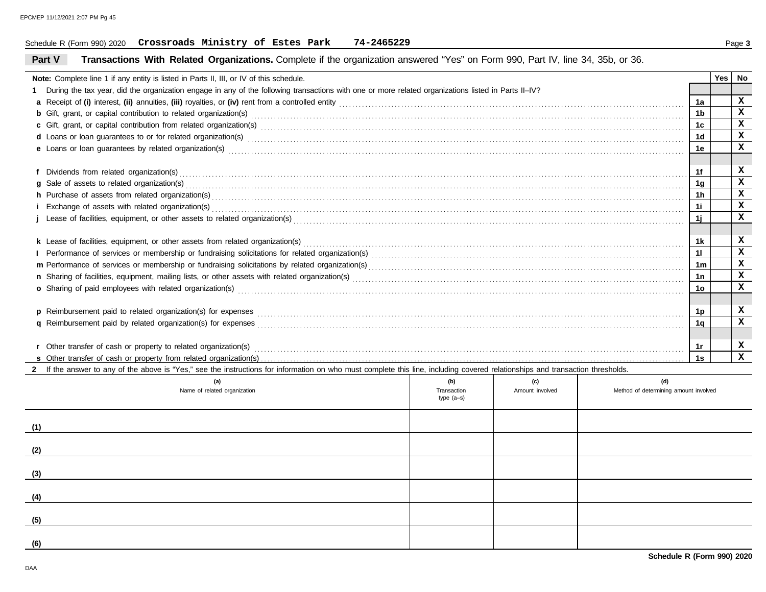Schedule R (Form 990) 2020 **Crossroads Ministry of Estes Park 74-2465229** Page **3**

## Part V Transactions With Related Organizations. Complete if the organization answered "Yes" on Form 990, Part IV, line 34, 35b, or 36.

| **Note:** Complete line 1 if any entity is listed in Parts II, III, or IV of this schedule. | | Yes | No |
|---|---|---|---|
| **1** During the tax year, did the organization engage in any of the following transactions with one or more related organizations listed in Parts II–IV? | | | |
| **a** Receipt of **(i)** interest, **(ii)** annuities, **(iii)** royalties, or **(iv)** rent from a controlled entity | 1a | | X |
| **b** Gift, grant, or capital contribution to related organization(s) | 1b | | X |
| **c** Gift, grant, or capital contribution from related organization(s) | 1c | | X |
| **d** Loans or loan guarantees to or for related organization(s) | 1d | | X |
| **e** Loans or loan guarantees by related organization(s) | 1e | | X |
| **f** Dividends from related organization(s) | 1f | | X |
| **g** Sale of assets to related organization(s) | 1g | | X |
| **h** Purchase of assets from related organization(s) | 1h | | X |
| **i** Exchange of assets with related organization(s) | 1i | | X |
| **j** Lease of facilities, equipment, or other assets to related organization(s) | 1j | | X |
| **k** Lease of facilities, equipment, or other assets from related organization(s) | 1k | | X |
| **l** Performance of services or membership or fundraising solicitations for related organization(s) | 1l | | X |
| **m** Performance of services or membership or fundraising solicitations by related organization(s) | 1m | | X |
| **n** Sharing of facilities, equipment, mailing lists, or other assets with related organization(s) | 1n | | X |
| **o** Sharing of paid employees with related organization(s) | 1o | | X |
| **p** Reimbursement paid to related organization(s) for expenses | 1p | | X |
| **q** Reimbursement paid by related organization(s) for expenses | 1q | | X |
| **r** Other transfer of cash or property to related organization(s) | 1r | | X |
| **s** Other transfer of cash or property from related organization(s) | 1s | | X |

**2** If the answer to any of the above is "Yes," see the instructions for information on who must complete this line, including covered relationships and transaction thresholds.

| | (a) Name of related organization | (b) Transaction type (a–s) | (c) Amount involved | (d) Method of determining amount involved |
|---|---|---|---|---|
| (1) | | | | |
| (2) | | | | |
| (3) | | | | |
| (4) | | | | |
| (5) | | | | |
| (6) | | | | |

**Schedule R (Form 990) 2020**

DAA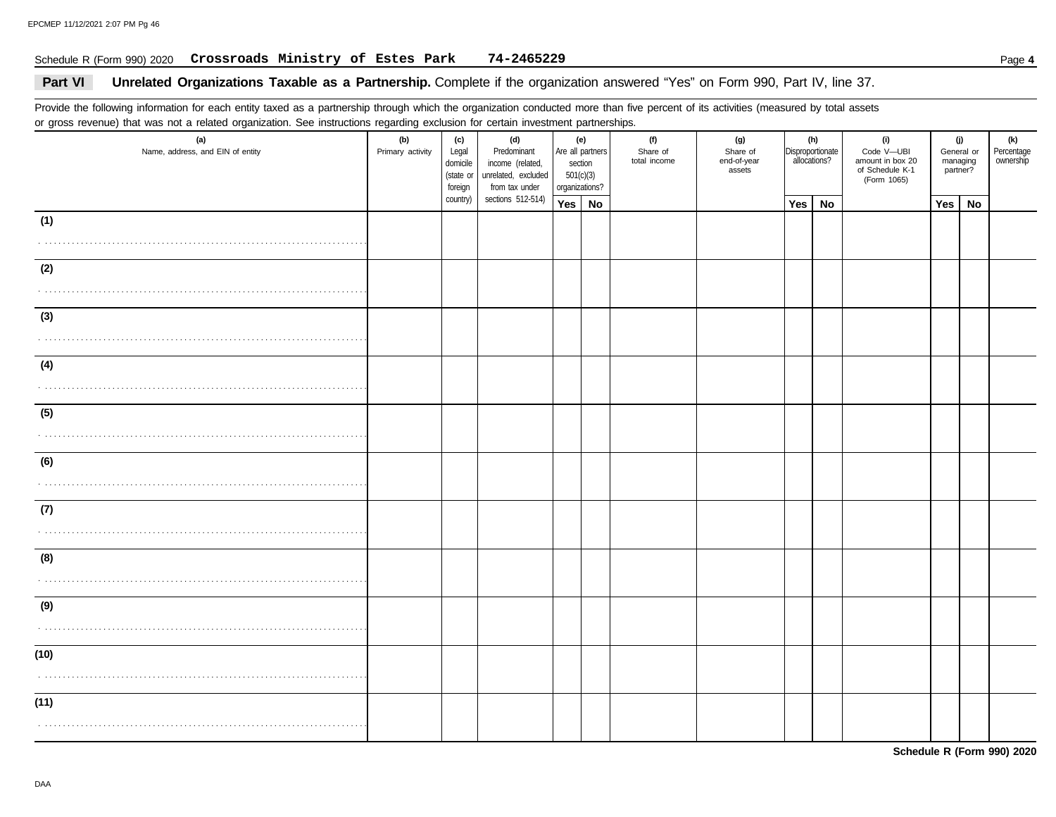Schedule R (Form 990) 2020 **Crossroads Ministry of Estes Park 74-2465229** Page **4**

## Part VI Unrelated Organizations Taxable as a Partnership.

Complete if the organization answered "Yes" on Form 990, Part IV, line 37.

Provide the following information for each entity taxed as a partnership through which the organization conducted more than five percent of its activities (measured by total assets or gross revenue) that was not a related organization. See instructions regarding exclusion for certain investment partnerships.

| (a) Name, address, and EIN of entity | (b) Primary activity | (c) Legal domicile (state or foreign country) | (d) Predominant income (related, unrelated, excluded from tax under sections 512-514) | (e) Are all partners section 501(c)(3) organizations? | | (f) Share of total income | (g) Share of end-of-year assets | (h) Disproportionate allocations? | | (i) Code V—UBI amount in box 20 of Schedule K-1 (Form 1065) | (j) General or managing partner? | | (k) Percentage ownership |
|---|---|---|---|---|---|---|---|---|---|---|---|---|---|
| | | | | Yes | No | | | Yes | No | | Yes | No | |
| (1) | | | | | | | | | | | | | |
| (2) | | | | | | | | | | | | | |
| (3) | | | | | | | | | | | | | |
| (4) | | | | | | | | | | | | | |
| (5) | | | | | | | | | | | | | |
| (6) | | | | | | | | | | | | | |
| (7) | | | | | | | | | | | | | |
| (8) | | | | | | | | | | | | | |
| (9) | | | | | | | | | | | | | |
| (10) | | | | | | | | | | | | | |
| (11) | | | | | | | | | | | | | |

**Schedule R (Form 990) 2020**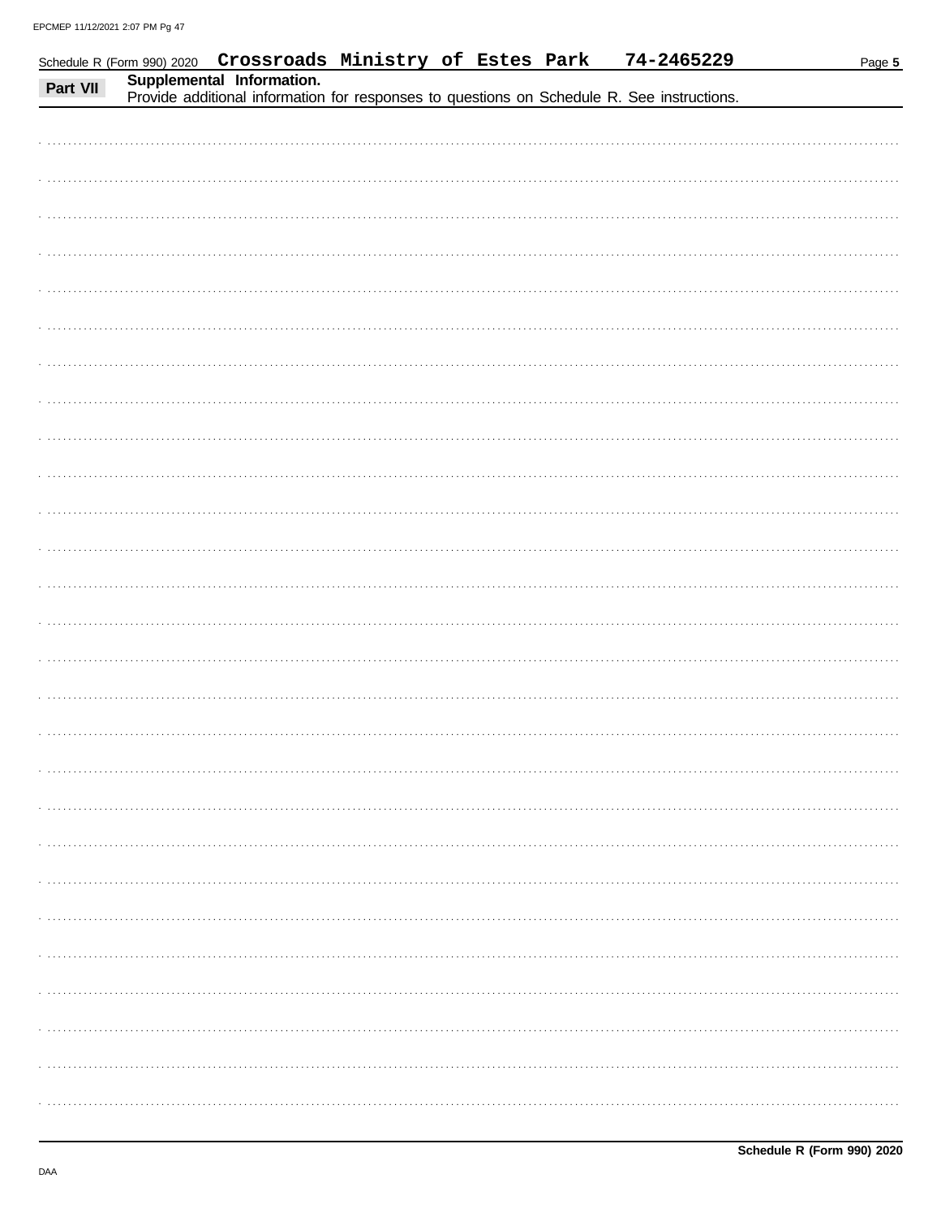Schedule R (Form 990) 2020 **Crossroads Ministry of Estes Park** **74-2465229**

## Part VII Supplemental Information.

Provide additional information for responses to questions on Schedule R. See instructions.

**Schedule R (Form 990) 2020**

DAA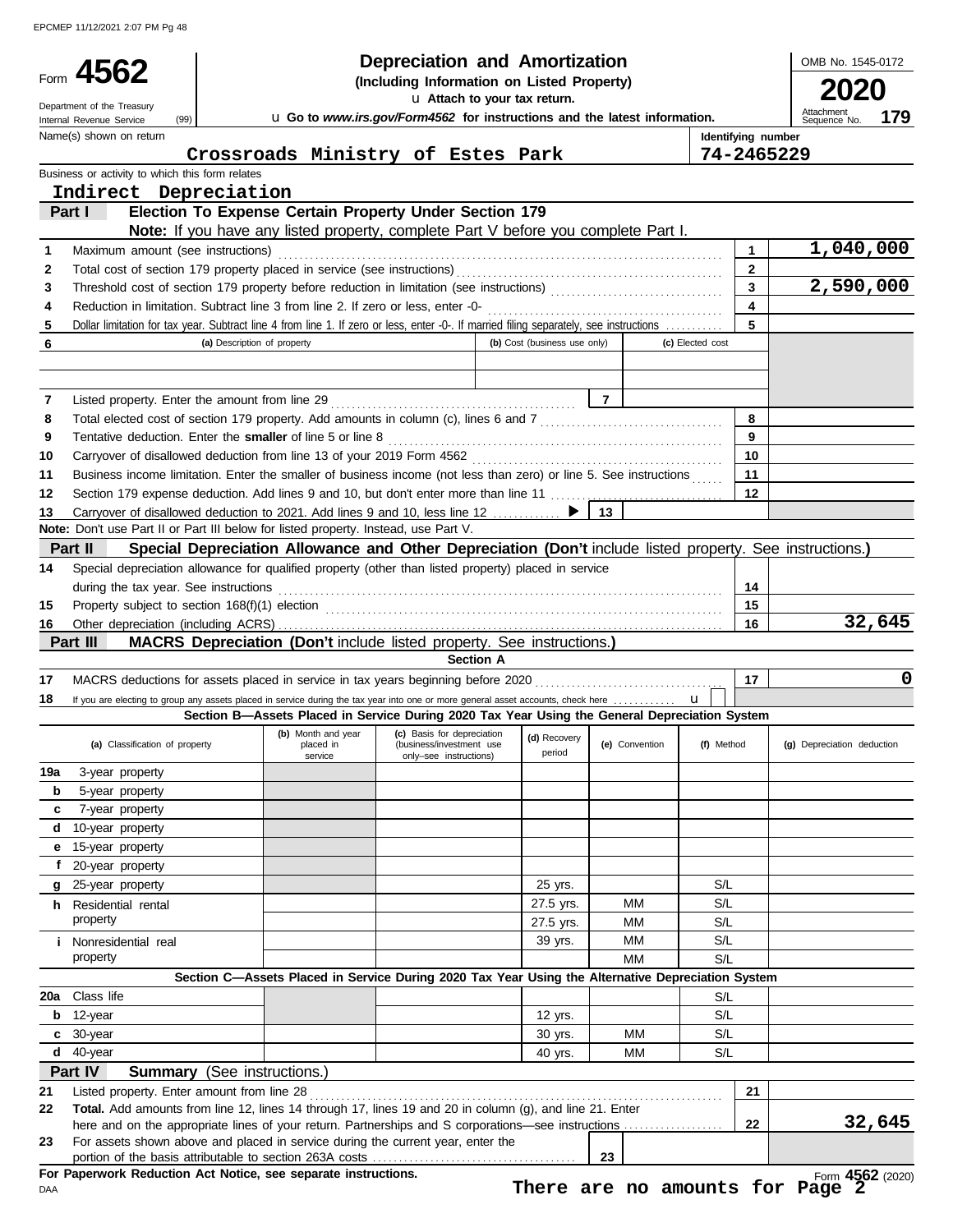Form **4562**

Department of the Treasury
Internal Revenue Service (99)

# Depreciation and Amortization

**(Including Information on Listed Property)**

u Attach to your tax return.

u Go to *www.irs.gov/Form4562* for instructions and the latest information.

OMB No. 1545-0172

**2020**

Attachment Sequence No. **179**

Name(s) shown on return: **Crossroads Ministry of Estes Park**

Identifying number: **74-2465229**

Business or activity to which this form relates: **Indirect Depreciation**

## Part I Election To Expense Certain Property Under Section 179

**Note:** If you have any listed property, complete Part V before you complete Part I.

| | | | |
|---|---|---|---|
| 1 | Maximum amount (see instructions) | 1 | 1,040,000 |
| 2 | Total cost of section 179 property placed in service (see instructions) | 2 | |
| 3 | Threshold cost of section 179 property before reduction in limitation (see instructions) | 3 | 2,590,000 |
| 4 | Reduction in limitation. Subtract line 3 from line 2. If zero or less, enter -0- | 4 | |
| 5 | Dollar limitation for tax year. Subtract line 4 from line 1. If zero or less, enter -0-. If married filing separately, see instructions | 5 | |

| 6 | (a) Description of property | (b) Cost (business use only) | (c) Elected cost |
|---|---|---|---|
| | | | |
| | | | |

| | | | |
|---|---|---|---|
| 7 | Listed property. Enter the amount from line 29 | 7 | |
| 8 | Total elected cost of section 179 property. Add amounts in column (c), lines 6 and 7 | 8 | |
| 9 | Tentative deduction. Enter the **smaller** of line 5 or line 8 | 9 | |
| 10 | Carryover of disallowed deduction from line 13 of your 2019 Form 4562 | 10 | |
| 11 | Business income limitation. Enter the smaller of business income (not less than zero) or line 5. See instructions | 11 | |
| 12 | Section 179 expense deduction. Add lines 9 and 10, but don't enter more than line 11 | 12 | |
| 13 | Carryover of disallowed deduction to 2021. Add lines 9 and 10, less line 12 ▶ | 13 | |

**Note:** Don't use Part II or Part III below for listed property. Instead, use Part V.

## Part II Special Depreciation Allowance and Other Depreciation (Don't include listed property. See instructions.)

| | | | |
|---|---|---|---|
| 14 | Special depreciation allowance for qualified property (other than listed property) placed in service during the tax year. See instructions | 14 | |
| 15 | Property subject to section 168(f)(1) election | 15 | |
| 16 | Other depreciation (including ACRS) | 16 | 32,645 |

## Part III MACRS Depreciation (Don't include listed property. See instructions.)

### Section A

| | | | |
|---|---|---|---|
| 17 | MACRS deductions for assets placed in service in tax years beginning before 2020 | 17 | 0 |
| 18 | If you are electing to group any assets placed in service during the tax year into one or more general asset accounts, check here u ☐ | | |

### Section B—Assets Placed in Service During 2020 Tax Year Using the General Depreciation System

| (a) Classification of property | (b) Month and year placed in service | (c) Basis for depreciation (business/investment use only–see instructions) | (d) Recovery period | (e) Convention | (f) Method | (g) Depreciation deduction |
|---|---|---|---|---|---|---|
| 19a 3-year property | | | | | | |
| b 5-year property | | | | | | |
| c 7-year property | | | | | | |
| d 10-year property | | | | | | |
| e 15-year property | | | | | | |
| f 20-year property | | | | | | |
| g 25-year property | | | 25 yrs. | | S/L | |
| h Residential rental property | | | 27.5 yrs. | MM | S/L | |
| | | | 27.5 yrs. | MM | S/L | |
| i Nonresidential real property | | | 39 yrs. | MM | S/L | |
| | | | | MM | S/L | |

### Section C—Assets Placed in Service During 2020 Tax Year Using the Alternative Depreciation System

| | | | | | | |
|---|---|---|---|---|---|---|
| 20a Class life | | | | | S/L | |
| b 12-year | | | 12 yrs. | | S/L | |
| c 30-year | | | 30 yrs. | MM | S/L | |
| d 40-year | | | 40 yrs. | MM | S/L | |

## Part IV Summary (See instructions.)

| | | | |
|---|---|---|---|
| 21 | Listed property. Enter amount from line 28 | 21 | |
| 22 | **Total.** Add amounts from line 12, lines 14 through 17, lines 19 and 20 in column (g), and line 21. Enter here and on the appropriate lines of your return. Partnerships and S corporations—see instructions | 22 | 32,645 |
| 23 | For assets shown above and placed in service during the current year, enter the portion of the basis attributable to section 263A costs | 23 | |

**For Paperwork Reduction Act Notice, see separate instructions.**

DAA

**There are no amounts for Page 2**

Form **4562** (2020)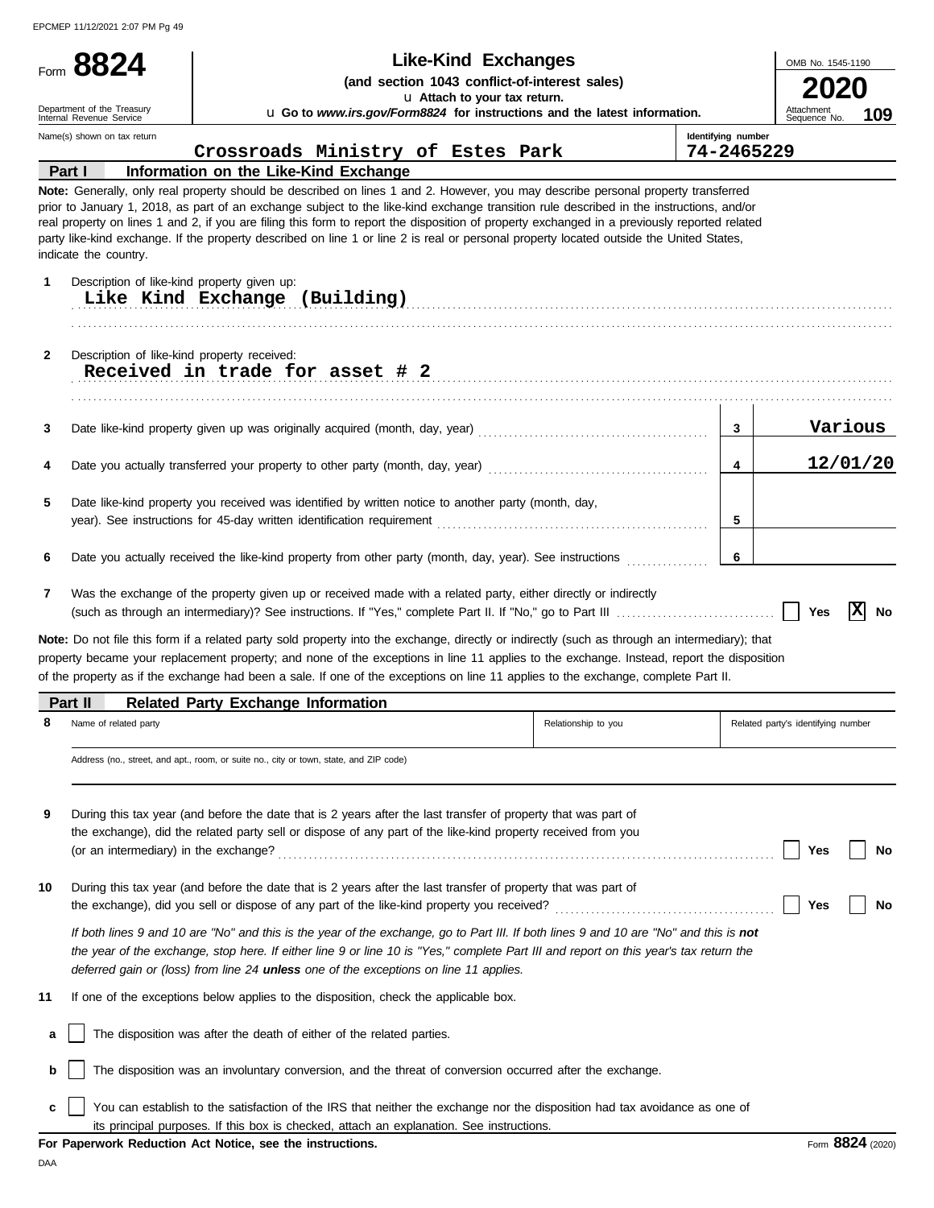# Form 8824

**Like-Kind Exchanges**

**(and section 1043 conflict-of-interest sales)**

u Attach to your tax return.

u Go to *www.irs.gov/Form8824* for instructions and the latest information.

OMB No. 1545-1190

**2020**

Attachment Sequence No. **109**

Department of the Treasury
Internal Revenue Service

| Name(s) shown on tax return | Identifying number |
|---|---|
| Crossroads Ministry of Estes Park | 74-2465229 |

## Part I — Information on the Like-Kind Exchange

**Note:** Generally, only real property should be described on lines 1 and 2. However, you may describe personal property transferred prior to January 1, 2018, as part of an exchange subject to the like-kind exchange transition rule described in the instructions, and/or real property on lines 1 and 2, if you are filing this form to report the disposition of property exchanged in a previously reported related party like-kind exchange. If the property described on line 1 or line 2 is real or personal property located outside the United States, indicate the country.

**1** Description of like-kind property given up:
Like Kind Exchange (Building)

**2** Description of like-kind property received:
Received in trade for asset # 2

**3** Date like-kind property given up was originally acquired (month, day, year) — **3** — Various

**4** Date you actually transferred your property to other party (month, day, year) — **4** — 12/01/20

**5** Date like-kind property you received was identified by written notice to another party (month, day, year). See instructions for 45-day written identification requirement — **5**

**6** Date you actually received the like-kind property from other party (month, day, year). See instructions — **6**

**7** Was the exchange of the property given up or received made with a related party, either directly or indirectly (such as through an intermediary)? See instructions. If "Yes," complete Part II. If "No," go to Part III — ☐ Yes ☒ No

**Note:** Do not file this form if a related party sold property into the exchange, directly or indirectly (such as through an intermediary); that property became your replacement property; and none of the exceptions in line 11 applies to the exchange. Instead, report the disposition of the property as if the exchange had been a sale. If one of the exceptions on line 11 applies to the exchange, complete Part II.

## Part II — Related Party Exchange Information

| 8 Name of related party | Relationship to you | Related party's identifying number |
|---|---|---|
| | | |

Address (no., street, and apt., room, or suite no., city or town, state, and ZIP code)

**9** During this tax year (and before the date that is 2 years after the last transfer of property that was part of the exchange), did the related party sell or dispose of any part of the like-kind property received from you (or an intermediary) in the exchange? — ☐ Yes ☐ No

**10** During this tax year (and before the date that is 2 years after the last transfer of property that was part of the exchange), did you sell or dispose of any part of the like-kind property you received? — ☐ Yes ☐ No

*If both lines 9 and 10 are "No" and this is the year of the exchange, go to Part III. If both lines 9 and 10 are "No" and this is **not** the year of the exchange, stop here. If either line 9 or line 10 is "Yes," complete Part III and report on this year's tax return the deferred gain or (loss) from line 24 **unless** one of the exceptions on line 11 applies.*

**11** If one of the exceptions below applies to the disposition, check the applicable box.

**a** ☐ The disposition was after the death of either of the related parties.

**b** ☐ The disposition was an involuntary conversion, and the threat of conversion occurred after the exchange.

**c** ☐ You can establish to the satisfaction of the IRS that neither the exchange nor the disposition had tax avoidance as one of its principal purposes. If this box is checked, attach an explanation. See instructions.

**For Paperwork Reduction Act Notice, see the instructions.**

Form **8824** (2020)

DAA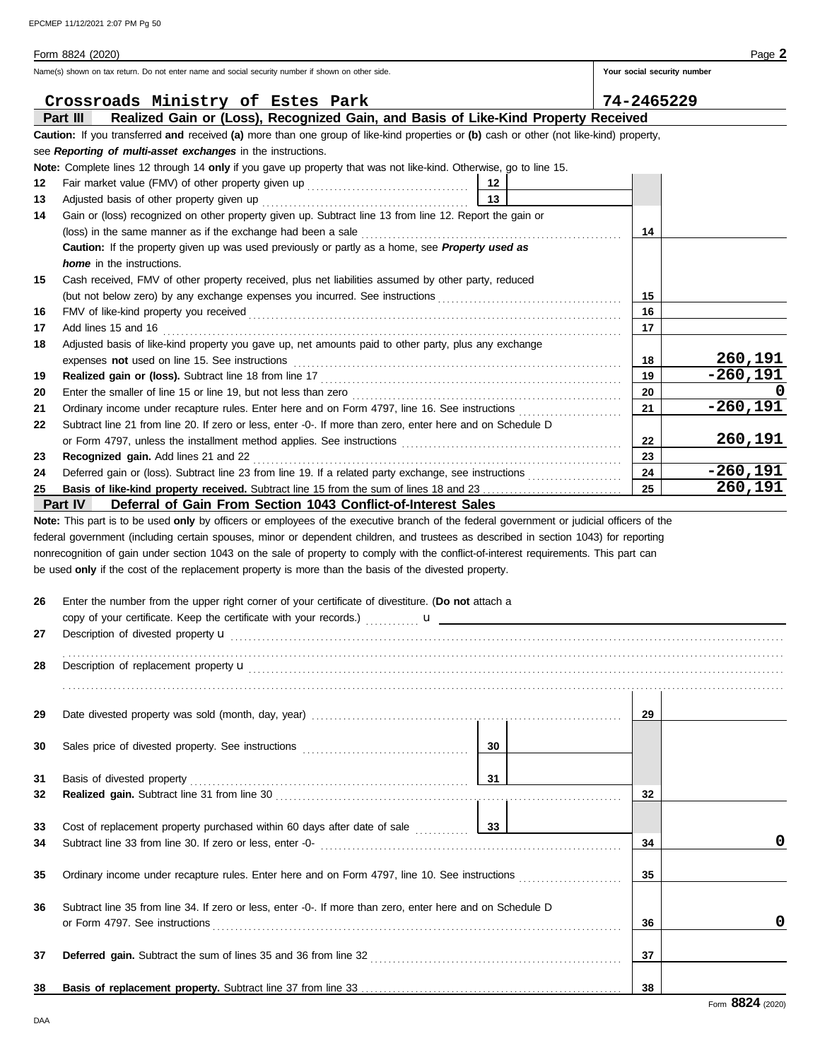Form 8824 (2020) Page **2**

Name(s) shown on tax return. Do not enter name and social security number if shown on other side. | Your social security number

**Crossroads Ministry of Estes Park** | **74-2465229**

## Part III Realized Gain or (Loss), Recognized Gain, and Basis of Like-Kind Property Received

**Caution:** If you transferred **and** received **(a)** more than one group of like-kind properties or **(b)** cash or other (not like-kind) property, see ***Reporting of multi-asset exchanges*** in the instructions.

**Note:** Complete lines 12 through 14 **only** if you gave up property that was not like-kind. Otherwise, go to line 15.

| Line | Description | | | Line | Amount |
|---|---|---|---|---|---|
| 12 | Fair market value (FMV) of other property given up | 12 | | | |
| 13 | Adjusted basis of other property given up | 13 | | | |
| 14 | Gain or (loss) recognized on other property given up. Subtract line 13 from line 12. Report the gain or (loss) in the same manner as if the exchange had been a sale. **Caution:** If the property given up was used previously or partly as a home, see ***Property used as home*** in the instructions. | | | 14 | |
| 15 | Cash received, FMV of other property received, plus net liabilities assumed by other party, reduced (but not below zero) by any exchange expenses you incurred. See instructions | | | 15 | |
| 16 | FMV of like-kind property you received | | | 16 | |
| 17 | Add lines 15 and 16 | | | 17 | |
| 18 | Adjusted basis of like-kind property you gave up, net amounts paid to other party, plus any exchange expenses **not** used on line 15. See instructions | | | 18 | 260,191 |
| 19 | **Realized gain or (loss).** Subtract line 18 from line 17 | | | 19 | -260,191 |
| 20 | Enter the smaller of line 15 or line 19, but not less than zero | | | 20 | 0 |
| 21 | Ordinary income under recapture rules. Enter here and on Form 4797, line 16. See instructions | | | 21 | -260,191 |
| 22 | Subtract line 21 from line 20. If zero or less, enter -0-. If more than zero, enter here and on Schedule D or Form 4797, unless the installment method applies. See instructions | | | 22 | 260,191 |
| 23 | **Recognized gain.** Add lines 21 and 22 | | | 23 | |
| 24 | Deferred gain or (loss). Subtract line 23 from line 19. If a related party exchange, see instructions | | | 24 | -260,191 |
| 25 | **Basis of like-kind property received.** Subtract line 15 from the sum of lines 18 and 23 | | | 25 | 260,191 |

## Part IV Deferral of Gain From Section 1043 Conflict-of-Interest Sales

**Note:** This part is to be used **only** by officers or employees of the executive branch of the federal government or judicial officers of the federal government (including certain spouses, minor or dependent children, and trustees as described in section 1043) for reporting nonrecognition of gain under section 1043 on the sale of property to comply with the conflict-of-interest requirements. This part can be used **only** if the cost of the replacement property is more than the basis of the divested property.

26 Enter the number from the upper right corner of your certificate of divestiture. (**Do not** attach a copy of your certificate. Keep the certificate with your records.)

27 Description of divested property

28 Description of replacement property

| Line | Description | | | Line | Amount |
|---|---|---|---|---|---|
| 29 | Date divested property was sold (month, day, year) | | | 29 | |
| 30 | Sales price of divested property. See instructions | 30 | | | |
| 31 | Basis of divested property | 31 | | | |
| 32 | **Realized gain.** Subtract line 31 from line 30 | | | 32 | |
| 33 | Cost of replacement property purchased within 60 days after date of sale | 33 | | | |
| 34 | Subtract line 33 from line 30. If zero or less, enter -0- | | | 34 | 0 |
| 35 | Ordinary income under recapture rules. Enter here and on Form 4797, line 10. See instructions | | | 35 | |
| 36 | Subtract line 35 from line 34. If zero or less, enter -0-. If more than zero, enter here and on Schedule D or Form 4797. See instructions | | | 36 | 0 |
| 37 | **Deferred gain.** Subtract the sum of lines 35 and 36 from line 32 | | | 37 | |
| 38 | **Basis of replacement property.** Subtract line 37 from line 33 | | | 38 | |

Form **8824** (2020)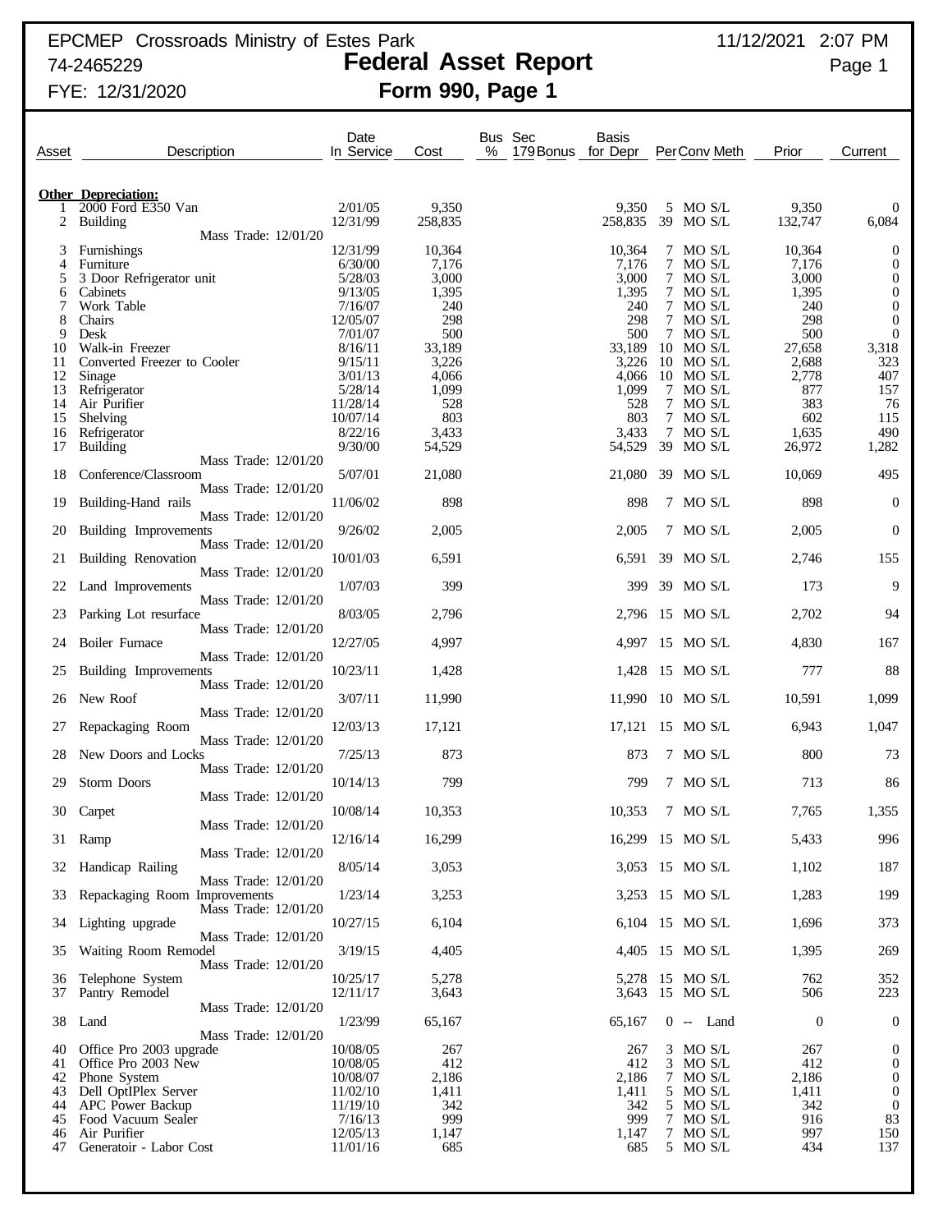EPCMEP Crossroads Ministry of Estes Park

74-2465229

FYE: 12/31/2020

# Federal Asset Report

## Form 990, Page 1

11/12/2021 2:07 PM

| Asset | Description | Date In Service | Cost | Bus % | Sec 179 Bonus | Basis for Depr | Per | Conv | Meth | Prior | Current |
|---|---|---|---|---|---|---|---|---|---|---|---|
| **Other Depreciation:** | | | | | | | | | | | |
| 1 | 2000 Ford E350 Van | 2/01/05 | 9,350 | | | 9,350 | 5 | MO | S/L | 9,350 | 0 |
| 2 | Building<br>Mass Trade: 12/01/20 | 12/31/99 | 258,835 | | | 258,835 | 39 | MO | S/L | 132,747 | 6,084 |
| 3 | Furnishings | 12/31/99 | 10,364 | | | 10,364 | 7 | MO | S/L | 10,364 | 0 |
| 4 | Furniture | 6/30/00 | 7,176 | | | 7,176 | 7 | MO | S/L | 7,176 | 0 |
| 5 | 3 Door Refrigerator unit | 5/28/03 | 3,000 | | | 3,000 | 7 | MO | S/L | 3,000 | 0 |
| 6 | Cabinets | 9/13/05 | 1,395 | | | 1,395 | 7 | MO | S/L | 1,395 | 0 |
| 7 | Work Table | 7/16/07 | 240 | | | 240 | 7 | MO | S/L | 240 | 0 |
| 8 | Chairs | 12/05/07 | 298 | | | 298 | 7 | MO | S/L | 298 | 0 |
| 9 | Desk | 7/01/07 | 500 | | | 500 | 7 | MO | S/L | 500 | 0 |
| 10 | Walk-in Freezer | 8/16/11 | 33,189 | | | 33,189 | 10 | MO | S/L | 27,658 | 3,318 |
| 11 | Converted Freezer to Cooler | 9/15/11 | 3,226 | | | 3,226 | 10 | MO | S/L | 2,688 | 323 |
| 12 | Sinage | 3/01/13 | 4,066 | | | 4,066 | 10 | MO | S/L | 2,778 | 407 |
| 13 | Refrigerator | 5/28/14 | 1,099 | | | 1,099 | 7 | MO | S/L | 877 | 157 |
| 14 | Air Purifier | 11/28/14 | 528 | | | 528 | 7 | MO | S/L | 383 | 76 |
| 15 | Shelving | 10/07/14 | 803 | | | 803 | 7 | MO | S/L | 602 | 115 |
| 16 | Refrigerator | 8/22/16 | 3,433 | | | 3,433 | 7 | MO | S/L | 1,635 | 490 |
| 17 | Building<br>Mass Trade: 12/01/20 | 9/30/00 | 54,529 | | | 54,529 | 39 | MO | S/L | 26,972 | 1,282 |
| 18 | Conference/Classroom<br>Mass Trade: 12/01/20 | 5/07/01 | 21,080 | | | 21,080 | 39 | MO | S/L | 10,069 | 495 |
| 19 | Building-Hand rails<br>Mass Trade: 12/01/20 | 11/06/02 | 898 | | | 898 | 7 | MO | S/L | 898 | 0 |
| 20 | Building Improvements<br>Mass Trade: 12/01/20 | 9/26/02 | 2,005 | | | 2,005 | 7 | MO | S/L | 2,005 | 0 |
| 21 | Building Renovation<br>Mass Trade: 12/01/20 | 10/01/03 | 6,591 | | | 6,591 | 39 | MO | S/L | 2,746 | 155 |
| 22 | Land Improvements<br>Mass Trade: 12/01/20 | 1/07/03 | 399 | | | 399 | 39 | MO | S/L | 173 | 9 |
| 23 | Parking Lot resurface<br>Mass Trade: 12/01/20 | 8/03/05 | 2,796 | | | 2,796 | 15 | MO | S/L | 2,702 | 94 |
| 24 | Boiler Furnace<br>Mass Trade: 12/01/20 | 12/27/05 | 4,997 | | | 4,997 | 15 | MO | S/L | 4,830 | 167 |
| 25 | Building Improvements<br>Mass Trade: 12/01/20 | 10/23/11 | 1,428 | | | 1,428 | 15 | MO | S/L | 777 | 88 |
| 26 | New Roof<br>Mass Trade: 12/01/20 | 3/07/11 | 11,990 | | | 11,990 | 10 | MO | S/L | 10,591 | 1,099 |
| 27 | Repackaging Room<br>Mass Trade: 12/01/20 | 12/03/13 | 17,121 | | | 17,121 | 15 | MO | S/L | 6,943 | 1,047 |
| 28 | New Doors and Locks<br>Mass Trade: 12/01/20 | 7/25/13 | 873 | | | 873 | 7 | MO | S/L | 800 | 73 |
| 29 | Storm Doors<br>Mass Trade: 12/01/20 | 10/14/13 | 799 | | | 799 | 7 | MO | S/L | 713 | 86 |
| 30 | Carpet<br>Mass Trade: 12/01/20 | 10/08/14 | 10,353 | | | 10,353 | 7 | MO | S/L | 7,765 | 1,355 |
| 31 | Ramp<br>Mass Trade: 12/01/20 | 12/16/14 | 16,299 | | | 16,299 | 15 | MO | S/L | 5,433 | 996 |
| 32 | Handicap Railing<br>Mass Trade: 12/01/20 | 8/05/14 | 3,053 | | | 3,053 | 15 | MO | S/L | 1,102 | 187 |
| 33 | Repackaging Room Improvements<br>Mass Trade: 12/01/20 | 1/23/14 | 3,253 | | | 3,253 | 15 | MO | S/L | 1,283 | 199 |
| 34 | Lighting upgrade<br>Mass Trade: 12/01/20 | 10/27/15 | 6,104 | | | 6,104 | 15 | MO | S/L | 1,696 | 373 |
| 35 | Waiting Room Remodel<br>Mass Trade: 12/01/20 | 3/19/15 | 4,405 | | | 4,405 | 15 | MO | S/L | 1,395 | 269 |
| 36 | Telephone System | 10/25/17 | 5,278 | | | 5,278 | 15 | MO | S/L | 762 | 352 |
| 37 | Pantry Remodel<br>Mass Trade: 12/01/20 | 12/11/17 | 3,643 | | | 3,643 | 15 | MO | S/L | 506 | 223 |
| 38 | Land<br>Mass Trade: 12/01/20 | 1/23/99 | 65,167 | | | 65,167 | 0 | -- | Land | 0 | 0 |
| 40 | Office Pro 2003 upgrade | 10/08/05 | 267 | | | 267 | 3 | MO | S/L | 267 | 0 |
| 41 | Office Pro 2003 New | 10/08/05 | 412 | | | 412 | 3 | MO | S/L | 412 | 0 |
| 42 | Phone System | 10/08/07 | 2,186 | | | 2,186 | 7 | MO | S/L | 2,186 | 0 |
| 43 | Dell OptIPlex Server | 11/02/10 | 1,411 | | | 1,411 | 5 | MO | S/L | 1,411 | 0 |
| 44 | APC Power Backup | 11/19/10 | 342 | | | 342 | 5 | MO | S/L | 342 | 0 |
| 45 | Food Vacuum Sealer | 7/16/13 | 999 | | | 999 | 7 | MO | S/L | 916 | 83 |
| 46 | Air Purifier | 12/05/13 | 1,147 | | | 1,147 | 7 | MO | S/L | 997 | 150 |
| 47 | Generatoir - Labor Cost | 11/01/16 | 685 | | | 685 | 5 | MO | S/L | 434 | 137 |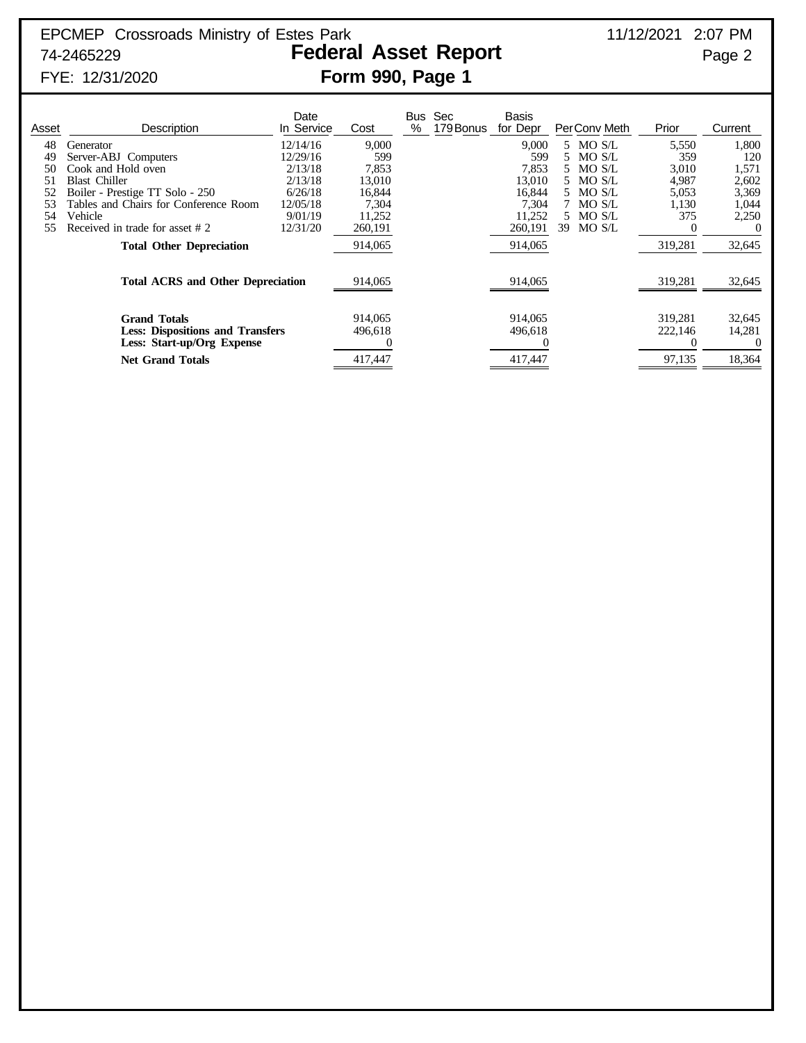EPCMEP Crossroads Ministry of Estes Park
74-2465229
FYE: 12/31/2020

11/12/2021 2:07 PM

# Federal Asset Report

## Form 990, Page 1

| Asset | Description | Date In Service | Cost | Bus % | Sec 179 Bonus | Basis for Depr | Per | Conv | Meth | Prior | Current |
|---|---|---|---|---|---|---|---|---|---|---|---|
| 48 | Generator | 12/14/16 | 9,000 | | | 9,000 | 5 | MO | S/L | 5,550 | 1,800 |
| 49 | Server-ABJ Computers | 12/29/16 | 599 | | | 599 | 5 | MO | S/L | 359 | 120 |
| 50 | Cook and Hold oven | 2/13/18 | 7,853 | | | 7,853 | 5 | MO | S/L | 3,010 | 1,571 |
| 51 | Blast Chiller | 2/13/18 | 13,010 | | | 13,010 | 5 | MO | S/L | 4,987 | 2,602 |
| 52 | Boiler - Prestige TT Solo - 250 | 6/26/18 | 16,844 | | | 16,844 | 5 | MO | S/L | 5,053 | 3,369 |
| 53 | Tables and Chairs for Conference Room | 12/05/18 | 7,304 | | | 7,304 | 7 | MO | S/L | 1,130 | 1,044 |
| 54 | Vehicle | 9/01/19 | 11,252 | | | 11,252 | 5 | MO | S/L | 375 | 2,250 |
| 55 | Received in trade for asset # 2 | 12/31/20 | 260,191 | | | 260,191 | 39 | MO | S/L | 0 | 0 |
| | **Total Other Depreciation** | | 914,065 | | | 914,065 | | | | 319,281 | 32,645 |
| | **Total ACRS and Other Depreciation** | | 914,065 | | | 914,065 | | | | 319,281 | 32,645 |
| | **Grand Totals** | | 914,065 | | | 914,065 | | | | 319,281 | 32,645 |
| | **Less: Dispositions and Transfers** | | 496,618 | | | 496,618 | | | | 222,146 | 14,281 |
| | **Less: Start-up/Org Expense** | | 0 | | | 0 | | | | 0 | 0 |
| | **Net Grand Totals** | | 417,447 | | | 417,447 | | | | 97,135 | 18,364 |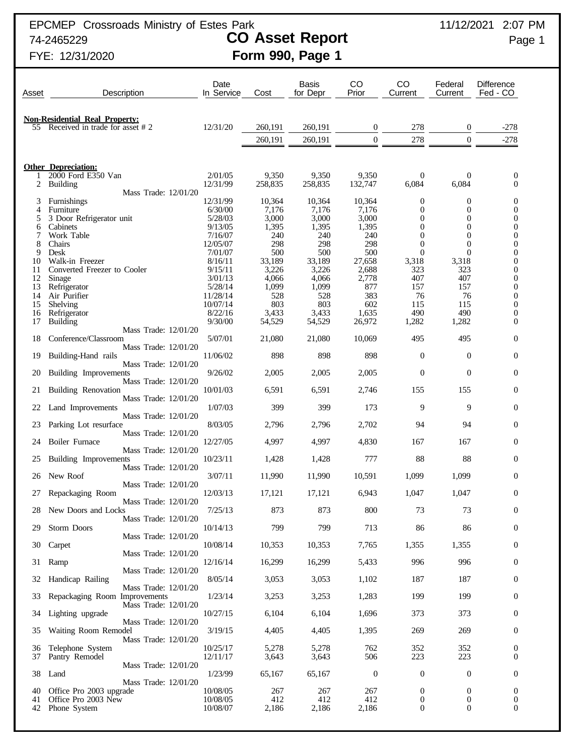EPCMEP Crossroads Ministry of Estes Park
74-2465229
FYE: 12/31/2020

# CO Asset Report
## Form 990, Page 1

11/12/2021 2:07 PM

| Asset | Description | Date In Service | Cost | Basis for Depr | CO Prior | CO Current | Federal Current | Difference Fed - CO |
|---|---|---|---|---|---|---|---|---|
| | **Non-Residential Real Property:** | | | | | | | |
| 55 | Received in trade for asset # 2 | 12/31/20 | 260,191 | 260,191 | 0 | 278 | 0 | -278 |
| | | | 260,191 | 260,191 | 0 | 278 | 0 | -278 |
| | **Other Depreciation:** | | | | | | | |
| 1 | 2000 Ford E350 Van | 2/01/05 | 9,350 | 9,350 | 9,350 | 0 | 0 | 0 |
| 2 | Building<br>Mass Trade: 12/01/20 | 12/31/99 | 258,835 | 258,835 | 132,747 | 6,084 | 6,084 | 0 |
| 3 | Furnishings | 12/31/99 | 10,364 | 10,364 | 10,364 | 0 | 0 | 0 |
| 4 | Furniture | 6/30/00 | 7,176 | 7,176 | 7,176 | 0 | 0 | 0 |
| 5 | 3 Door Refrigerator unit | 5/28/03 | 3,000 | 3,000 | 3,000 | 0 | 0 | 0 |
| 6 | Cabinets | 9/13/05 | 1,395 | 1,395 | 1,395 | 0 | 0 | 0 |
| 7 | Work Table | 7/16/07 | 240 | 240 | 240 | 0 | 0 | 0 |
| 8 | Chairs | 12/05/07 | 298 | 298 | 298 | 0 | 0 | 0 |
| 9 | Desk | 7/01/07 | 500 | 500 | 500 | 0 | 0 | 0 |
| 10 | Walk-in Freezer | 8/16/11 | 33,189 | 33,189 | 27,658 | 3,318 | 3,318 | 0 |
| 11 | Converted Freezer to Cooler | 9/15/11 | 3,226 | 3,226 | 2,688 | 323 | 323 | 0 |
| 12 | Sinage | 3/01/13 | 4,066 | 4,066 | 2,778 | 407 | 407 | 0 |
| 13 | Refrigerator | 5/28/14 | 1,099 | 1,099 | 877 | 157 | 157 | 0 |
| 14 | Air Purifier | 11/28/14 | 528 | 528 | 383 | 76 | 76 | 0 |
| 15 | Shelving | 10/07/14 | 803 | 803 | 602 | 115 | 115 | 0 |
| 16 | Refrigerator | 8/22/16 | 3,433 | 3,433 | 1,635 | 490 | 490 | 0 |
| 17 | Building<br>Mass Trade: 12/01/20 | 9/30/00 | 54,529 | 54,529 | 26,972 | 1,282 | 1,282 | 0 |
| 18 | Conference/Classroom<br>Mass Trade: 12/01/20 | 5/07/01 | 21,080 | 21,080 | 10,069 | 495 | 495 | 0 |
| 19 | Building-Hand rails<br>Mass Trade: 12/01/20 | 11/06/02 | 898 | 898 | 898 | 0 | 0 | 0 |
| 20 | Building Improvements<br>Mass Trade: 12/01/20 | 9/26/02 | 2,005 | 2,005 | 2,005 | 0 | 0 | 0 |
| 21 | Building Renovation<br>Mass Trade: 12/01/20 | 10/01/03 | 6,591 | 6,591 | 2,746 | 155 | 155 | 0 |
| 22 | Land Improvements<br>Mass Trade: 12/01/20 | 1/07/03 | 399 | 399 | 173 | 9 | 9 | 0 |
| 23 | Parking Lot resurface<br>Mass Trade: 12/01/20 | 8/03/05 | 2,796 | 2,796 | 2,702 | 94 | 94 | 0 |
| 24 | Boiler Furnace<br>Mass Trade: 12/01/20 | 12/27/05 | 4,997 | 4,997 | 4,830 | 167 | 167 | 0 |
| 25 | Building Improvements<br>Mass Trade: 12/01/20 | 10/23/11 | 1,428 | 1,428 | 777 | 88 | 88 | 0 |
| 26 | New Roof<br>Mass Trade: 12/01/20 | 3/07/11 | 11,990 | 11,990 | 10,591 | 1,099 | 1,099 | 0 |
| 27 | Repackaging Room<br>Mass Trade: 12/01/20 | 12/03/13 | 17,121 | 17,121 | 6,943 | 1,047 | 1,047 | 0 |
| 28 | New Doors and Locks<br>Mass Trade: 12/01/20 | 7/25/13 | 873 | 873 | 800 | 73 | 73 | 0 |
| 29 | Storm Doors<br>Mass Trade: 12/01/20 | 10/14/13 | 799 | 799 | 713 | 86 | 86 | 0 |
| 30 | Carpet<br>Mass Trade: 12/01/20 | 10/08/14 | 10,353 | 10,353 | 7,765 | 1,355 | 1,355 | 0 |
| 31 | Ramp<br>Mass Trade: 12/01/20 | 12/16/14 | 16,299 | 16,299 | 5,433 | 996 | 996 | 0 |
| 32 | Handicap Railing<br>Mass Trade: 12/01/20 | 8/05/14 | 3,053 | 3,053 | 1,102 | 187 | 187 | 0 |
| 33 | Repackaging Room Improvements<br>Mass Trade: 12/01/20 | 1/23/14 | 3,253 | 3,253 | 1,283 | 199 | 199 | 0 |
| 34 | Lighting upgrade<br>Mass Trade: 12/01/20 | 10/27/15 | 6,104 | 6,104 | 1,696 | 373 | 373 | 0 |
| 35 | Waiting Room Remodel<br>Mass Trade: 12/01/20 | 3/19/15 | 4,405 | 4,405 | 1,395 | 269 | 269 | 0 |
| 36 | Telephone System | 10/25/17 | 5,278 | 5,278 | 762 | 352 | 352 | 0 |
| 37 | Pantry Remodel<br>Mass Trade: 12/01/20 | 12/11/17 | 3,643 | 3,643 | 506 | 223 | 223 | 0 |
| 38 | Land<br>Mass Trade: 12/01/20 | 1/23/99 | 65,167 | 65,167 | 0 | 0 | 0 | 0 |
| 40 | Office Pro 2003 upgrade | 10/08/05 | 267 | 267 | 267 | 0 | 0 | 0 |
| 41 | Office Pro 2003 New | 10/08/05 | 412 | 412 | 412 | 0 | 0 | 0 |
| 42 | Phone System | 10/08/07 | 2,186 | 2,186 | 2,186 | 0 | 0 | 0 |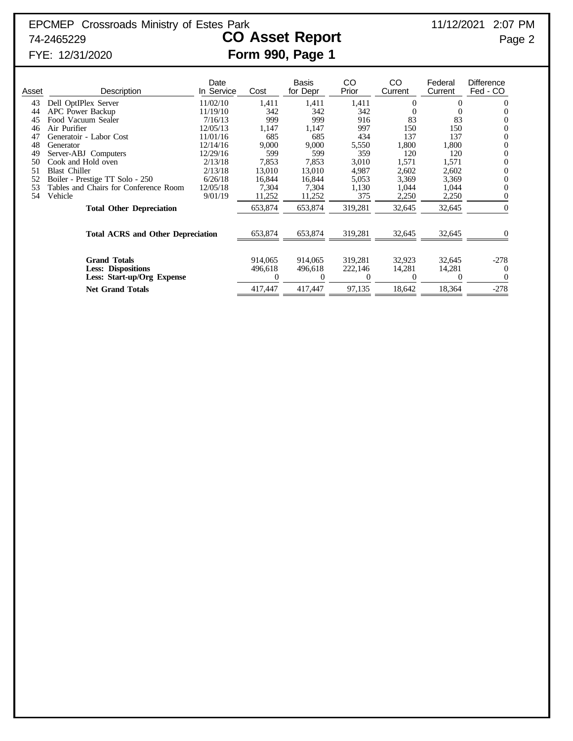EPCMEP Crossroads Ministry of Estes Park
74-2465229
FYE: 12/31/2020

# CO Asset Report
## Form 990, Page 1

| Asset | Description | Date In Service | Cost | Basis for Depr | CO Prior | CO Current | Federal Current | Difference Fed - CO |
|---|---|---|---|---|---|---|---|---|
| 43 | Dell OptIPlex Server | 11/02/10 | 1,411 | 1,411 | 1,411 | 0 | 0 | 0 |
| 44 | APC Power Backup | 11/19/10 | 342 | 342 | 342 | 0 | 0 | 0 |
| 45 | Food Vacuum Sealer | 7/16/13 | 999 | 999 | 916 | 83 | 83 | 0 |
| 46 | Air Purifier | 12/05/13 | 1,147 | 1,147 | 997 | 150 | 150 | 0 |
| 47 | Generatoir - Labor Cost | 11/01/16 | 685 | 685 | 434 | 137 | 137 | 0 |
| 48 | Generator | 12/14/16 | 9,000 | 9,000 | 5,550 | 1,800 | 1,800 | 0 |
| 49 | Server-ABJ Computers | 12/29/16 | 599 | 599 | 359 | 120 | 120 | 0 |
| 50 | Cook and Hold oven | 2/13/18 | 7,853 | 7,853 | 3,010 | 1,571 | 1,571 | 0 |
| 51 | Blast Chiller | 2/13/18 | 13,010 | 13,010 | 4,987 | 2,602 | 2,602 | 0 |
| 52 | Boiler - Prestige TT Solo - 250 | 6/26/18 | 16,844 | 16,844 | 5,053 | 3,369 | 3,369 | 0 |
| 53 | Tables and Chairs for Conference Room | 12/05/18 | 7,304 | 7,304 | 1,130 | 1,044 | 1,044 | 0 |
| 54 | Vehicle | 9/01/19 | 11,252 | 11,252 | 375 | 2,250 | 2,250 | 0 |
| | **Total Other Depreciation** | | 653,874 | 653,874 | 319,281 | 32,645 | 32,645 | 0 |
| | **Total ACRS and Other Depreciation** | | 653,874 | 653,874 | 319,281 | 32,645 | 32,645 | 0 |
| | **Grand Totals** | | 914,065 | 914,065 | 319,281 | 32,923 | 32,645 | -278 |
| | **Less: Dispositions** | | 496,618 | 496,618 | 222,146 | 14,281 | 14,281 | 0 |
| | **Less: Start-up/Org Expense** | | 0 | 0 | 0 | 0 | 0 | 0 |
| | **Net Grand Totals** | | 417,447 | 417,447 | 97,135 | 18,642 | 18,364 | -278 |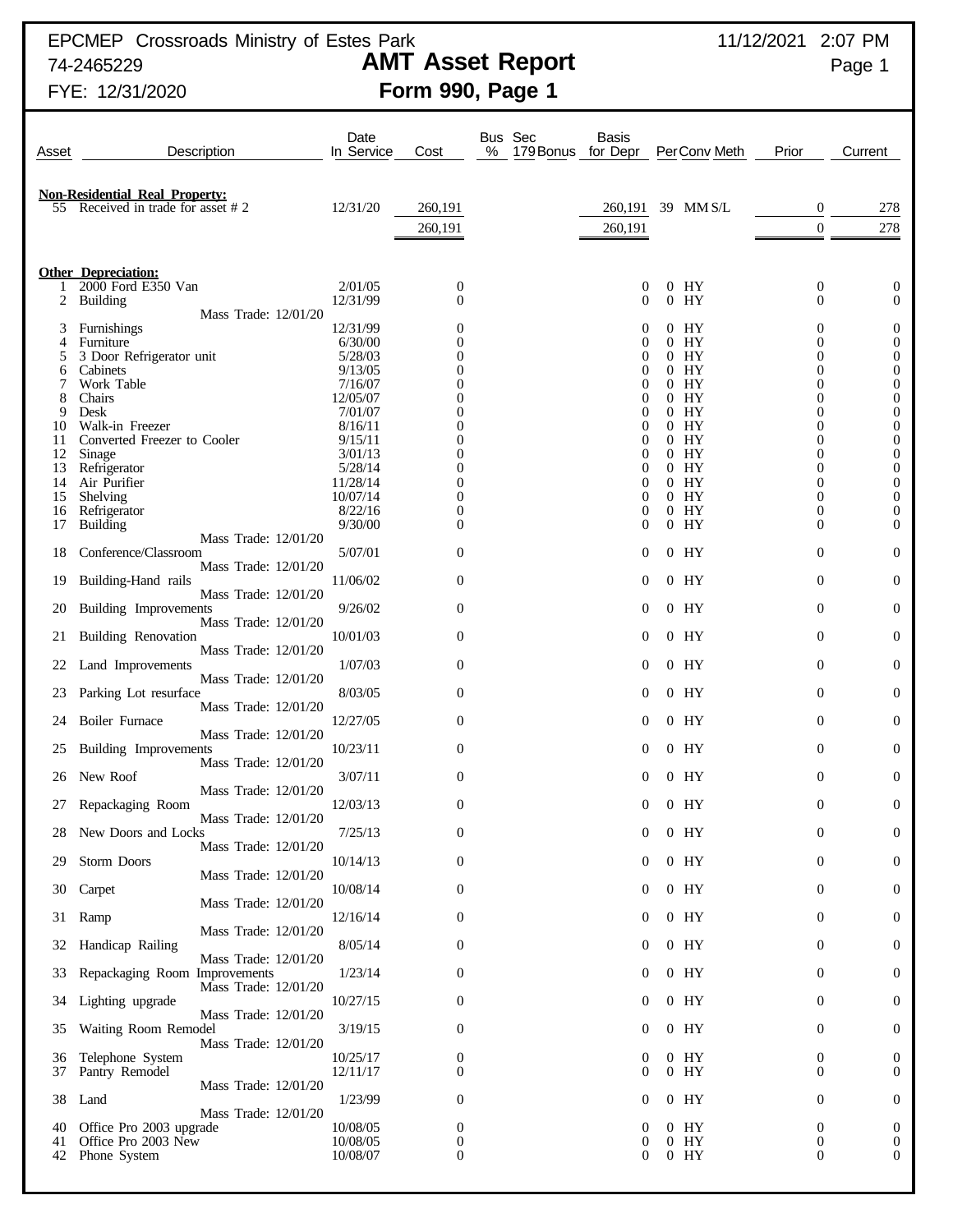EPCMEP Crossroads Ministry of Estes Park
74-2465229
FYE: 12/31/2020

# AMT Asset Report
## Form 990, Page 1

11/12/2021 2:07 PM

| Asset | Description | Date In Service | Cost | Bus % | Sec 179 Bonus | Basis for Depr | Per | Conv | Meth | Prior | Current |
|---|---|---|---|---|---|---|---|---|---|---|---|
| | **Non-Residential Real Property:** | | | | | | | | | | |
| 55 | Received in trade for asset # 2 | 12/31/20 | 260,191 | | | 260,191 | 39 | MM | S/L | 0 | 278 |
| | | | 260,191 | | | 260,191 | | | | 0 | 278 |
| | **Other Depreciation:** | | | | | | | | | | |
| 1 | 2000 Ford E350 Van | 2/01/05 | 0 | | | 0 | 0 | HY | | 0 | 0 |
| 2 | Building<br>Mass Trade: 12/01/20 | 12/31/99 | 0 | | | 0 | 0 | HY | | 0 | 0 |
| 3 | Furnishings | 12/31/99 | 0 | | | 0 | 0 | HY | | 0 | 0 |
| 4 | Furniture | 6/30/00 | 0 | | | 0 | 0 | HY | | 0 | 0 |
| 5 | 3 Door Refrigerator unit | 5/28/03 | 0 | | | 0 | 0 | HY | | 0 | 0 |
| 6 | Cabinets | 9/13/05 | 0 | | | 0 | 0 | HY | | 0 | 0 |
| 7 | Work Table | 7/16/07 | 0 | | | 0 | 0 | HY | | 0 | 0 |
| 8 | Chairs | 12/05/07 | 0 | | | 0 | 0 | HY | | 0 | 0 |
| 9 | Desk | 7/01/07 | 0 | | | 0 | 0 | HY | | 0 | 0 |
| 10 | Walk-in Freezer | 8/16/11 | 0 | | | 0 | 0 | HY | | 0 | 0 |
| 11 | Converted Freezer to Cooler | 9/15/11 | 0 | | | 0 | 0 | HY | | 0 | 0 |
| 12 | Sinage | 3/01/13 | 0 | | | 0 | 0 | HY | | 0 | 0 |
| 13 | Refrigerator | 5/28/14 | 0 | | | 0 | 0 | HY | | 0 | 0 |
| 14 | Air Purifier | 11/28/14 | 0 | | | 0 | 0 | HY | | 0 | 0 |
| 15 | Shelving | 10/07/14 | 0 | | | 0 | 0 | HY | | 0 | 0 |
| 16 | Refrigerator | 8/22/16 | 0 | | | 0 | 0 | HY | | 0 | 0 |
| 17 | Building<br>Mass Trade: 12/01/20 | 9/30/00 | 0 | | | 0 | 0 | HY | | 0 | 0 |
| 18 | Conference/Classroom<br>Mass Trade: 12/01/20 | 5/07/01 | 0 | | | 0 | 0 | HY | | 0 | 0 |
| 19 | Building-Hand rails<br>Mass Trade: 12/01/20 | 11/06/02 | 0 | | | 0 | 0 | HY | | 0 | 0 |
| 20 | Building Improvements<br>Mass Trade: 12/01/20 | 9/26/02 | 0 | | | 0 | 0 | HY | | 0 | 0 |
| 21 | Building Renovation<br>Mass Trade: 12/01/20 | 10/01/03 | 0 | | | 0 | 0 | HY | | 0 | 0 |
| 22 | Land Improvements<br>Mass Trade: 12/01/20 | 1/07/03 | 0 | | | 0 | 0 | HY | | 0 | 0 |
| 23 | Parking Lot resurface<br>Mass Trade: 12/01/20 | 8/03/05 | 0 | | | 0 | 0 | HY | | 0 | 0 |
| 24 | Boiler Furnace<br>Mass Trade: 12/01/20 | 12/27/05 | 0 | | | 0 | 0 | HY | | 0 | 0 |
| 25 | Building Improvements<br>Mass Trade: 12/01/20 | 10/23/11 | 0 | | | 0 | 0 | HY | | 0 | 0 |
| 26 | New Roof<br>Mass Trade: 12/01/20 | 3/07/11 | 0 | | | 0 | 0 | HY | | 0 | 0 |
| 27 | Repackaging Room<br>Mass Trade: 12/01/20 | 12/03/13 | 0 | | | 0 | 0 | HY | | 0 | 0 |
| 28 | New Doors and Locks<br>Mass Trade: 12/01/20 | 7/25/13 | 0 | | | 0 | 0 | HY | | 0 | 0 |
| 29 | Storm Doors<br>Mass Trade: 12/01/20 | 10/14/13 | 0 | | | 0 | 0 | HY | | 0 | 0 |
| 30 | Carpet<br>Mass Trade: 12/01/20 | 10/08/14 | 0 | | | 0 | 0 | HY | | 0 | 0 |
| 31 | Ramp<br>Mass Trade: 12/01/20 | 12/16/14 | 0 | | | 0 | 0 | HY | | 0 | 0 |
| 32 | Handicap Railing<br>Mass Trade: 12/01/20 | 8/05/14 | 0 | | | 0 | 0 | HY | | 0 | 0 |
| 33 | Repackaging Room Improvements<br>Mass Trade: 12/01/20 | 1/23/14 | 0 | | | 0 | 0 | HY | | 0 | 0 |
| 34 | Lighting upgrade<br>Mass Trade: 12/01/20 | 10/27/15 | 0 | | | 0 | 0 | HY | | 0 | 0 |
| 35 | Waiting Room Remodel<br>Mass Trade: 12/01/20 | 3/19/15 | 0 | | | 0 | 0 | HY | | 0 | 0 |
| 36 | Telephone System | 10/25/17 | 0 | | | 0 | 0 | HY | | 0 | 0 |
| 37 | Pantry Remodel<br>Mass Trade: 12/01/20 | 12/11/17 | 0 | | | 0 | 0 | HY | | 0 | 0 |
| 38 | Land<br>Mass Trade: 12/01/20 | 1/23/99 | 0 | | | 0 | 0 | HY | | 0 | 0 |
| 40 | Office Pro 2003 upgrade | 10/08/05 | 0 | | | 0 | 0 | HY | | 0 | 0 |
| 41 | Office Pro 2003 New | 10/08/05 | 0 | | | 0 | 0 | HY | | 0 | 0 |
| 42 | Phone System | 10/08/07 | 0 | | | 0 | 0 | HY | | 0 | 0 |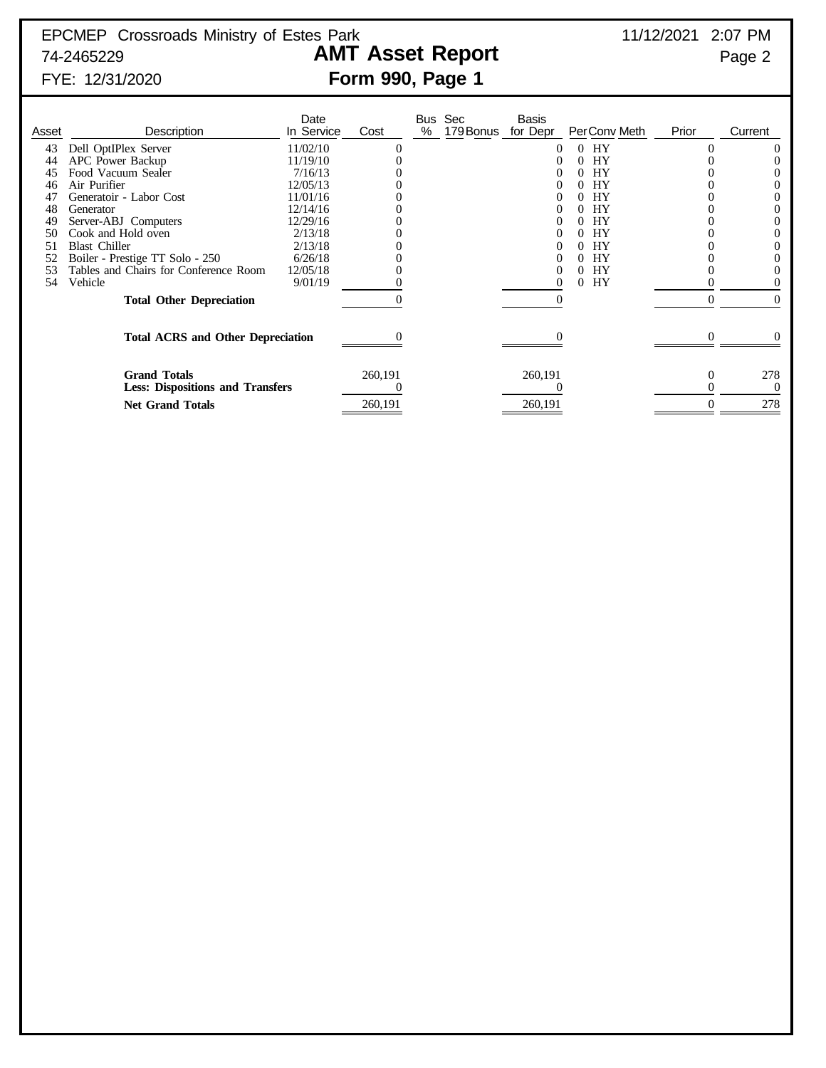EPCMEP Crossroads Ministry of Estes Park
74-2465229
FYE: 12/31/2020

# AMT Asset Report
## Form 990, Page 1

11/12/2021 2:07 PM

| Asset | Description | Date In Service | Cost | Bus % | Sec 179 | Bonus | Basis for Depr | Per | Conv | Meth | Prior | Current |
|---|---|---|---|---|---|---|---|---|---|---|---|---|
| 43 | Dell OptIPlex Server | 11/02/10 | 0 | | | | 0 | 0 | HY | | 0 | 0 |
| 44 | APC Power Backup | 11/19/10 | 0 | | | | 0 | 0 | HY | | 0 | 0 |
| 45 | Food Vacuum Sealer | 7/16/13 | 0 | | | | 0 | 0 | HY | | 0 | 0 |
| 46 | Air Purifier | 12/05/13 | 0 | | | | 0 | 0 | HY | | 0 | 0 |
| 47 | Generatoir - Labor Cost | 11/01/16 | 0 | | | | 0 | 0 | HY | | 0 | 0 |
| 48 | Generator | 12/14/16 | 0 | | | | 0 | 0 | HY | | 0 | 0 |
| 49 | Server-ABJ Computers | 12/29/16 | 0 | | | | 0 | 0 | HY | | 0 | 0 |
| 50 | Cook and Hold oven | 2/13/18 | 0 | | | | 0 | 0 | HY | | 0 | 0 |
| 51 | Blast Chiller | 2/13/18 | 0 | | | | 0 | 0 | HY | | 0 | 0 |
| 52 | Boiler - Prestige TT Solo - 250 | 6/26/18 | 0 | | | | 0 | 0 | HY | | 0 | 0 |
| 53 | Tables and Chairs for Conference Room | 12/05/18 | 0 | | | | 0 | 0 | HY | | 0 | 0 |
| 54 | Vehicle | 9/01/19 | 0 | | | | 0 | 0 | HY | | 0 | 0 |
| | **Total Other Depreciation** | | 0 | | | | 0 | | | | 0 | 0 |
| | **Total ACRS and Other Depreciation** | | 0 | | | | 0 | | | | 0 | 0 |
| | **Grand Totals** | | 260,191 | | | | 260,191 | | | | 0 | 278 |
| | **Less: Dispositions and Transfers** | | 0 | | | | 0 | | | | 0 | 0 |
| | **Net Grand Totals** | | 260,191 | | | | 260,191 | | | | 0 | 278 |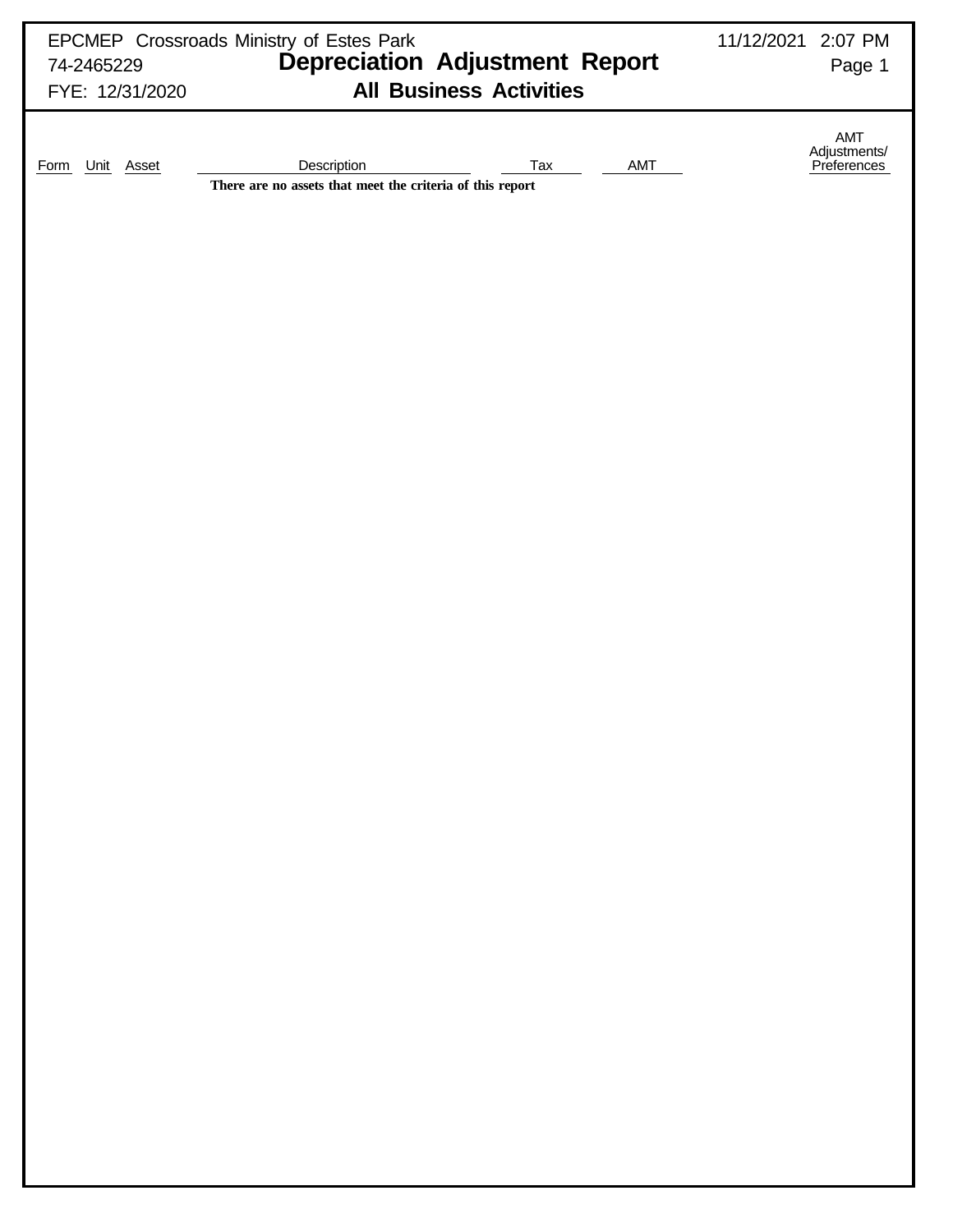EPCMEP Crossroads Ministry of Estes Park
74-2465229
FYE: 12/31/2020

11/12/2021 2:07 PM

# Depreciation Adjustment Report

## All Business Activities

| Form | Unit | Asset | Description | Tax | AMT | AMT Adjustments/ Preferences |
|---|---|---|---|---|---|---|

**There are no assets that meet the criteria of this report**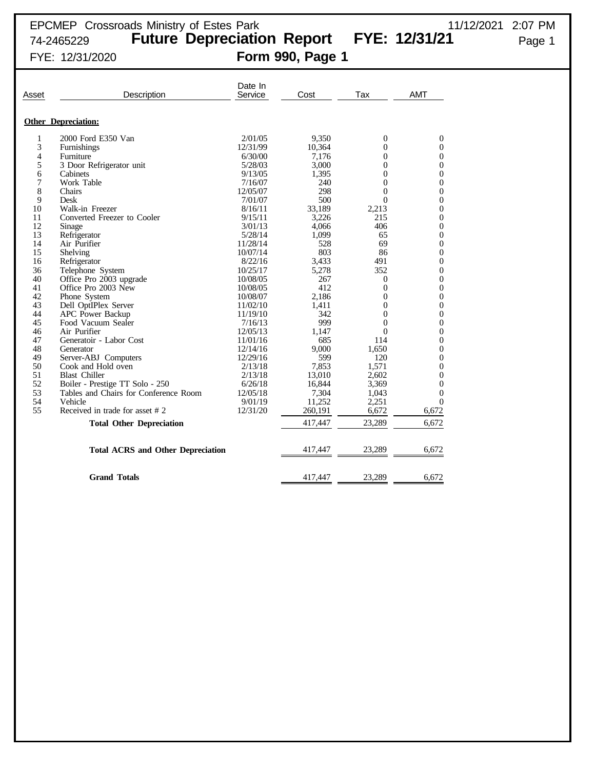EPCMEP Crossroads Ministry of Estes Park
74-2465229
FYE: 12/31/2020

11/12/2021 2:07 PM

# Future Depreciation Report FYE: 12/31/21

## Form 990, Page 1

| Asset | Description | Date In Service | Cost | Tax | AMT |
|---|---|---|---|---|---|
| **Other Depreciation:** | | | | | |
| 1 | 2000 Ford E350 Van | 2/01/05 | 9,350 | 0 | 0 |
| 3 | Furnishings | 12/31/99 | 10,364 | 0 | 0 |
| 4 | Furniture | 6/30/00 | 7,176 | 0 | 0 |
| 5 | 3 Door Refrigerator unit | 5/28/03 | 3,000 | 0 | 0 |
| 6 | Cabinets | 9/13/05 | 1,395 | 0 | 0 |
| 7 | Work Table | 7/16/07 | 240 | 0 | 0 |
| 8 | Chairs | 12/05/07 | 298 | 0 | 0 |
| 9 | Desk | 7/01/07 | 500 | 0 | 0 |
| 10 | Walk-in Freezer | 8/16/11 | 33,189 | 2,213 | 0 |
| 11 | Converted Freezer to Cooler | 9/15/11 | 3,226 | 215 | 0 |
| 12 | Sinage | 3/01/13 | 4,066 | 406 | 0 |
| 13 | Refrigerator | 5/28/14 | 1,099 | 65 | 0 |
| 14 | Air Purifier | 11/28/14 | 528 | 69 | 0 |
| 15 | Shelving | 10/07/14 | 803 | 86 | 0 |
| 16 | Refrigerator | 8/22/16 | 3,433 | 491 | 0 |
| 36 | Telephone System | 10/25/17 | 5,278 | 352 | 0 |
| 40 | Office Pro 2003 upgrade | 10/08/05 | 267 | 0 | 0 |
| 41 | Office Pro 2003 New | 10/08/05 | 412 | 0 | 0 |
| 42 | Phone System | 10/08/07 | 2,186 | 0 | 0 |
| 43 | Dell OptIPlex Server | 11/02/10 | 1,411 | 0 | 0 |
| 44 | APC Power Backup | 11/19/10 | 342 | 0 | 0 |
| 45 | Food Vacuum Sealer | 7/16/13 | 999 | 0 | 0 |
| 46 | Air Purifier | 12/05/13 | 1,147 | 0 | 0 |
| 47 | Generatoir - Labor Cost | 11/01/16 | 685 | 114 | 0 |
| 48 | Generator | 12/14/16 | 9,000 | 1,650 | 0 |
| 49 | Server-ABJ Computers | 12/29/16 | 599 | 120 | 0 |
| 50 | Cook and Hold oven | 2/13/18 | 7,853 | 1,571 | 0 |
| 51 | Blast Chiller | 2/13/18 | 13,010 | 2,602 | 0 |
| 52 | Boiler - Prestige TT Solo - 250 | 6/26/18 | 16,844 | 3,369 | 0 |
| 53 | Tables and Chairs for Conference Room | 12/05/18 | 7,304 | 1,043 | 0 |
| 54 | Vehicle | 9/01/19 | 11,252 | 2,251 | 0 |
| 55 | Received in trade for asset # 2 | 12/31/20 | 260,191 | 6,672 | 6,672 |
| | **Total Other Depreciation** | | 417,447 | 23,289 | 6,672 |
| | **Total ACRS and Other Depreciation** | | 417,447 | 23,289 | 6,672 |
| | **Grand Totals** | | 417,447 | 23,289 | 6,672 |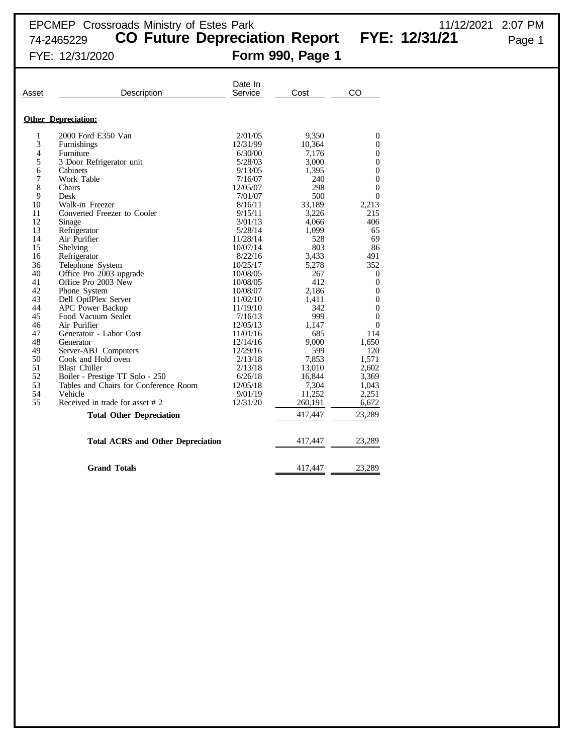EPCMEP Crossroads Ministry of Estes Park
74-2465229 **CO Future Depreciation Report FYE: 12/31/21**
FYE: 12/31/2020 **Form 990, Page 1**

11/12/2021 2:07 PM

| Asset | Description | Date In Service | Cost | CO |
|---|---|---|---|---|
| **Other Depreciation:** | | | | |
| 1 | 2000 Ford E350 Van | 2/01/05 | 9,350 | 0 |
| 3 | Furnishings | 12/31/99 | 10,364 | 0 |
| 4 | Furniture | 6/30/00 | 7,176 | 0 |
| 5 | 3 Door Refrigerator unit | 5/28/03 | 3,000 | 0 |
| 6 | Cabinets | 9/13/05 | 1,395 | 0 |
| 7 | Work Table | 7/16/07 | 240 | 0 |
| 8 | Chairs | 12/05/07 | 298 | 0 |
| 9 | Desk | 7/01/07 | 500 | 0 |
| 10 | Walk-in Freezer | 8/16/11 | 33,189 | 2,213 |
| 11 | Converted Freezer to Cooler | 9/15/11 | 3,226 | 215 |
| 12 | Sinage | 3/01/13 | 4,066 | 406 |
| 13 | Refrigerator | 5/28/14 | 1,099 | 65 |
| 14 | Air Purifier | 11/28/14 | 528 | 69 |
| 15 | Shelving | 10/07/14 | 803 | 86 |
| 16 | Refrigerator | 8/22/16 | 3,433 | 491 |
| 36 | Telephone System | 10/25/17 | 5,278 | 352 |
| 40 | Office Pro 2003 upgrade | 10/08/05 | 267 | 0 |
| 41 | Office Pro 2003 New | 10/08/05 | 412 | 0 |
| 42 | Phone System | 10/08/07 | 2,186 | 0 |
| 43 | Dell OptIPlex Server | 11/02/10 | 1,411 | 0 |
| 44 | APC Power Backup | 11/19/10 | 342 | 0 |
| 45 | Food Vacuum Sealer | 7/16/13 | 999 | 0 |
| 46 | Air Purifier | 12/05/13 | 1,147 | 0 |
| 47 | Generatoir - Labor Cost | 11/01/16 | 685 | 114 |
| 48 | Generator | 12/14/16 | 9,000 | 1,650 |
| 49 | Server-ABJ Computers | 12/29/16 | 599 | 120 |
| 50 | Cook and Hold oven | 2/13/18 | 7,853 | 1,571 |
| 51 | Blast Chiller | 2/13/18 | 13,010 | 2,602 |
| 52 | Boiler - Prestige TT Solo - 250 | 6/26/18 | 16,844 | 3,369 |
| 53 | Tables and Chairs for Conference Room | 12/05/18 | 7,304 | 1,043 |
| 54 | Vehicle | 9/01/19 | 11,252 | 2,251 |
| 55 | Received in trade for asset # 2 | 12/31/20 | 260,191 | 6,672 |
| | **Total Other Depreciation** | | 417,447 | 23,289 |
| | **Total ACRS and Other Depreciation** | | 417,447 | 23,289 |
| | **Grand Totals** | | 417,447 | 23,289 |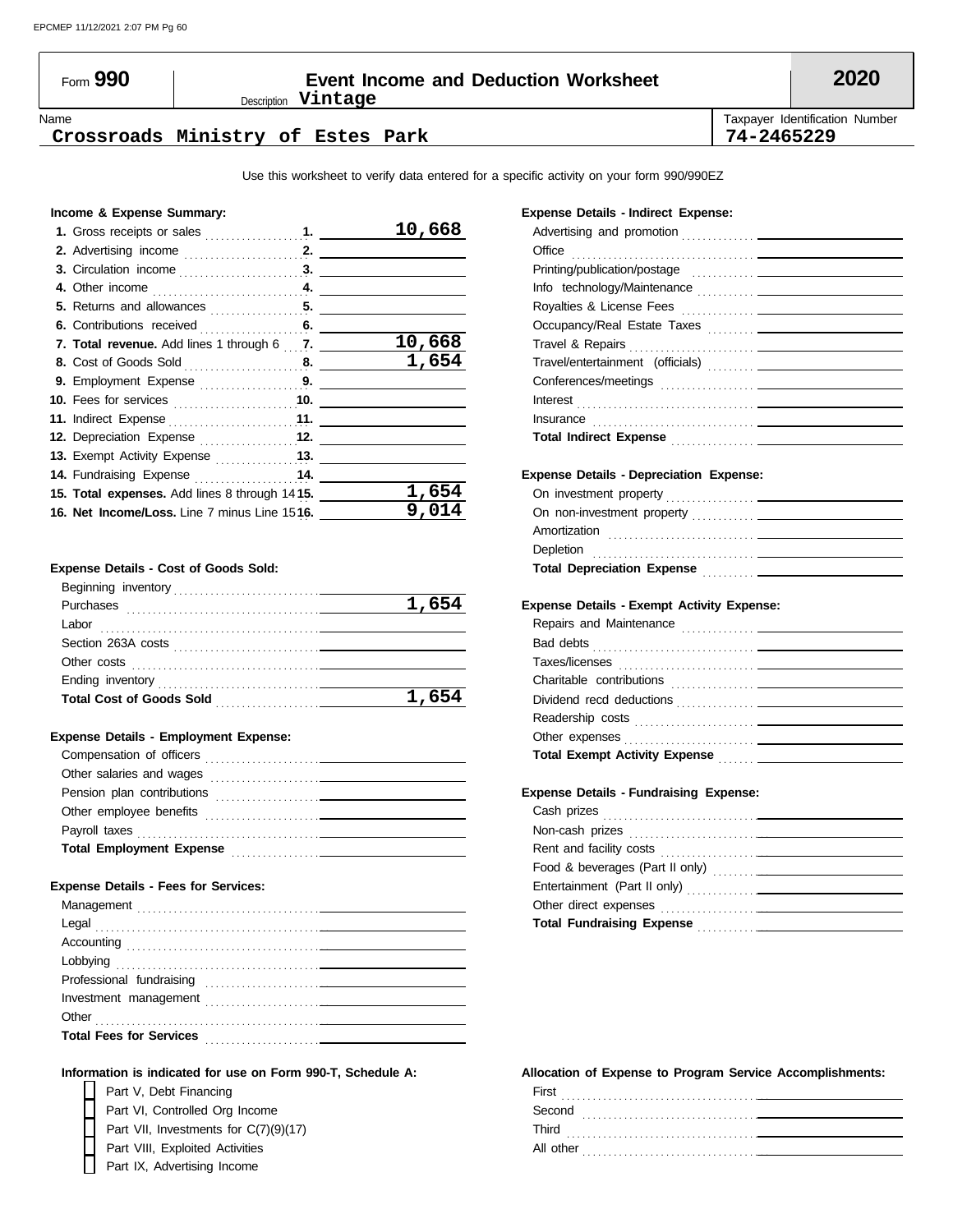Form **990** | **Event Income and Deduction Worksheet** | **2020**

Description **Vintage**

Name: **Crossroads Ministry of Estes Park**

Taxpayer Identification Number: **74-2465229**

Use this worksheet to verify data entered for a specific activity on your form 990/990EZ

**Income & Expense Summary:**

| | | |
|---|---|---|
| **1.** Gross receipts or sales | **1.** | **10,668** |
| **2.** Advertising income | **2.** | |
| **3.** Circulation income | **3.** | |
| **4.** Other income | **4.** | |
| **5.** Returns and allowances | **5.** | |
| **6.** Contributions received | **6.** | |
| **7. Total revenue.** Add lines 1 through 6 | **7.** | **10,668** |
| **8.** Cost of Goods Sold | **8.** | **1,654** |
| **9.** Employment Expense | **9.** | |
| **10.** Fees for services | **10.** | |
| **11.** Indirect Expense | **11.** | |
| **12.** Depreciation Expense | **12.** | |
| **13.** Exempt Activity Expense | **13.** | |
| **14.** Fundraising Expense | **14.** | |
| **15. Total expenses.** Add lines 8 through 14 | **15.** | **1,654** |
| **16. Net Income/Loss.** Line 7 minus Line 15 | **16.** | **9,014** |

**Expense Details - Cost of Goods Sold:**

| | |
|---|---|
| Beginning inventory | |
| Purchases | **1,654** |
| Labor | |
| Section 263A costs | |
| Other costs | |
| Ending inventory | |
| **Total Cost of Goods Sold** | **1,654** |

**Expense Details - Employment Expense:**

| | |
|---|---|
| Compensation of officers | |
| Other salaries and wages | |
| Pension plan contributions | |
| Other employee benefits | |
| Payroll taxes | |
| **Total Employment Expense** | |

**Expense Details - Fees for Services:**

| | |
|---|---|
| Management | |
| Legal | |
| Accounting | |
| Lobbying | |
| Professional fundraising | |
| Investment management | |
| Other | |
| **Total Fees for Services** | |

**Information is indicated for use on Form 990-T, Schedule A:**

- [ ] Part V, Debt Financing
- [ ] Part VI, Controlled Org Income
- [ ] Part VII, Investments for C(7)(9)(17)
- [ ] Part VIII, Exploited Activities
- [ ] Part IX, Advertising Income

**Expense Details - Indirect Expense:**

| | |
|---|---|
| Advertising and promotion | |
| Office | |
| Printing/publication/postage | |
| Info technology/Maintenance | |
| Royalties & License Fees | |
| Occupancy/Real Estate Taxes | |
| Travel & Repairs | |
| Travel/entertainment (officials) | |
| Conferences/meetings | |
| Interest | |
| Insurance | |
| **Total Indirect Expense** | |

**Expense Details - Depreciation Expense:**

| | |
|---|---|
| On investment property | |
| On non-investment property | |
| Amortization | |
| Depletion | |
| **Total Depreciation Expense** | |

**Expense Details - Exempt Activity Expense:**

| | |
|---|---|
| Repairs and Maintenance | |
| Bad debts | |
| Taxes/licenses | |
| Charitable contributions | |
| Dividend recd deductions | |
| Readership costs | |
| Other expenses | |
| **Total Exempt Activity Expense** | |

**Expense Details - Fundraising Expense:**

| | |
|---|---|
| Cash prizes | |
| Non-cash prizes | |
| Rent and facility costs | |
| Food & beverages (Part II only) | |
| Entertainment (Part II only) | |
| Other direct expenses | |
| **Total Fundraising Expense** | |

**Allocation of Expense to Program Service Accomplishments:**

| | |
|---|---|
| First | |
| Second | |
| Third | |
| All other | |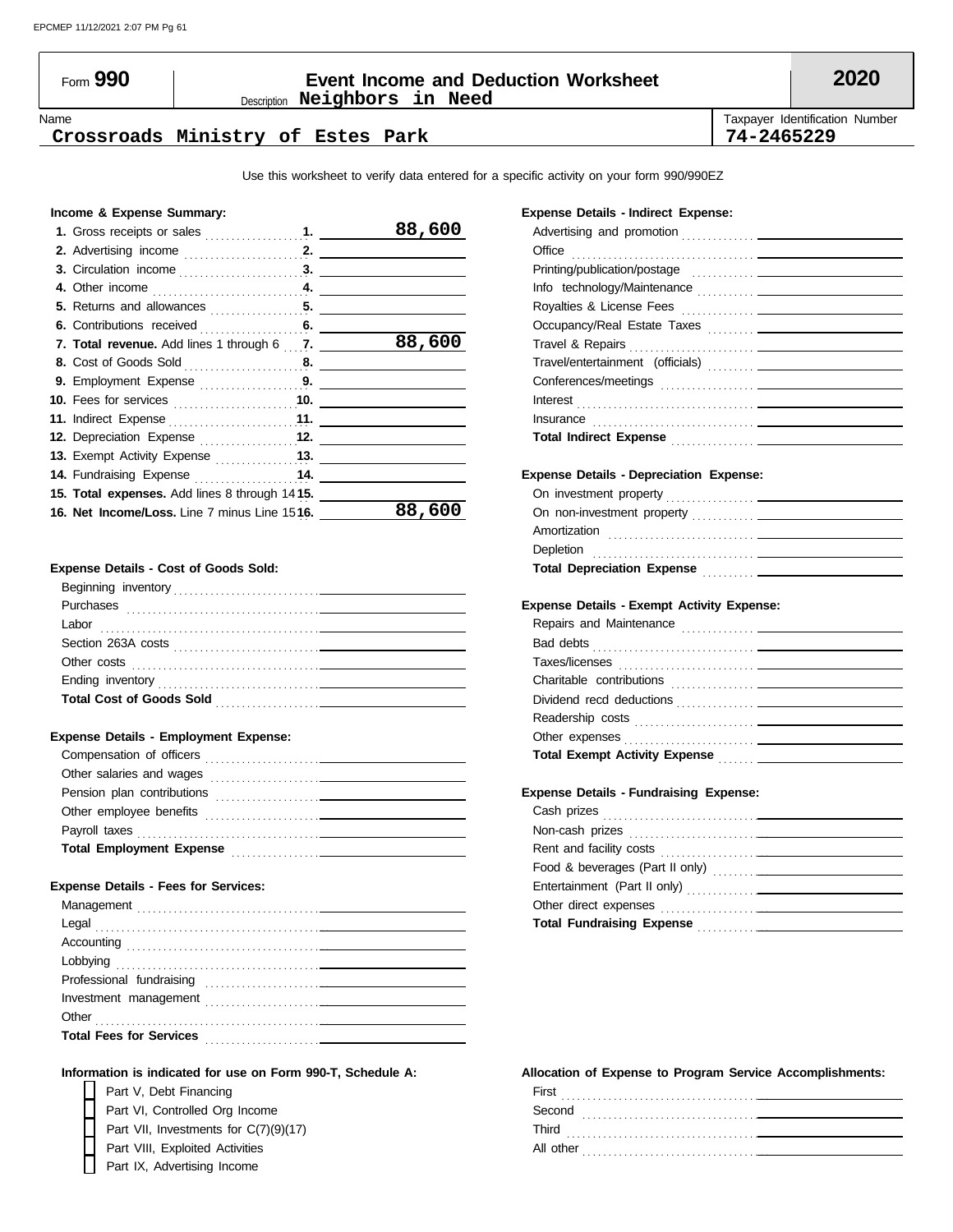# Form 990 — Event Income and Deduction Worksheet — 2020

Description **Neighbors in Need**

| Name | Taxpayer Identification Number |
|---|---|
| **Crossroads Ministry of Estes Park** | **74-2465229** |

Use this worksheet to verify data entered for a specific activity on your form 990/990EZ

### Income & Expense Summary:

| | | |
|---|---|---|
| **1.** Gross receipts or sales | **1.** | **88,600** |
| **2.** Advertising income | **2.** | |
| **3.** Circulation income | **3.** | |
| **4.** Other income | **4.** | |
| **5.** Returns and allowances | **5.** | |
| **6.** Contributions received | **6.** | |
| **7. Total revenue.** Add lines 1 through 6 | **7.** | **88,600** |
| **8.** Cost of Goods Sold | **8.** | |
| **9.** Employment Expense | **9.** | |
| **10.** Fees for services | **10.** | |
| **11.** Indirect Expense | **11.** | |
| **12.** Depreciation Expense | **12.** | |
| **13.** Exempt Activity Expense | **13.** | |
| **14.** Fundraising Expense | **14.** | |
| **15. Total expenses.** Add lines 8 through 14 | **15.** | |
| **16. Net Income/Loss.** Line 7 minus Line 15 | **16.** | **88,600** |

### Expense Details - Cost of Goods Sold:

| | |
|---|---|
| Beginning inventory | |
| Purchases | |
| Labor | |
| Section 263A costs | |
| Other costs | |
| Ending inventory | |
| **Total Cost of Goods Sold** | |

### Expense Details - Employment Expense:

| | |
|---|---|
| Compensation of officers | |
| Other salaries and wages | |
| Pension plan contributions | |
| Other employee benefits | |
| Payroll taxes | |
| **Total Employment Expense** | |

### Expense Details - Fees for Services:

| | |
|---|---|
| Management | |
| Legal | |
| Accounting | |
| Lobbying | |
| Professional fundraising | |
| Investment management | |
| Other | |
| **Total Fees for Services** | |

### Expense Details - Indirect Expense:

| | |
|---|---|
| Advertising and promotion | |
| Office | |
| Printing/publication/postage | |
| Info technology/Maintenance | |
| Royalties & License Fees | |
| Occupancy/Real Estate Taxes | |
| Travel & Repairs | |
| Travel/entertainment (officials) | |
| Conferences/meetings | |
| Interest | |
| Insurance | |
| **Total Indirect Expense** | |

### Expense Details - Depreciation Expense:

| | |
|---|---|
| On investment property | |
| On non-investment property | |
| Amortization | |
| Depletion | |
| **Total Depreciation Expense** | |

### Expense Details - Exempt Activity Expense:

| | |
|---|---|
| Repairs and Maintenance | |
| Bad debts | |
| Taxes/licenses | |
| Charitable contributions | |
| Dividend recd deductions | |
| Readership costs | |
| Other expenses | |
| **Total Exempt Activity Expense** | |

### Expense Details - Fundraising Expense:

| | |
|---|---|
| Cash prizes | |
| Non-cash prizes | |
| Rent and facility costs | |
| Food & beverages (Part II only) | |
| Entertainment (Part II only) | |
| Other direct expenses | |
| **Total Fundraising Expense** | |

### Information is indicated for use on Form 990-T, Schedule A:

- [ ] Part V, Debt Financing
- [ ] Part VI, Controlled Org Income
- [ ] Part VII, Investments for C(7)(9)(17)
- [ ] Part VIII, Exploited Activities
- [ ] Part IX, Advertising Income

### Allocation of Expense to Program Service Accomplishments:

| | |
|---|---|
| First | |
| Second | |
| Third | |
| All other | |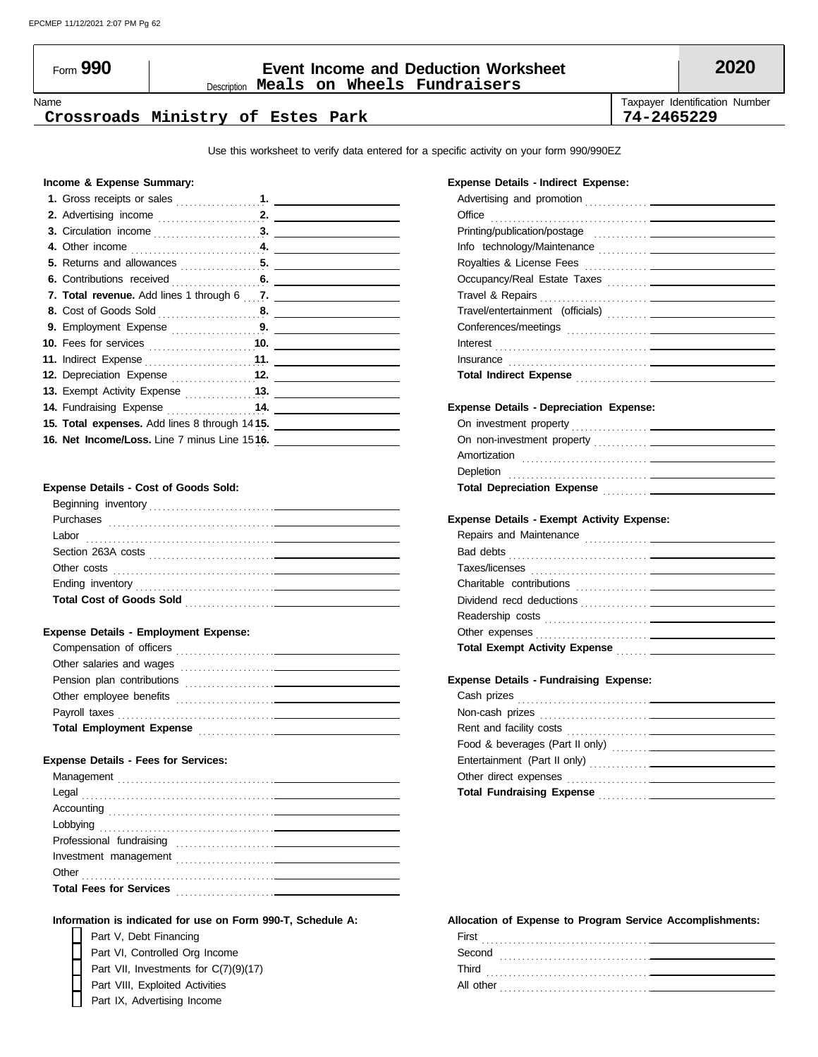# Form 990 — Event Income and Deduction Worksheet — 2020

Description **Meals on Wheels Fundraisers**

| Name | Taxpayer Identification Number |
|---|---|
| **Crossroads Ministry of Estes Park** | **74-2465229** |

Use this worksheet to verify data entered for a specific activity on your form 990/990EZ

### Income & Expense Summary:

| | | |
|---|---|---|
| **1.** Gross receipts or sales | **1.** | |
| **2.** Advertising income | **2.** | |
| **3.** Circulation income | **3.** | |
| **4.** Other income | **4.** | |
| **5.** Returns and allowances | **5.** | |
| **6.** Contributions received | **6.** | |
| **7. Total revenue.** Add lines 1 through 6 | **7.** | |
| **8.** Cost of Goods Sold | **8.** | |
| **9.** Employment Expense | **9.** | |
| **10.** Fees for services | **10.** | |
| **11.** Indirect Expense | **11.** | |
| **12.** Depreciation Expense | **12.** | |
| **13.** Exempt Activity Expense | **13.** | |
| **14.** Fundraising Expense | **14.** | |
| **15. Total expenses.** Add lines 8 through 14 | **15.** | |
| **16. Net Income/Loss.** Line 7 minus Line 15 | **16.** | |

### Expense Details - Cost of Goods Sold:

| | |
|---|---|
| Beginning inventory | |
| Purchases | |
| Labor | |
| Section 263A costs | |
| Other costs | |
| Ending inventory | |
| **Total Cost of Goods Sold** | |

### Expense Details - Employment Expense:

| | |
|---|---|
| Compensation of officers | |
| Other salaries and wages | |
| Pension plan contributions | |
| Other employee benefits | |
| Payroll taxes | |
| **Total Employment Expense** | |

### Expense Details - Fees for Services:

| | |
|---|---|
| Management | |
| Legal | |
| Accounting | |
| Lobbying | |
| Professional fundraising | |
| Investment management | |
| Other | |
| **Total Fees for Services** | |

### Expense Details - Indirect Expense:

| | |
|---|---|
| Advertising and promotion | |
| Office | |
| Printing/publication/postage | |
| Info technology/Maintenance | |
| Royalties & License Fees | |
| Occupancy/Real Estate Taxes | |
| Travel & Repairs | |
| Travel/entertainment (officials) | |
| Conferences/meetings | |
| Interest | |
| Insurance | |
| **Total Indirect Expense** | |

### Expense Details - Depreciation Expense:

| | |
|---|---|
| On investment property | |
| On non-investment property | |
| Amortization | |
| Depletion | |
| **Total Depreciation Expense** | |

### Expense Details - Exempt Activity Expense:

| | |
|---|---|
| Repairs and Maintenance | |
| Bad debts | |
| Taxes/licenses | |
| Charitable contributions | |
| Dividend recd deductions | |
| Readership costs | |
| Other expenses | |
| **Total Exempt Activity Expense** | |

### Expense Details - Fundraising Expense:

| | |
|---|---|
| Cash prizes | |
| Non-cash prizes | |
| Rent and facility costs | |
| Food & beverages (Part II only) | |
| Entertainment (Part II only) | |
| Other direct expenses | |
| **Total Fundraising Expense** | |

### Information is indicated for use on Form 990-T, Schedule A:

- [ ] Part V, Debt Financing
- [ ] Part VI, Controlled Org Income
- [ ] Part VII, Investments for C(7)(9)(17)
- [ ] Part VIII, Exploited Activities
- [ ] Part IX, Advertising Income

### Allocation of Expense to Program Service Accomplishments:

| | |
|---|---|
| First | |
| Second | |
| Third | |
| All other | |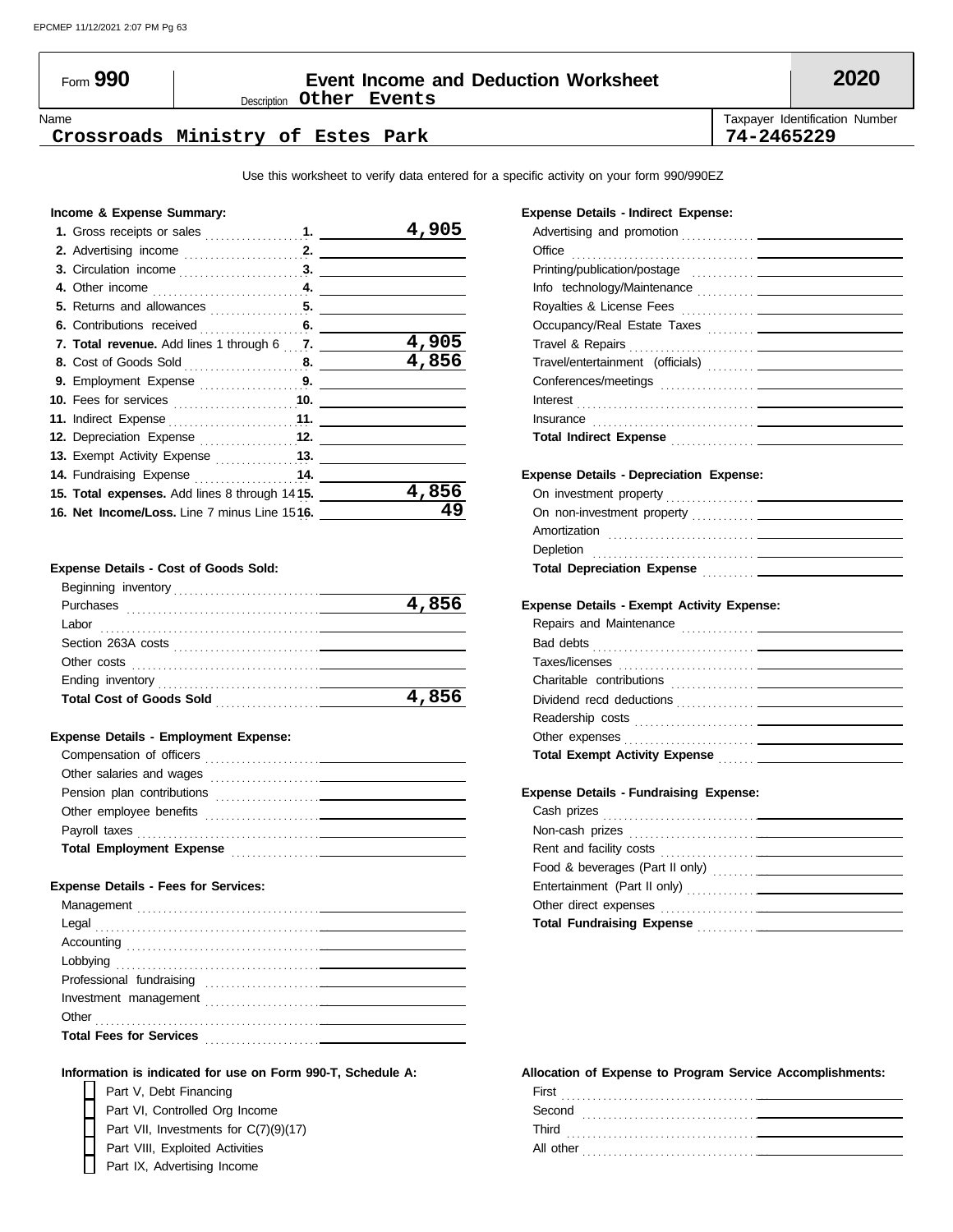# Form 990 — Event Income and Deduction Worksheet — 2020

Description: **Other Events**

| Name | Taxpayer Identification Number |
|---|---|
| Crossroads Ministry of Estes Park | 74-2465229 |

Use this worksheet to verify data entered for a specific activity on your form 990/990EZ

## Income & Expense Summary:

| Line | Description | Amount |
|---|---|---|
| 1. | Gross receipts or sales | 4,905 |
| 2. | Advertising income | |
| 3. | Circulation income | |
| 4. | Other income | |
| 5. | Returns and allowances | |
| 6. | Contributions received | |
| 7. | **Total revenue.** Add lines 1 through 6 | 4,905 |
| 8. | Cost of Goods Sold | 4,856 |
| 9. | Employment Expense | |
| 10. | Fees for services | |
| 11. | Indirect Expense | |
| 12. | Depreciation Expense | |
| 13. | Exempt Activity Expense | |
| 14. | Fundraising Expense | |
| 15. | **Total expenses.** Add lines 8 through 14 | 4,856 |
| 16. | **Net Income/Loss.** Line 7 minus Line 15 | 49 |

## Expense Details - Cost of Goods Sold:

| Item | Amount |
|---|---|
| Beginning inventory | |
| Purchases | 4,856 |
| Labor | |
| Section 263A costs | |
| Other costs | |
| Ending inventory | |
| **Total Cost of Goods Sold** | 4,856 |

## Expense Details - Employment Expense:

| Item | Amount |
|---|---|
| Compensation of officers | |
| Other salaries and wages | |
| Pension plan contributions | |
| Other employee benefits | |
| Payroll taxes | |
| **Total Employment Expense** | |

## Expense Details - Fees for Services:

| Item | Amount |
|---|---|
| Management | |
| Legal | |
| Accounting | |
| Lobbying | |
| Professional fundraising | |
| Investment management | |
| Other | |
| **Total Fees for Services** | |

## Expense Details - Indirect Expense:

| Item | Amount |
|---|---|
| Advertising and promotion | |
| Office | |
| Printing/publication/postage | |
| Info technology/Maintenance | |
| Royalties & License Fees | |
| Occupancy/Real Estate Taxes | |
| Travel & Repairs | |
| Travel/entertainment (officials) | |
| Conferences/meetings | |
| Interest | |
| Insurance | |
| **Total Indirect Expense** | |

## Expense Details - Depreciation Expense:

| Item | Amount |
|---|---|
| On investment property | |
| On non-investment property | |
| Amortization | |
| Depletion | |
| **Total Depreciation Expense** | |

## Expense Details - Exempt Activity Expense:

| Item | Amount |
|---|---|
| Repairs and Maintenance | |
| Bad debts | |
| Taxes/licenses | |
| Charitable contributions | |
| Dividend recd deductions | |
| Readership costs | |
| Other expenses | |
| **Total Exempt Activity Expense** | |

## Expense Details - Fundraising Expense:

| Item | Amount |
|---|---|
| Cash prizes | |
| Non-cash prizes | |
| Rent and facility costs | |
| Food & beverages (Part II only) | |
| Entertainment (Part II only) | |
| Other direct expenses | |
| **Total Fundraising Expense** | |

## Information is indicated for use on Form 990-T, Schedule A:

- [ ] Part V, Debt Financing
- [ ] Part VI, Controlled Org Income
- [ ] Part VII, Investments for C(7)(9)(17)
- [ ] Part VIII, Exploited Activities
- [ ] Part IX, Advertising Income

## Allocation of Expense to Program Service Accomplishments:

| Item | Amount |
|---|---|
| First | |
| Second | |
| Third | |
| All other | |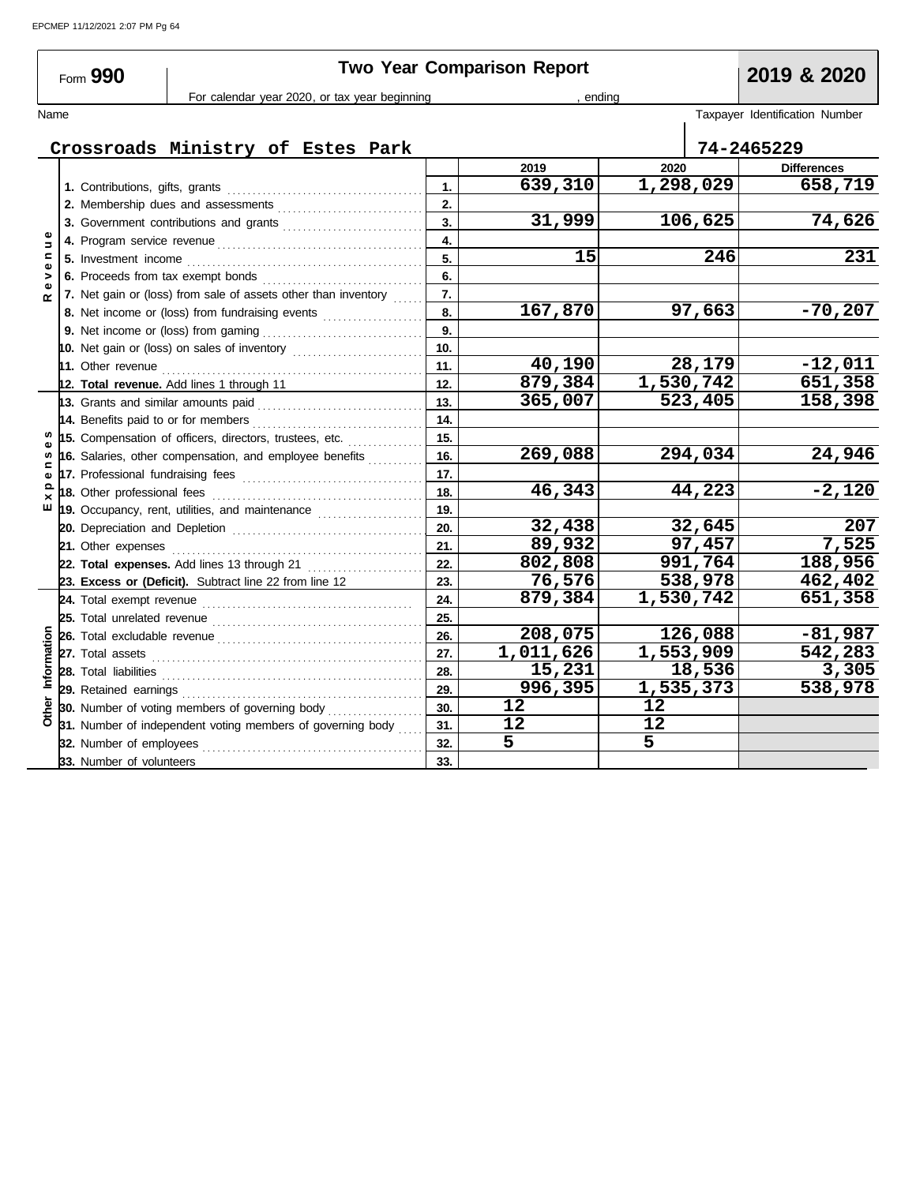Form **990**

# Two Year Comparison Report

**2019 & 2020**

For calendar year 2020, or tax year beginning , ending

Name: Crossroads Ministry of Estes Park

Taxpayer Identification Number: 74-2465229

| Section | Line | | 2019 | 2020 | Differences |
|---|---|---|---|---|---|
| Revenue | 1. Contributions, gifts, grants | 1. | 639,310 | 1,298,029 | 658,719 |
| | 2. Membership dues and assessments | 2. | | | |
| | 3. Government contributions and grants | 3. | 31,999 | 106,625 | 74,626 |
| | 4. Program service revenue | 4. | | | |
| | 5. Investment income | 5. | 15 | 246 | 231 |
| | 6. Proceeds from tax exempt bonds | 6. | | | |
| | 7. Net gain or (loss) from sale of assets other than inventory | 7. | | | |
| | 8. Net income or (loss) from fundraising events | 8. | 167,870 | 97,663 | -70,207 |
| | 9. Net income or (loss) from gaming | 9. | | | |
| | 10. Net gain or (loss) on sales of inventory | 10. | | | |
| | 11. Other revenue | 11. | 40,190 | 28,179 | -12,011 |
| | 12. **Total revenue.** Add lines 1 through 11 | 12. | 879,384 | 1,530,742 | 651,358 |
| Expenses | 13. Grants and similar amounts paid | 13. | 365,007 | 523,405 | 158,398 |
| | 14. Benefits paid to or for members | 14. | | | |
| | 15. Compensation of officers, directors, trustees, etc. | 15. | | | |
| | 16. Salaries, other compensation, and employee benefits | 16. | 269,088 | 294,034 | 24,946 |
| | 17. Professional fundraising fees | 17. | | | |
| | 18. Other professional fees | 18. | 46,343 | 44,223 | -2,120 |
| | 19. Occupancy, rent, utilities, and maintenance | 19. | | | |
| | 20. Depreciation and Depletion | 20. | 32,438 | 32,645 | 207 |
| | 21. Other expenses | 21. | 89,932 | 97,457 | 7,525 |
| | 22. **Total expenses.** Add lines 13 through 21 | 22. | 802,808 | 991,764 | 188,956 |
| | 23. **Excess or (Deficit).** Subtract line 22 from line 12 | 23. | 76,576 | 538,978 | 462,402 |
| Other Information | 24. Total exempt revenue | 24. | 879,384 | 1,530,742 | 651,358 |
| | 25. Total unrelated revenue | 25. | | | |
| | 26. Total excludable revenue | 26. | 208,075 | 126,088 | -81,987 |
| | 27. Total assets | 27. | 1,011,626 | 1,553,909 | 542,283 |
| | 28. Total liabilities | 28. | 15,231 | 18,536 | 3,305 |
| | 29. Retained earnings | 29. | 996,395 | 1,535,373 | 538,978 |
| | 30. Number of voting members of governing body | 30. | 12 | 12 | |
| | 31. Number of independent voting members of governing body | 31. | 12 | 12 | |
| | 32. Number of employees | 32. | 5 | 5 | |
| | 33. Number of volunteers | 33. | | | |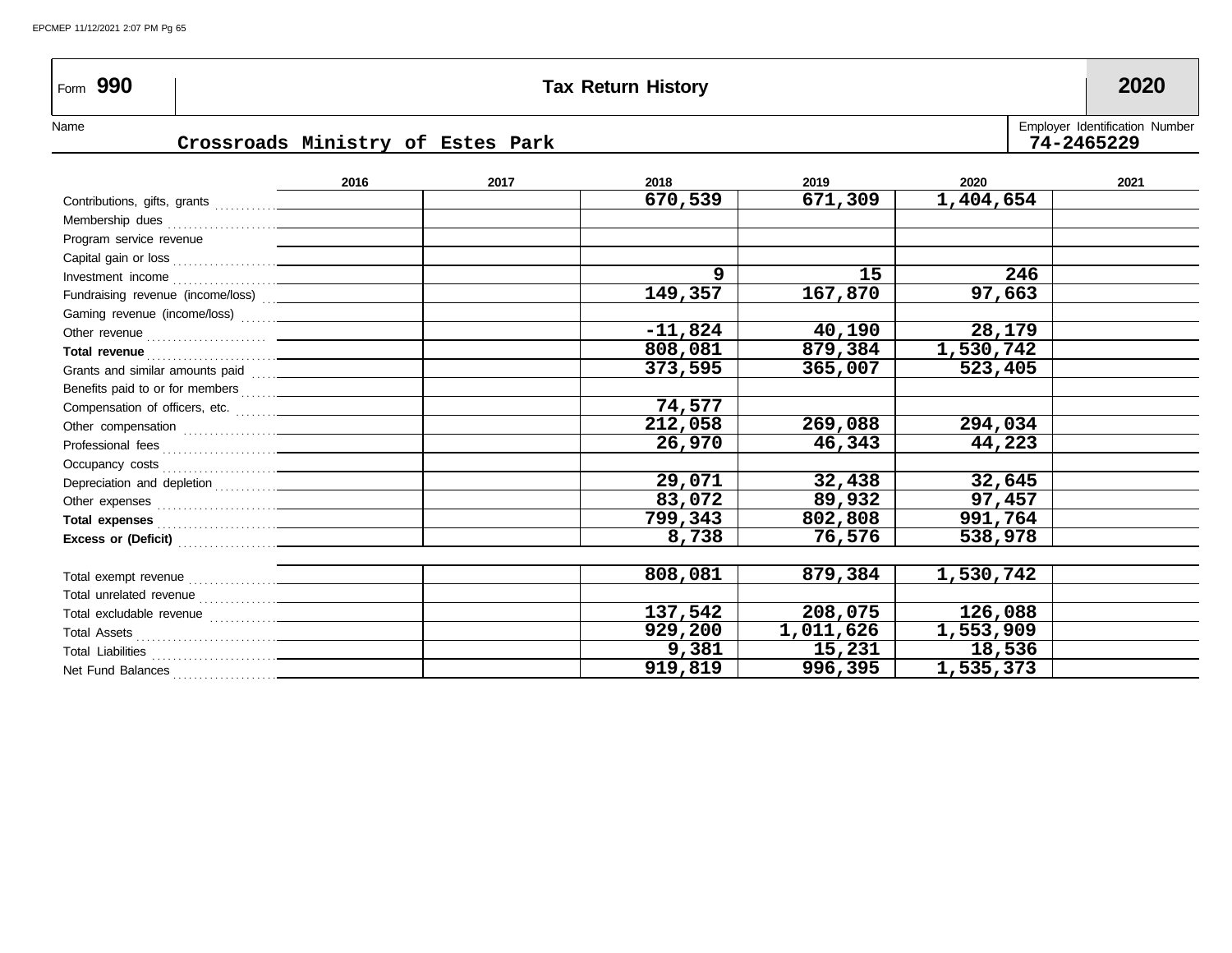Form **990** | **Tax Return History** | **2020**

Name: Crossroads Ministry of Estes Park

Employer Identification Number: 74-2465229

| | 2016 | 2017 | 2018 | 2019 | 2020 | 2021 |
|---|---|---|---|---|---|---|
| Contributions, gifts, grants | | | 670,539 | 671,309 | 1,404,654 | |
| Membership dues | | | | | | |
| Program service revenue | | | | | | |
| Capital gain or loss | | | | | | |
| Investment income | | | 9 | 15 | 246 | |
| Fundraising revenue (income/loss) | | | 149,357 | 167,870 | 97,663 | |
| Gaming revenue (income/loss) | | | | | | |
| Other revenue | | | -11,824 | 40,190 | 28,179 | |
| **Total revenue** | | | 808,081 | 879,384 | 1,530,742 | |
| Grants and similar amounts paid | | | 373,595 | 365,007 | 523,405 | |
| Benefits paid to or for members | | | | | | |
| Compensation of officers, etc. | | | 74,577 | | | |
| Other compensation | | | 212,058 | 269,088 | 294,034 | |
| Professional fees | | | 26,970 | 46,343 | 44,223 | |
| Occupancy costs | | | | | | |
| Depreciation and depletion | | | 29,071 | 32,438 | 32,645 | |
| Other expenses | | | 83,072 | 89,932 | 97,457 | |
| **Total expenses** | | | 799,343 | 802,808 | 991,764 | |
| **Excess or (Deficit)** | | | 8,738 | 76,576 | 538,978 | |
| | | | | | | |
| Total exempt revenue | | | 808,081 | 879,384 | 1,530,742 | |
| Total unrelated revenue | | | | | | |
| Total excludable revenue | | | 137,542 | 208,075 | 126,088 | |
| Total Assets | | | 929,200 | 1,011,626 | 1,553,909 | |
| Total Liabilities | | | 9,381 | 15,231 | 18,536 | |
| Net Fund Balances | | | 919,819 | 996,395 | 1,535,373 | |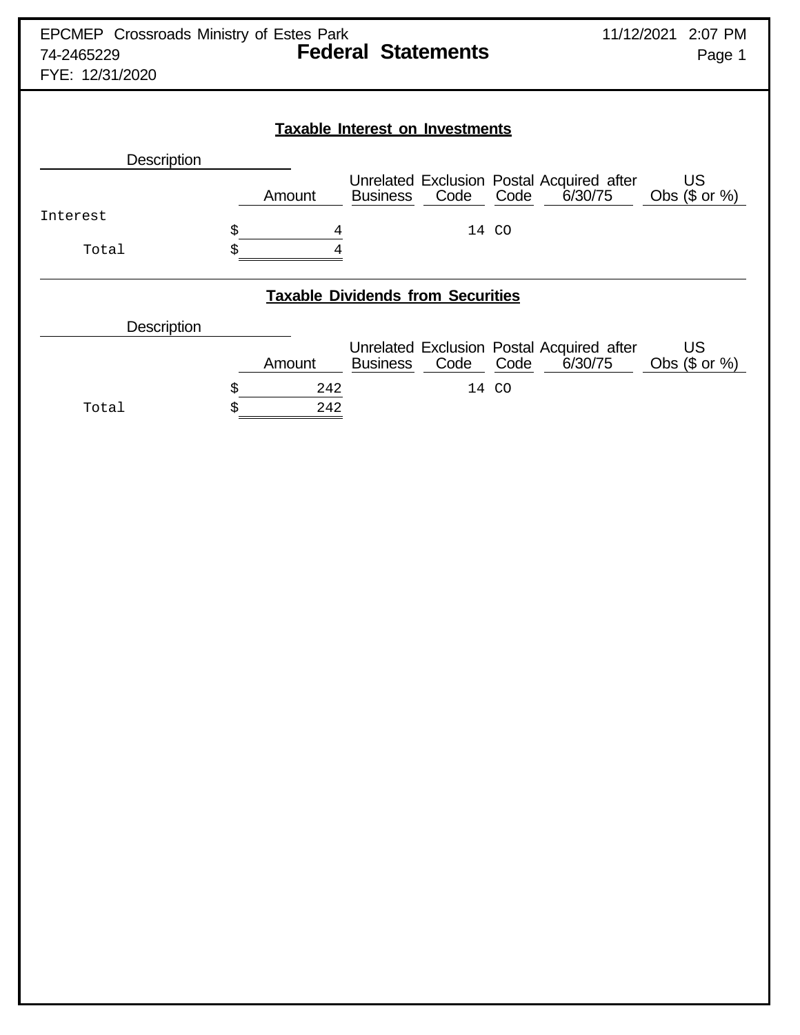EPCMEP Crossroads Ministry of Estes Park
74-2465229
FYE: 12/31/2020

# Federal Statements

## Taxable Interest on Investments

| Description | Amount | Unrelated Business | Exclusion Code | Postal Code | Acquired after 6/30/75 | US Obs ($ or %) |
|---|---|---|---|---|---|---|
| Interest | $ 4 | | 14 | CO | | |
| Total | $ 4 | | | | | |

## Taxable Dividends from Securities

| Description | Amount | Unrelated Business | Exclusion Code | Postal Code | Acquired after 6/30/75 | US Obs ($ or %) |
|---|---|---|---|---|---|---|
| | $ 242 | | 14 | CO | | |
| Total | $ 242 | | | | | |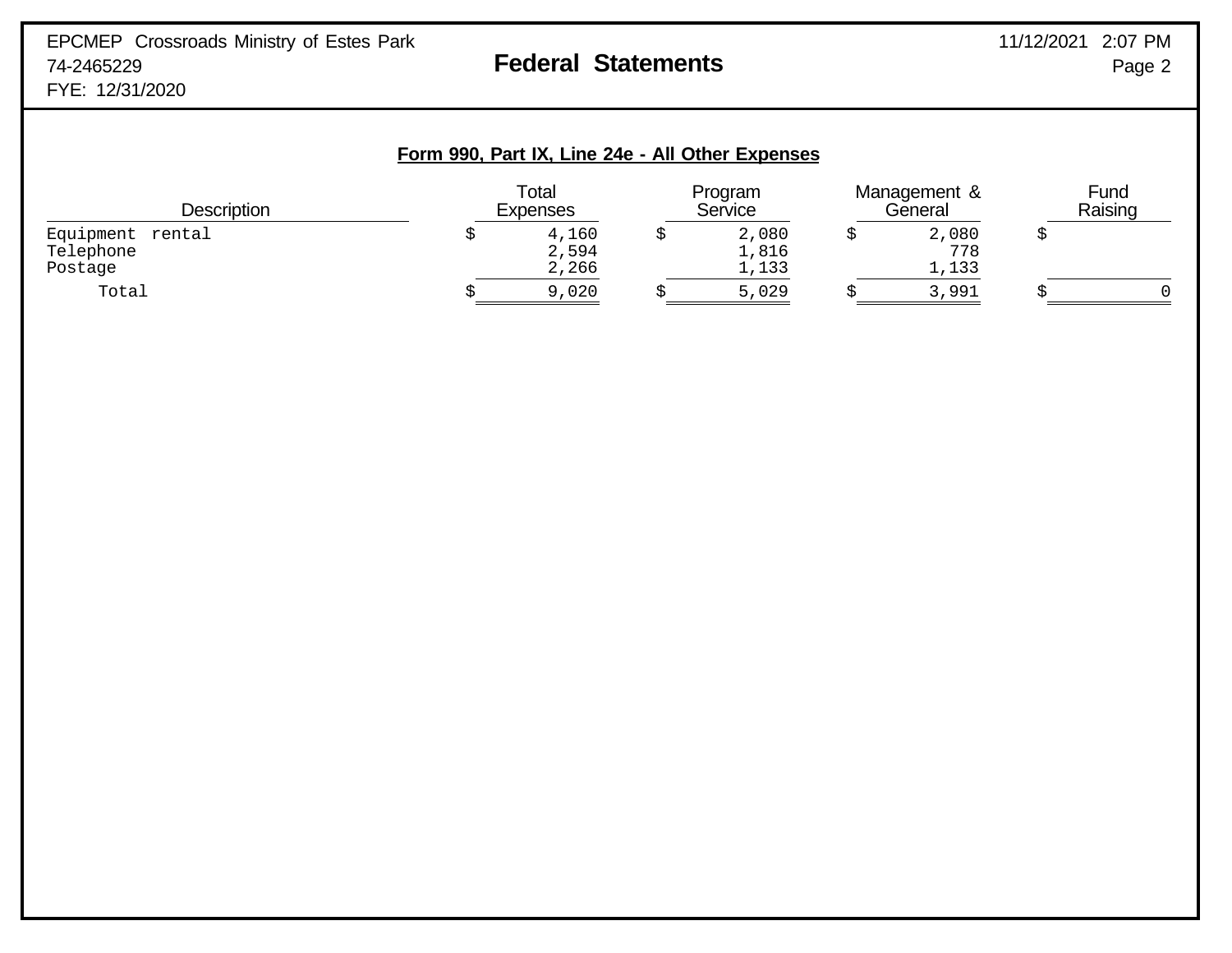EPCMEP Crossroads Ministry of Estes Park
74-2465229
FYE: 12/31/2020

# Federal Statements

## Form 990, Part IX, Line 24e - All Other Expenses

| Description | Total Expenses | Program Service | Management & General | Fund Raising |
|---|---|---|---|---|
| Equipment rental | $ 4,160 | $ 2,080 | $ 2,080 | $ |
| Telephone | 2,594 | 1,816 | 778 | |
| Postage | 2,266 | 1,133 | 1,133 | |
| Total | $ 9,020 | $ 5,029 | $ 3,991 | $ 0 |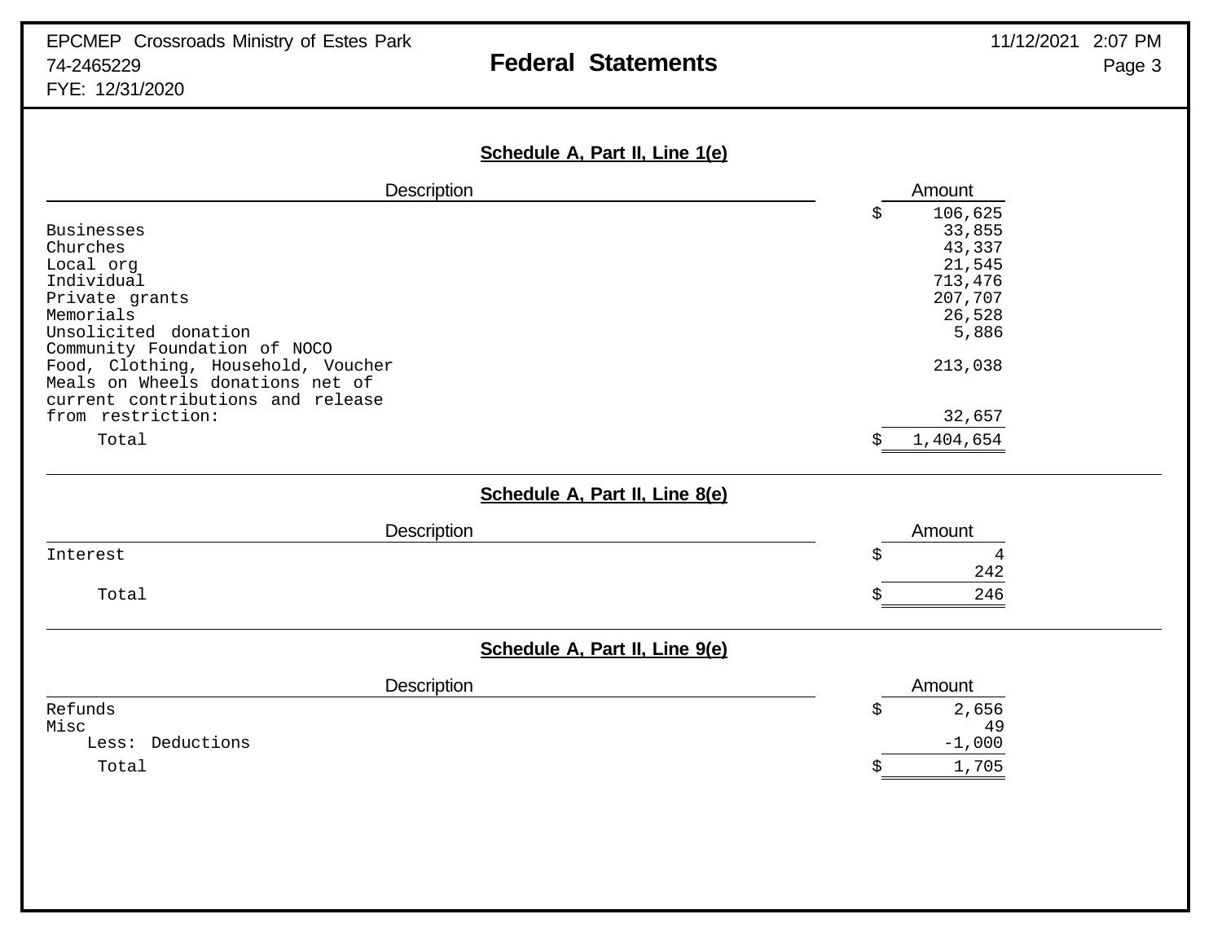EPCMEP Crossroads Ministry of Estes Park
74-2465229
FYE: 12/31/2020

# Federal Statements

11/12/2021 2:07 PM

## Schedule A, Part II, Line 1(e)

| Description | Amount |
|---|---|
| | $ 106,625 |
| Businesses | 33,855 |
| Churches | 43,337 |
| Local org | 21,545 |
| Individual | 713,476 |
| Private grants | 207,707 |
| Memorials | 26,528 |
| Unsolicited donation | 5,886 |
| Community Foundation of NOCO | |
| Food, Clothing, Household, Voucher | 213,038 |
| Meals on Wheels donations net of current contributions and release from restriction: | 32,657 |
| Total | $ 1,404,654 |

## Schedule A, Part II, Line 8(e)

| Description | Amount |
|---|---|
| Interest | $ 4 |
| | 242 |
| Total | $ 246 |

## Schedule A, Part II, Line 9(e)

| Description | Amount |
|---|---|
| Refunds | $ 2,656 |
| Misc | 49 |
| Less: Deductions | -1,000 |
| Total | $ 1,705 |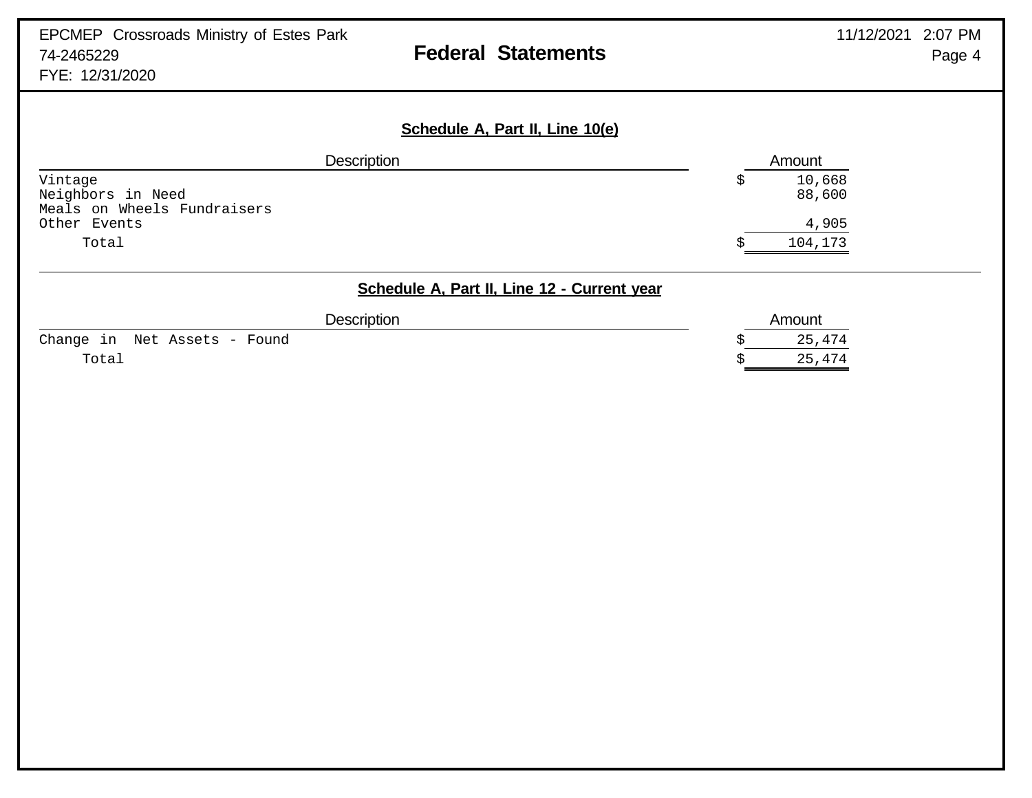EPCMEP Crossroads Ministry of Estes Park
74-2465229
FYE: 12/31/2020

# Federal Statements

11/12/2021 2:07 PM

## Schedule A, Part II, Line 10(e)

| Description | Amount |
|---|---|
| Vintage | $ 10,668 |
| Neighbors in Need | 88,600 |
| Meals on Wheels Fundraisers | |
| Other Events | 4,905 |
| Total | $ 104,173 |

## Schedule A, Part II, Line 12 - Current year

| Description | Amount |
|---|---|
| Change in Net Assets - Found | $ 25,474 |
| Total | $ 25,474 |